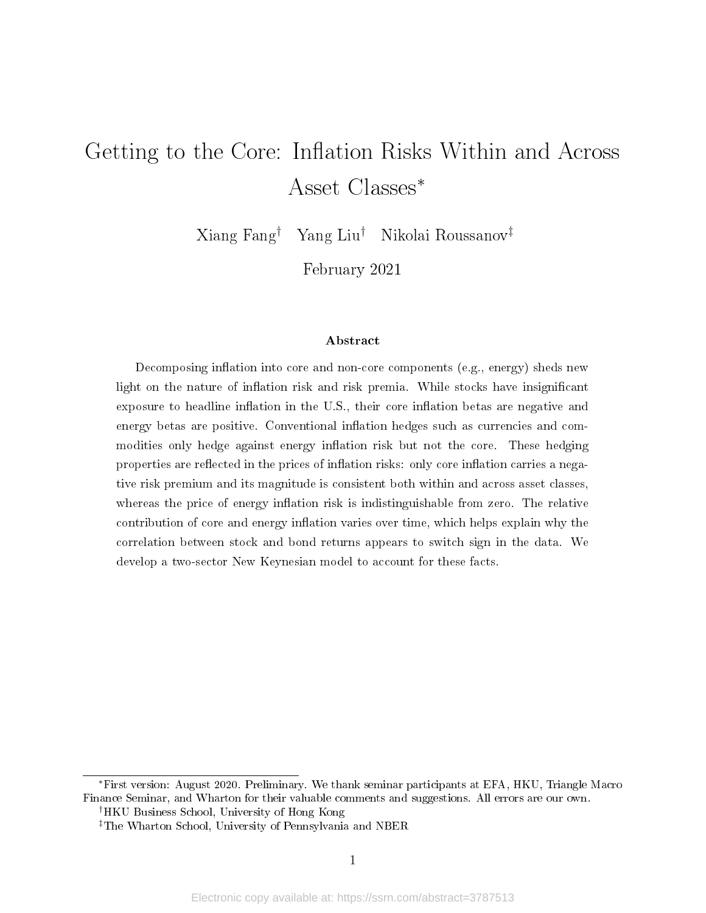# Getting to the Core: Inflation Risks Within and Across Asset Classes*

Xiang Fang† Yang Liu† Nikolai Roussanov‡

February 2021

### Abstract

Decomposing inflation into core and non-core components (e.g., energy) sheds new light on the nature of inflation risk and risk premia. While stocks have insignificant exposure to headline inflation in the U.S., their core inflation betas are negative and energy betas are positive. Conventional inflation hedges such as currencies and commodities only hedge against energy inflation risk but not the core. These hedging properties are reflected in the prices of inflation risks: only core inflation carries a negative risk premium and its magnitude is consistent both within and across asset classes, whereas the price of energy inflation risk is indistinguishable from zero. The relative contribution of core and energy inflation varies over time, which helps explain why the correlation between stock and bond returns appears to switch sign in the data. We develop a two-sector New Keynesian model to account for these facts.

---

*First version: August 2020. Preliminary. We thank seminar participants at EFA, HKU, Triangle Macro Finance Seminar, and Wharton for their valuable comments and suggestions. All errors are our own.

†HKU Business School, University of Hong Kong

‡The Wharton School, University of Pennsylvania and NBER

Electronic copy available at: https://ssrn.com/abstract=3787513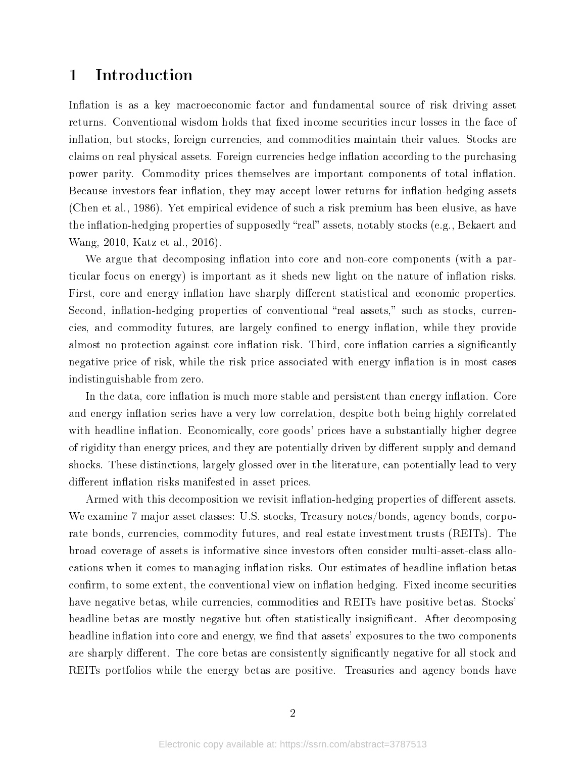# 1 Introduction

Inflation is as a key macroeconomic factor and fundamental source of risk driving asset returns. Conventional wisdom holds that fixed income securities incur losses in the face of inflation, but stocks, foreign currencies, and commodities maintain their values. Stocks are claims on real physical assets. Foreign currencies hedge inflation according to the purchasing power parity. Commodity prices themselves are important components of total inflation. Because investors fear inflation, they may accept lower returns for inflation-hedging assets (Chen et al., 1986). Yet empirical evidence of such a risk premium has been elusive, as have the inflation-hedging properties of supposedly "real" assets, notably stocks (e.g., Bekaert and Wang, 2010, Katz et al., 2016).

We argue that decomposing inflation into core and non-core components (with a particular focus on energy) is important as it sheds new light on the nature of inflation risks. First, core and energy inflation have sharply different statistical and economic properties. Second, inflation-hedging properties of conventional "real assets," such as stocks, currencies, and commodity futures, are largely confined to energy inflation, while they provide almost no protection against core inflation risk. Third, core inflation carries a significantly negative price of risk, while the risk price associated with energy inflation is in most cases indistinguishable from zero.

In the data, core inflation is much more stable and persistent than energy inflation. Core and energy inflation series have a very low correlation, despite both being highly correlated with headline inflation. Economically, core goods' prices have a substantially higher degree of rigidity than energy prices, and they are potentially driven by different supply and demand shocks. These distinctions, largely glossed over in the literature, can potentially lead to very different inflation risks manifested in asset prices.

Armed with this decomposition we revisit inflation-hedging properties of different assets. We examine 7 major asset classes: U.S. stocks, Treasury notes/bonds, agency bonds, corporate bonds, currencies, commodity futures, and real estate investment trusts (REITs). The broad coverage of assets is informative since investors often consider multi-asset-class allocations when it comes to managing inflation risks. Our estimates of headline inflation betas confirm, to some extent, the conventional view on inflation hedging. Fixed income securities have negative betas, while currencies, commodities and REITs have positive betas. Stocks' headline betas are mostly negative but often statistically insignificant. After decomposing headline inflation into core and energy, we find that assets' exposures to the two components are sharply different. The core betas are consistently significantly negative for all stock and REITs portfolios while the energy betas are positive. Treasuries and agency bonds have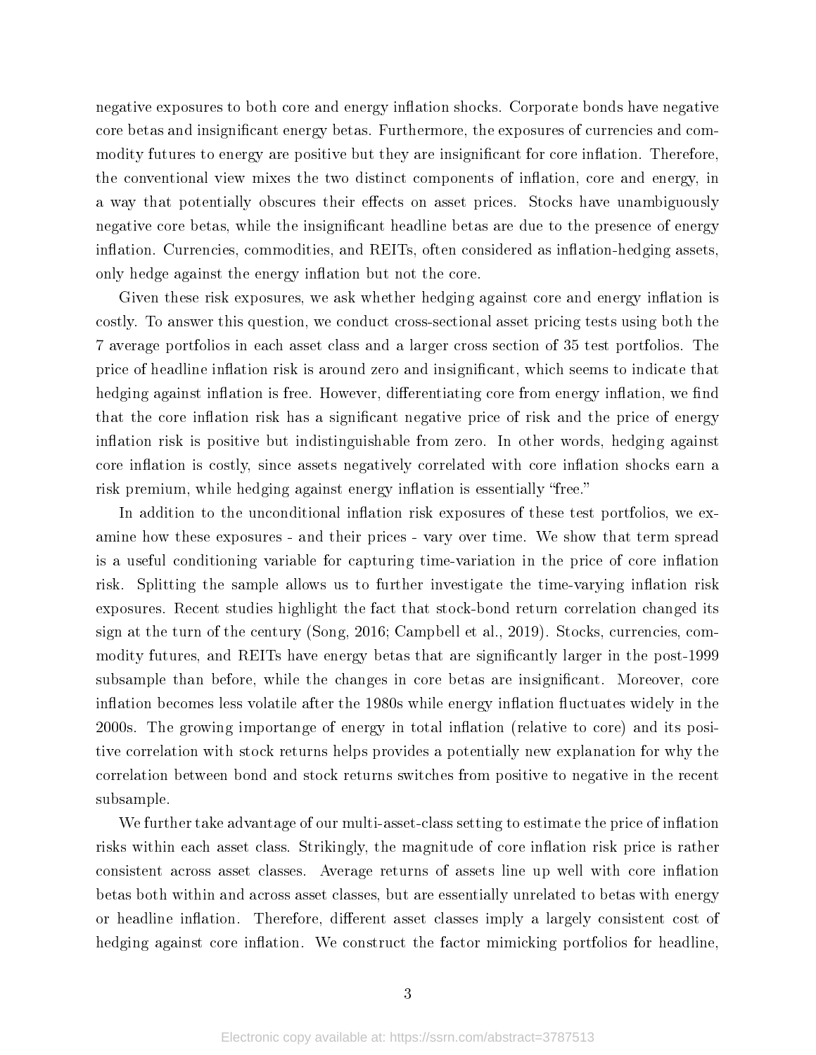negative exposures to both core and energy inflation shocks. Corporate bonds have negative core betas and insignificant energy betas. Furthermore, the exposures of currencies and commodity futures to energy are positive but they are insignificant for core inflation. Therefore, the conventional view mixes the two distinct components of inflation, core and energy, in a way that potentially obscures their effects on asset prices. Stocks have unambiguously negative core betas, while the insignificant headline betas are due to the presence of energy inflation. Currencies, commodities, and REITs, often considered as inflation-hedging assets, only hedge against the energy inflation but not the core.

Given these risk exposures, we ask whether hedging against core and energy inflation is costly. To answer this question, we conduct cross-sectional asset pricing tests using both the 7 average portfolios in each asset class and a larger cross section of 35 test portfolios. The price of headline inflation risk is around zero and insignificant, which seems to indicate that hedging against inflation is free. However, differentiating core from energy inflation, we find that the core inflation risk has a significant negative price of risk and the price of energy inflation risk is positive but indistinguishable from zero. In other words, hedging against core inflation is costly, since assets negatively correlated with core inflation shocks earn a risk premium, while hedging against energy inflation is essentially "free."

In addition to the unconditional inflation risk exposures of these test portfolios, we examine how these exposures - and their prices - vary over time. We show that term spread is a useful conditioning variable for capturing time-variation in the price of core inflation risk. Splitting the sample allows us to further investigate the time-varying inflation risk exposures. Recent studies highlight the fact that stock-bond return correlation changed its sign at the turn of the century (Song, 2016; Campbell et al., 2019). Stocks, currencies, commodity futures, and REITs have energy betas that are significantly larger in the post-1999 subsample than before, while the changes in core betas are insignificant. Moreover, core inflation becomes less volatile after the 1980s while energy inflation fluctuates widely in the 2000s. The growing importange of energy in total inflation (relative to core) and its positive correlation with stock returns helps provides a potentially new explanation for why the correlation between bond and stock returns switches from positive to negative in the recent subsample.

We further take advantage of our multi-asset-class setting to estimate the price of inflation risks within each asset class. Strikingly, the magnitude of core inflation risk price is rather consistent across asset classes. Average returns of assets line up well with core inflation betas both within and across asset classes, but are essentially unrelated to betas with energy or headline inflation. Therefore, different asset classes imply a largely consistent cost of hedging against core inflation. We construct the factor mimicking portfolios for headline,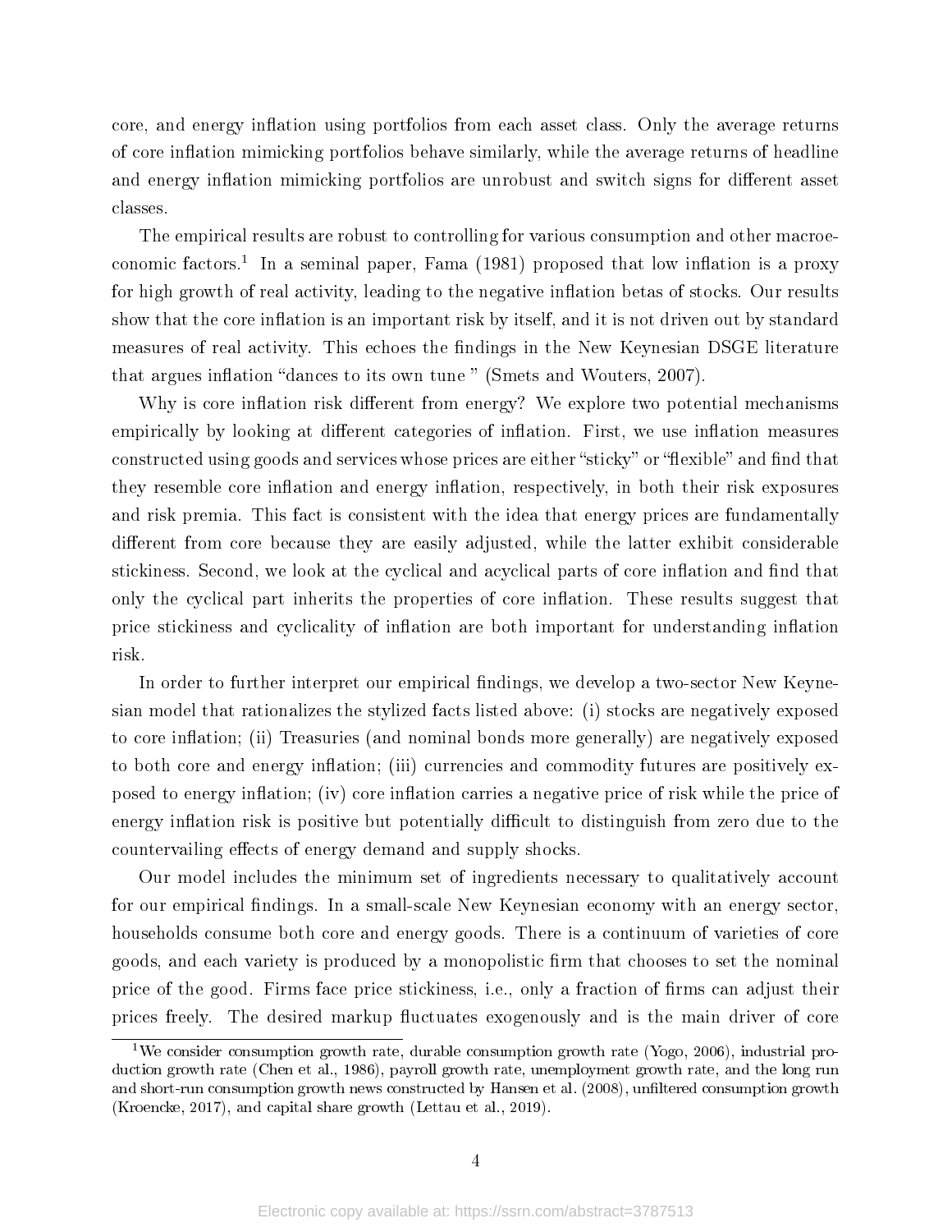core, and energy inflation using portfolios from each asset class. Only the average returns of core inflation mimicking portfolios behave similarly, while the average returns of headline and energy inflation mimicking portfolios are unrobust and switch signs for different asset classes.

The empirical results are robust to controlling for various consumption and other macroeconomic factors.[1] In a seminal paper, Fama (1981) proposed that low inflation is a proxy for high growth of real activity, leading to the negative inflation betas of stocks. Our results show that the core inflation is an important risk by itself, and it is not driven out by standard measures of real activity. This echoes the findings in the New Keynesian DSGE literature that argues inflation "dances to its own tune " (Smets and Wouters, 2007).

Why is core inflation risk different from energy? We explore two potential mechanisms empirically by looking at different categories of inflation. First, we use inflation measures constructed using goods and services whose prices are either "sticky" or "flexible" and find that they resemble core inflation and energy inflation, respectively, in both their risk exposures and risk premia. This fact is consistent with the idea that energy prices are fundamentally different from core because they are easily adjusted, while the latter exhibit considerable stickiness. Second, we look at the cyclical and acyclical parts of core inflation and find that only the cyclical part inherits the properties of core inflation. These results suggest that price stickiness and cyclicality of inflation are both important for understanding inflation risk.

In order to further interpret our empirical findings, we develop a two-sector New Keynesian model that rationalizes the stylized facts listed above: (i) stocks are negatively exposed to core inflation; (ii) Treasuries (and nominal bonds more generally) are negatively exposed to both core and energy inflation; (iii) currencies and commodity futures are positively exposed to energy inflation; (iv) core inflation carries a negative price of risk while the price of energy inflation risk is positive but potentially difficult to distinguish from zero due to the countervailing effects of energy demand and supply shocks.

Our model includes the minimum set of ingredients necessary to qualitatively account for our empirical findings. In a small-scale New Keynesian economy with an energy sector, households consume both core and energy goods. There is a continuum of varieties of core goods, and each variety is produced by a monopolistic firm that chooses to set the nominal price of the good. Firms face price stickiness, i.e., only a fraction of firms can adjust their prices freely. The desired markup fluctuates exogenously and is the main driver of core

[1] We consider consumption growth rate, durable consumption growth rate (Yogo, 2006), industrial production growth rate (Chen et al., 1986), payroll growth rate, unemployment growth rate, and the long run and short-run consumption growth news constructed by Hansen et al. (2008), unfiltered consumption growth (Kroencke, 2017), and capital share growth (Lettau et al., 2019).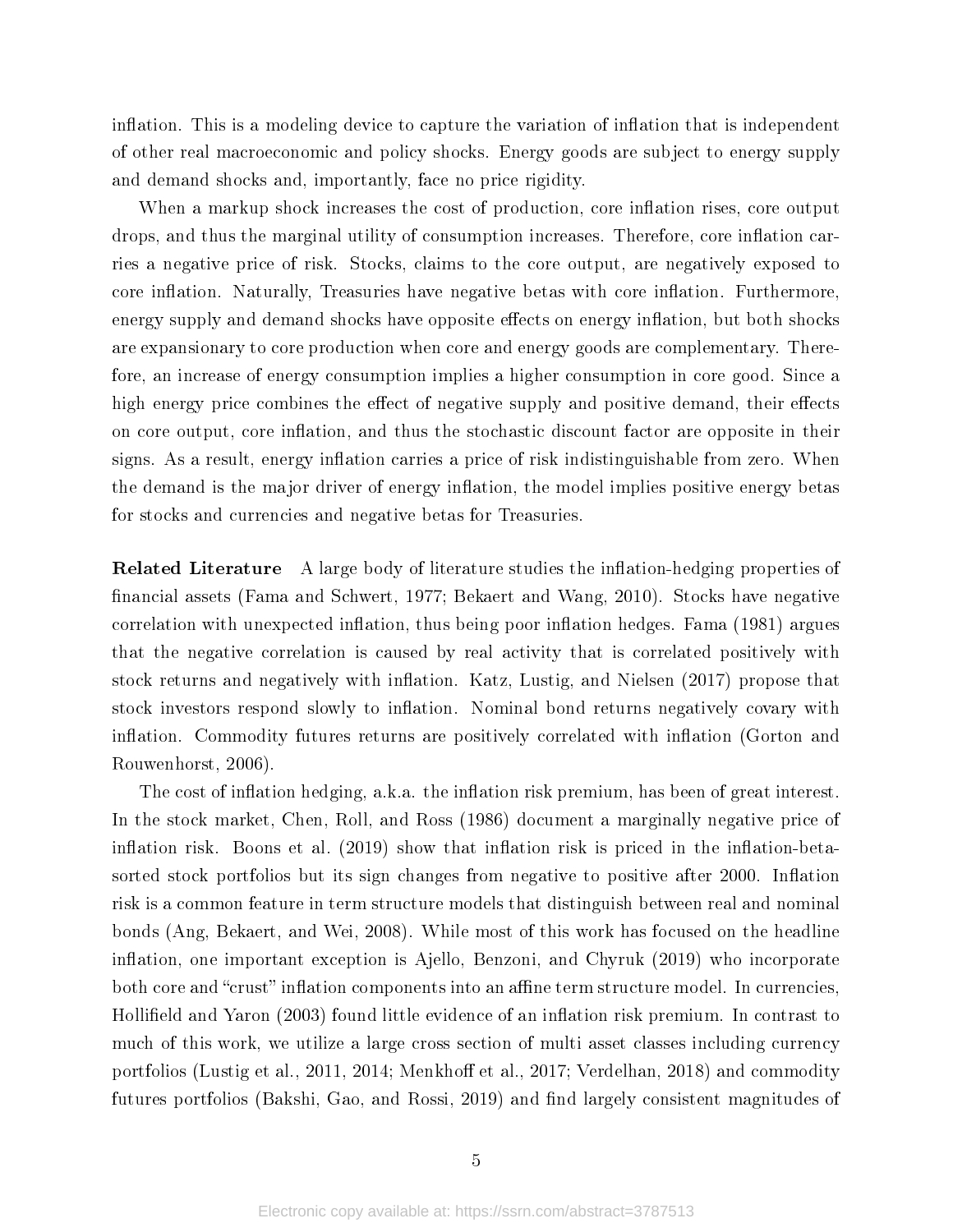inflation. This is a modeling device to capture the variation of inflation that is independent of other real macroeconomic and policy shocks. Energy goods are subject to energy supply and demand shocks and, importantly, face no price rigidity.

When a markup shock increases the cost of production, core inflation rises, core output drops, and thus the marginal utility of consumption increases. Therefore, core inflation carries a negative price of risk. Stocks, claims to the core output, are negatively exposed to core inflation. Naturally, Treasuries have negative betas with core inflation. Furthermore, energy supply and demand shocks have opposite effects on energy inflation, but both shocks are expansionary to core production when core and energy goods are complementary. Therefore, an increase of energy consumption implies a higher consumption in core good. Since a high energy price combines the effect of negative supply and positive demand, their effects on core output, core inflation, and thus the stochastic discount factor are opposite in their signs. As a result, energy inflation carries a price of risk indistinguishable from zero. When the demand is the major driver of energy inflation, the model implies positive energy betas for stocks and currencies and negative betas for Treasuries.

**Related Literature** A large body of literature studies the inflation-hedging properties of financial assets (Fama and Schwert, 1977; Bekaert and Wang, 2010). Stocks have negative correlation with unexpected inflation, thus being poor inflation hedges. Fama (1981) argues that the negative correlation is caused by real activity that is correlated positively with stock returns and negatively with inflation. Katz, Lustig, and Nielsen (2017) propose that stock investors respond slowly to inflation. Nominal bond returns negatively covary with inflation. Commodity futures returns are positively correlated with inflation (Gorton and Rouwenhorst, 2006).

The cost of inflation hedging, a.k.a. the inflation risk premium, has been of great interest. In the stock market, Chen, Roll, and Ross (1986) document a marginally negative price of inflation risk. Boons et al. (2019) show that inflation risk is priced in the inflation-beta-sorted stock portfolios but its sign changes from negative to positive after 2000. Inflation risk is a common feature in term structure models that distinguish between real and nominal bonds (Ang, Bekaert, and Wei, 2008). While most of this work has focused on the headline inflation, one important exception is Ajello, Benzoni, and Chyruk (2019) who incorporate both core and "crust" inflation components into an affine term structure model. In currencies, Hollifield and Yaron (2003) found little evidence of an inflation risk premium. In contrast to much of this work, we utilize a large cross section of multi asset classes including currency portfolios (Lustig et al., 2011, 2014; Menkhoff et al., 2017; Verdelhan, 2018) and commodity futures portfolios (Bakshi, Gao, and Rossi, 2019) and find largely consistent magnitudes of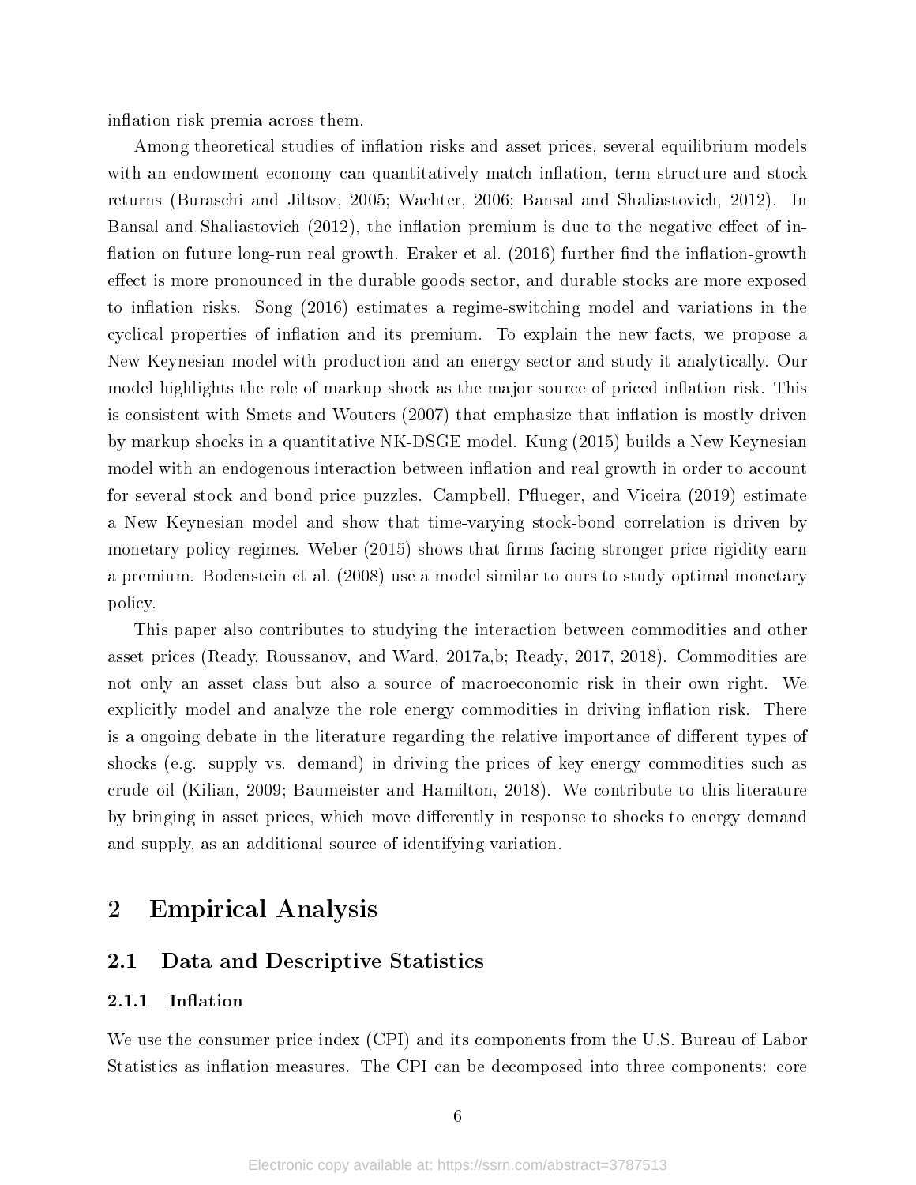inflation risk premia across them.

Among theoretical studies of inflation risks and asset prices, several equilibrium models with an endowment economy can quantitatively match inflation, term structure and stock returns (Buraschi and Jiltsov, 2005; Wachter, 2006; Bansal and Shaliastovich, 2012). In Bansal and Shaliastovich (2012), the inflation premium is due to the negative effect of inflation on future long-run real growth. Eraker et al. (2016) further find the inflation-growth effect is more pronounced in the durable goods sector, and durable stocks are more exposed to inflation risks. Song (2016) estimates a regime-switching model and variations in the cyclical properties of inflation and its premium. To explain the new facts, we propose a New Keynesian model with production and an energy sector and study it analytically. Our model highlights the role of markup shock as the major source of priced inflation risk. This is consistent with Smets and Wouters (2007) that emphasize that inflation is mostly driven by markup shocks in a quantitative NK-DSGE model. Kung (2015) builds a New Keynesian model with an endogenous interaction between inflation and real growth in order to account for several stock and bond price puzzles. Campbell, Pflueger, and Viceira (2019) estimate a New Keynesian model and show that time-varying stock-bond correlation is driven by monetary policy regimes. Weber (2015) shows that firms facing stronger price rigidity earn a premium. Bodenstein et al. (2008) use a model similar to ours to study optimal monetary policy.

This paper also contributes to studying the interaction between commodities and other asset prices (Ready, Roussanov, and Ward, 2017a,b; Ready, 2017, 2018). Commodities are not only an asset class but also a source of macroeconomic risk in their own right. We explicitly model and analyze the role energy commodities in driving inflation risk. There is a ongoing debate in the literature regarding the relative importance of different types of shocks (e.g. supply vs. demand) in driving the prices of key energy commodities such as crude oil (Kilian, 2009; Baumeister and Hamilton, 2018). We contribute to this literature by bringing in asset prices, which move differently in response to shocks to energy demand and supply, as an additional source of identifying variation.

# 2 Empirical Analysis

## 2.1 Data and Descriptive Statistics

### 2.1.1 Inflation

We use the consumer price index (CPI) and its components from the U.S. Bureau of Labor Statistics as inflation measures. The CPI can be decomposed into three components: core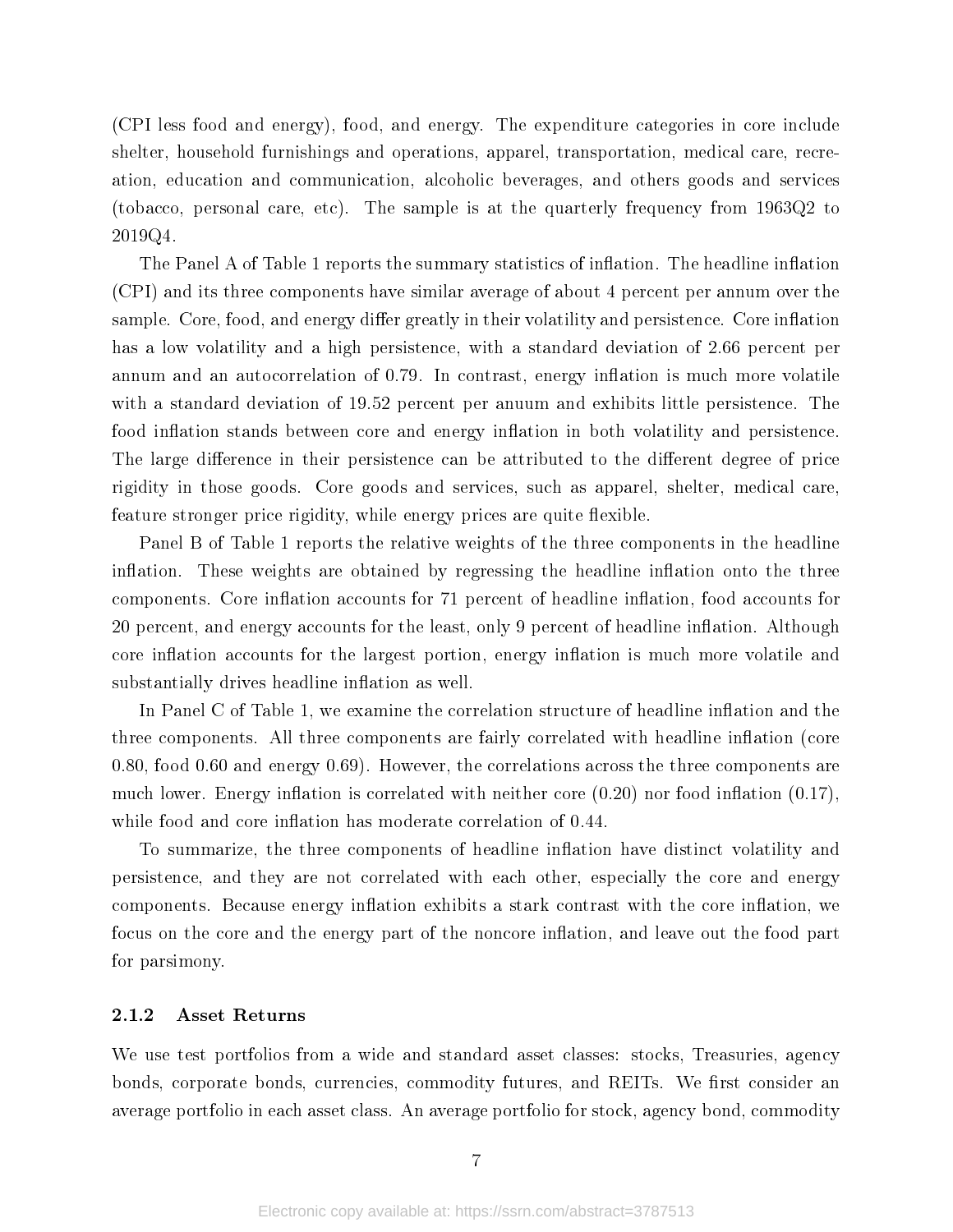(CPI less food and energy), food, and energy. The expenditure categories in core include shelter, household furnishings and operations, apparel, transportation, medical care, recreation, education and communication, alcoholic beverages, and others goods and services (tobacco, personal care, etc). The sample is at the quarterly frequency from 1963Q2 to 2019Q4.

The Panel A of Table 1 reports the summary statistics of inflation. The headline inflation (CPI) and its three components have similar average of about 4 percent per annum over the sample. Core, food, and energy differ greatly in their volatility and persistence. Core inflation has a low volatility and a high persistence, with a standard deviation of 2.66 percent per annum and an autocorrelation of 0.79. In contrast, energy inflation is much more volatile with a standard deviation of 19.52 percent per anuum and exhibits little persistence. The food inflation stands between core and energy inflation in both volatility and persistence. The large difference in their persistence can be attributed to the different degree of price rigidity in those goods. Core goods and services, such as apparel, shelter, medical care, feature stronger price rigidity, while energy prices are quite flexible.

Panel B of Table 1 reports the relative weights of the three components in the headline inflation. These weights are obtained by regressing the headline inflation onto the three components. Core inflation accounts for 71 percent of headline inflation, food accounts for 20 percent, and energy accounts for the least, only 9 percent of headline inflation. Although core inflation accounts for the largest portion, energy inflation is much more volatile and substantially drives headline inflation as well.

In Panel C of Table 1, we examine the correlation structure of headline inflation and the three components. All three components are fairly correlated with headline inflation (core 0.80, food 0.60 and energy 0.69). However, the correlations across the three components are much lower. Energy inflation is correlated with neither core (0.20) nor food inflation (0.17), while food and core inflation has moderate correlation of 0.44.

To summarize, the three components of headline inflation have distinct volatility and persistence, and they are not correlated with each other, especially the core and energy components. Because energy inflation exhibits a stark contrast with the core inflation, we focus on the core and the energy part of the noncore inflation, and leave out the food part for parsimony.

#### 2.1.2 Asset Returns

We use test portfolios from a wide and standard asset classes: stocks, Treasuries, agency bonds, corporate bonds, currencies, commodity futures, and REITs. We first consider an average portfolio in each asset class. An average portfolio for stock, agency bond, commodity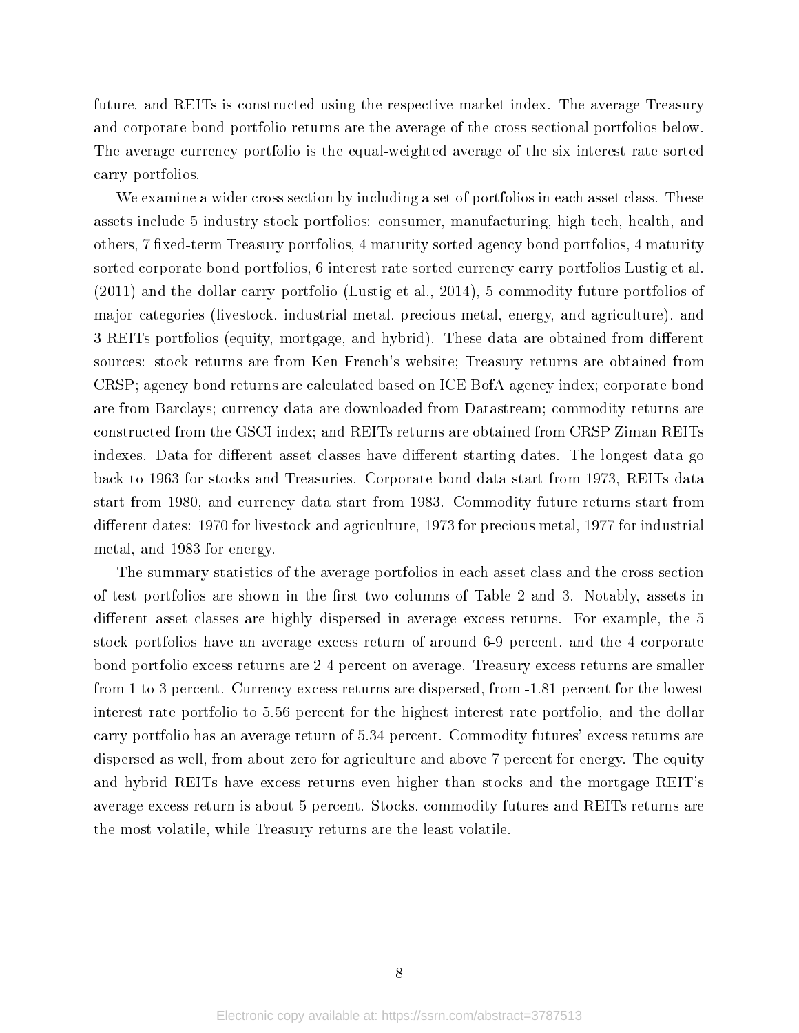future, and REITs is constructed using the respective market index. The average Treasury and corporate bond portfolio returns are the average of the cross-sectional portfolios below. The average currency portfolio is the equal-weighted average of the six interest rate sorted carry portfolios.

We examine a wider cross section by including a set of portfolios in each asset class. These assets include 5 industry stock portfolios: consumer, manufacturing, high tech, health, and others, 7 fixed-term Treasury portfolios, 4 maturity sorted agency bond portfolios, 4 maturity sorted corporate bond portfolios, 6 interest rate sorted currency carry portfolios Lustig et al. (2011) and the dollar carry portfolio (Lustig et al., 2014), 5 commodity future portfolios of major categories (livestock, industrial metal, precious metal, energy, and agriculture), and 3 REITs portfolios (equity, mortgage, and hybrid). These data are obtained from different sources: stock returns are from Ken French's website; Treasury returns are obtained from CRSP; agency bond returns are calculated based on ICE BofA agency index; corporate bond are from Barclays; currency data are downloaded from Datastream; commodity returns are constructed from the GSCI index; and REITs returns are obtained from CRSP Ziman REITs indexes. Data for different asset classes have different starting dates. The longest data go back to 1963 for stocks and Treasuries. Corporate bond data start from 1973, REITs data start from 1980, and currency data start from 1983. Commodity future returns start from different dates: 1970 for livestock and agriculture, 1973 for precious metal, 1977 for industrial metal, and 1983 for energy.

The summary statistics of the average portfolios in each asset class and the cross section of test portfolios are shown in the first two columns of Table 2 and 3. Notably, assets in different asset classes are highly dispersed in average excess returns. For example, the 5 stock portfolios have an average excess return of around 6-9 percent, and the 4 corporate bond portfolio excess returns are 2-4 percent on average. Treasury excess returns are smaller from 1 to 3 percent. Currency excess returns are dispersed, from -1.81 percent for the lowest interest rate portfolio to 5.56 percent for the highest interest rate portfolio, and the dollar carry portfolio has an average return of 5.34 percent. Commodity futures' excess returns are dispersed as well, from about zero for agriculture and above 7 percent for energy. The equity and hybrid REITs have excess returns even higher than stocks and the mortgage REIT's average excess return is about 5 percent. Stocks, commodity futures and REITs returns are the most volatile, while Treasury returns are the least volatile.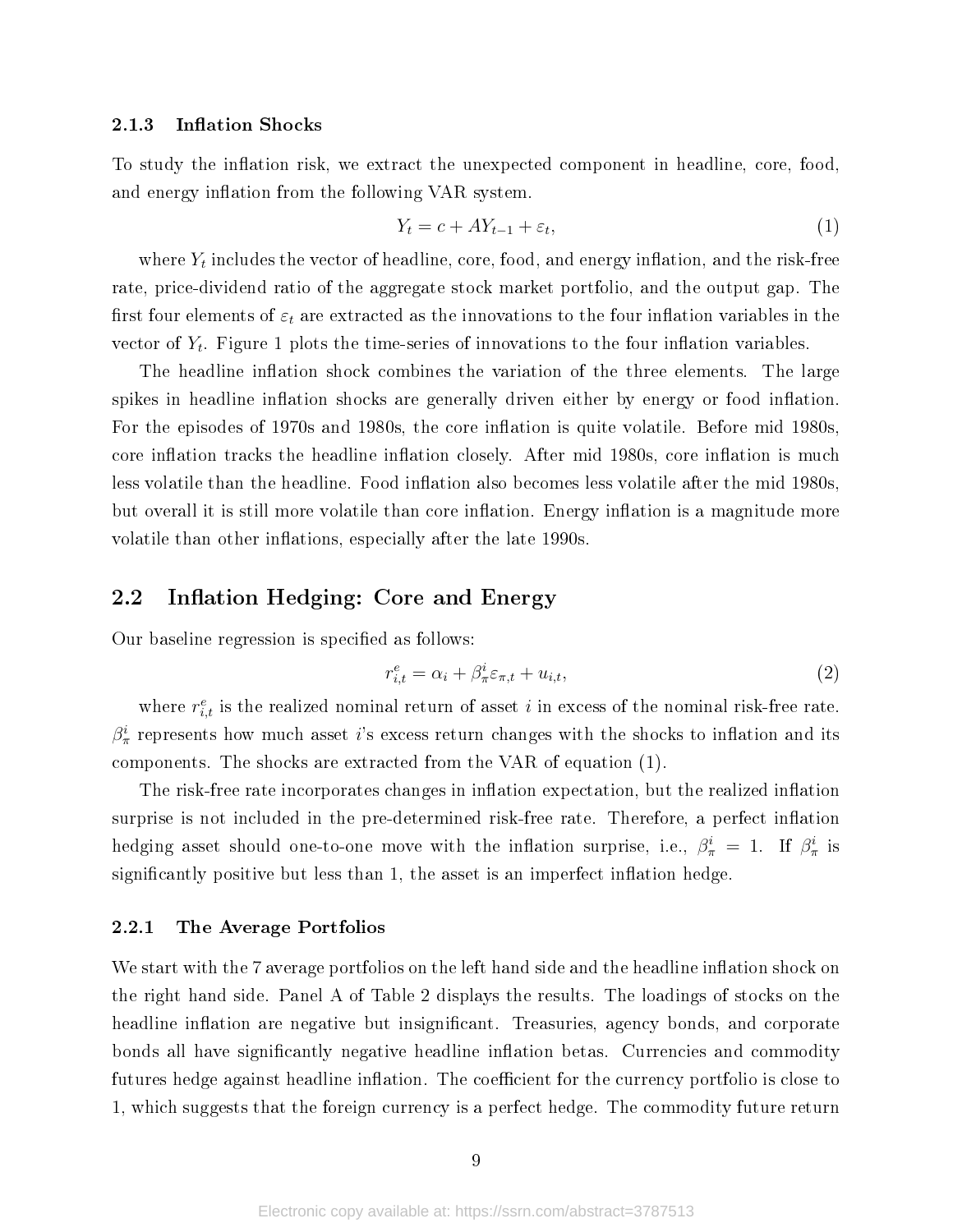### 2.1.3 Inflation Shocks

To study the inflation risk, we extract the unexpected component in headline, core, food, and energy inflation from the following VAR system.

$$Y_t = c + AY_{t-1} + \varepsilon_t, \tag{1}$$

where $Y_t$ includes the vector of headline, core, food, and energy inflation, and the risk-free rate, price-dividend ratio of the aggregate stock market portfolio, and the output gap. The first four elements of $\varepsilon_t$ are extracted as the innovations to the four inflation variables in the vector of $Y_t$. Figure 1 plots the time-series of innovations to the four inflation variables.

The headline inflation shock combines the variation of the three elements. The large spikes in headline inflation shocks are generally driven either by energy or food inflation. For the episodes of 1970s and 1980s, the core inflation is quite volatile. Before mid 1980s, core inflation tracks the headline inflation closely. After mid 1980s, core inflation is much less volatile than the headline. Food inflation also becomes less volatile after the mid 1980s, but overall it is still more volatile than core inflation. Energy inflation is a magnitude more volatile than other inflations, especially after the late 1990s.

## 2.2 Inflation Hedging: Core and Energy

Our baseline regression is specified as follows:

$$r^e_{i,t} = \alpha_i + \beta^i_\pi \varepsilon_{\pi,t} + u_{i,t}, \tag{2}$$

where $r^e_{i,t}$ is the realized nominal return of asset $i$ in excess of the nominal risk-free rate. $\beta^i_\pi$ represents how much asset $i$'s excess return changes with the shocks to inflation and its components. The shocks are extracted from the VAR of equation (1).

The risk-free rate incorporates changes in inflation expectation, but the realized inflation surprise is not included in the pre-determined risk-free rate. Therefore, a perfect inflation hedging asset should one-to-one move with the inflation surprise, i.e., $\beta^i_\pi = 1$. If $\beta^i_\pi$ is significantly positive but less than 1, the asset is an imperfect inflation hedge.

### 2.2.1 The Average Portfolios

We start with the 7 average portfolios on the left hand side and the headline inflation shock on the right hand side. Panel A of Table 2 displays the results. The loadings of stocks on the headline inflation are negative but insignificant. Treasuries, agency bonds, and corporate bonds all have significantly negative headline inflation betas. Currencies and commodity futures hedge against headline inflation. The coefficient for the currency portfolio is close to 1, which suggests that the foreign currency is a perfect hedge. The commodity future return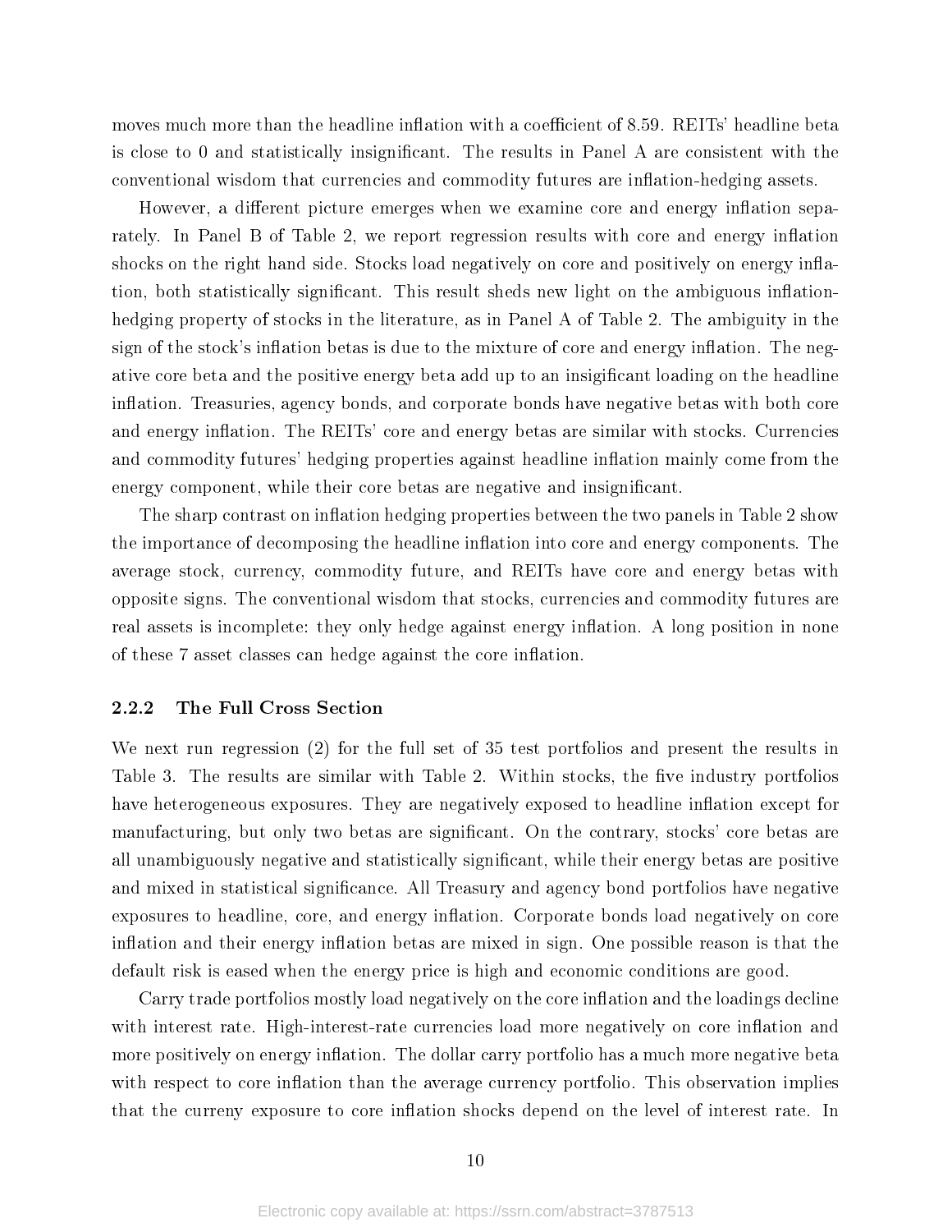moves much more than the headline inflation with a coefficient of 8.59. REITs' headline beta is close to 0 and statistically insignificant. The results in Panel A are consistent with the conventional wisdom that currencies and commodity futures are inflation-hedging assets.

However, a different picture emerges when we examine core and energy inflation separately. In Panel B of Table 2, we report regression results with core and energy inflation shocks on the right hand side. Stocks load negatively on core and positively on energy inflation, both statistically significant. This result sheds new light on the ambiguous inflation-hedging property of stocks in the literature, as in Panel A of Table 2. The ambiguity in the sign of the stock's inflation betas is due to the mixture of core and energy inflation. The negative core beta and the positive energy beta add up to an insigificant loading on the headline inflation. Treasuries, agency bonds, and corporate bonds have negative betas with both core and energy inflation. The REITs' core and energy betas are similar with stocks. Currencies and commodity futures' hedging properties against headline inflation mainly come from the energy component, while their core betas are negative and insignificant.

The sharp contrast on inflation hedging properties between the two panels in Table 2 show the importance of decomposing the headline inflation into core and energy components. The average stock, currency, commodity future, and REITs have core and energy betas with opposite signs. The conventional wisdom that stocks, currencies and commodity futures are real assets is incomplete: they only hedge against energy inflation. A long position in none of these 7 asset classes can hedge against the core inflation.

### 2.2.2 The Full Cross Section

We next run regression (2) for the full set of 35 test portfolios and present the results in Table 3. The results are similar with Table 2. Within stocks, the five industry portfolios have heterogeneous exposures. They are negatively exposed to headline inflation except for manufacturing, but only two betas are significant. On the contrary, stocks' core betas are all unambiguously negative and statistically significant, while their energy betas are positive and mixed in statistical significance. All Treasury and agency bond portfolios have negative exposures to headline, core, and energy inflation. Corporate bonds load negatively on core inflation and their energy inflation betas are mixed in sign. One possible reason is that the default risk is eased when the energy price is high and economic conditions are good.

Carry trade portfolios mostly load negatively on the core inflation and the loadings decline with interest rate. High-interest-rate currencies load more negatively on core inflation and more positively on energy inflation. The dollar carry portfolio has a much more negative beta with respect to core inflation than the average currency portfolio. This observation implies that the curreny exposure to core inflation shocks depend on the level of interest rate. In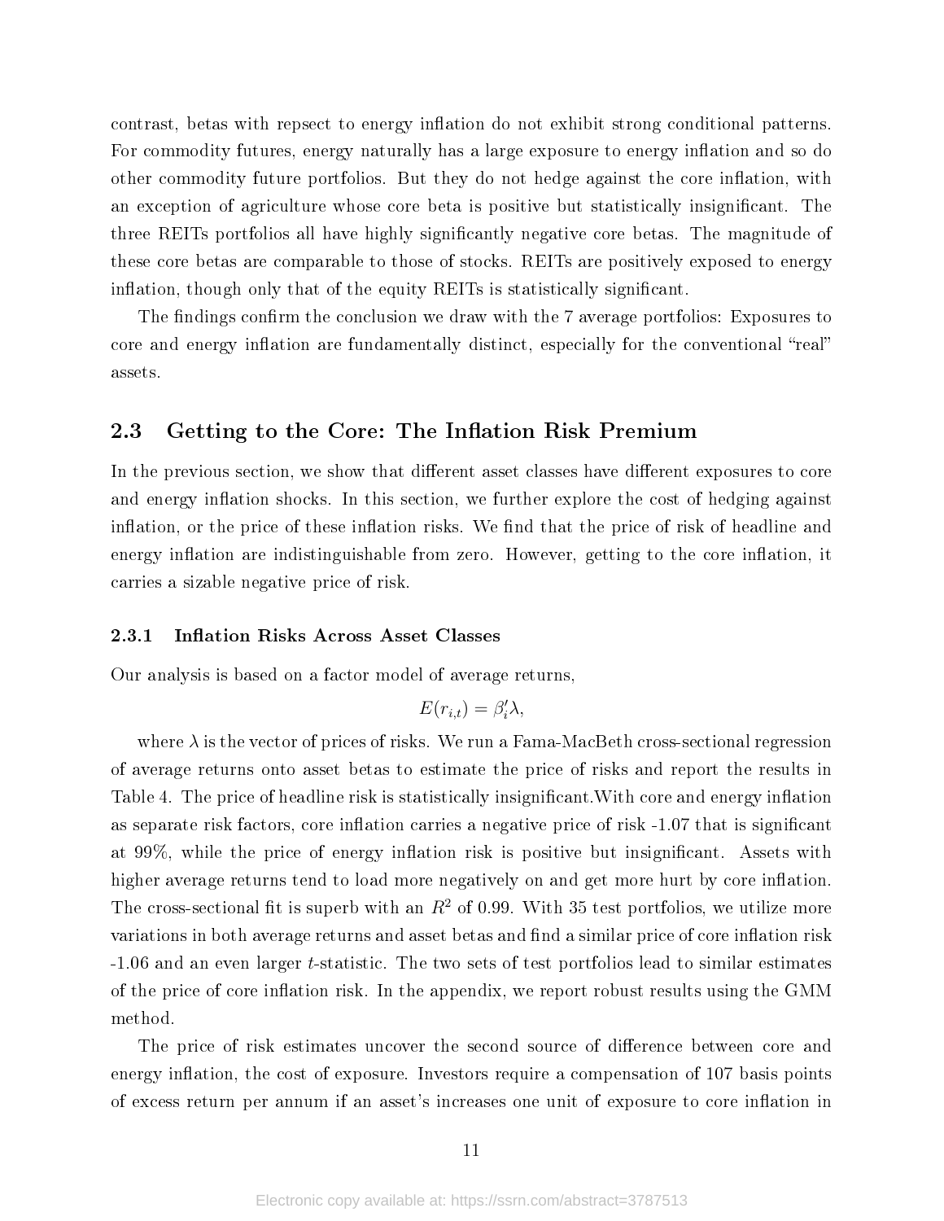contrast, betas with repsect to energy inflation do not exhibit strong conditional patterns. For commodity futures, energy naturally has a large exposure to energy inflation and so do other commodity future portfolios. But they do not hedge against the core inflation, with an exception of agriculture whose core beta is positive but statistically insignificant. The three REITs portfolios all have highly significantly negative core betas. The magnitude of these core betas are comparable to those of stocks. REITs are positively exposed to energy inflation, though only that of the equity REITs is statistically significant.

The findings confirm the conclusion we draw with the 7 average portfolios: Exposures to core and energy inflation are fundamentally distinct, especially for the conventional "real" assets.

## 2.3 Getting to the Core: The Inflation Risk Premium

In the previous section, we show that different asset classes have different exposures to core and energy inflation shocks. In this section, we further explore the cost of hedging against inflation, or the price of these inflation risks. We find that the price of risk of headline and energy inflation are indistinguishable from zero. However, getting to the core inflation, it carries a sizable negative price of risk.

### 2.3.1 Inflation Risks Across Asset Classes

Our analysis is based on a factor model of average returns,

$$E(r_{i,t}) = \beta_i' \lambda,$$

where $\lambda$ is the vector of prices of risks. We run a Fama-MacBeth cross-sectional regression of average returns onto asset betas to estimate the price of risks and report the results in Table 4. The price of headline risk is statistically insignificant.With core and energy inflation as separate risk factors, core inflation carries a negative price of risk -1.07 that is significant at 99%, while the price of energy inflation risk is positive but insignificant. Assets with higher average returns tend to load more negatively on and get more hurt by core inflation. The cross-sectional fit is superb with an $R^2$ of 0.99. With 35 test portfolios, we utilize more variations in both average returns and asset betas and find a similar price of core inflation risk -1.06 and an even larger $t$-statistic. The two sets of test portfolios lead to similar estimates of the price of core inflation risk. In the appendix, we report robust results using the GMM method.

The price of risk estimates uncover the second source of difference between core and energy inflation, the cost of exposure. Investors require a compensation of 107 basis points of excess return per annum if an asset's increases one unit of exposure to core inflation in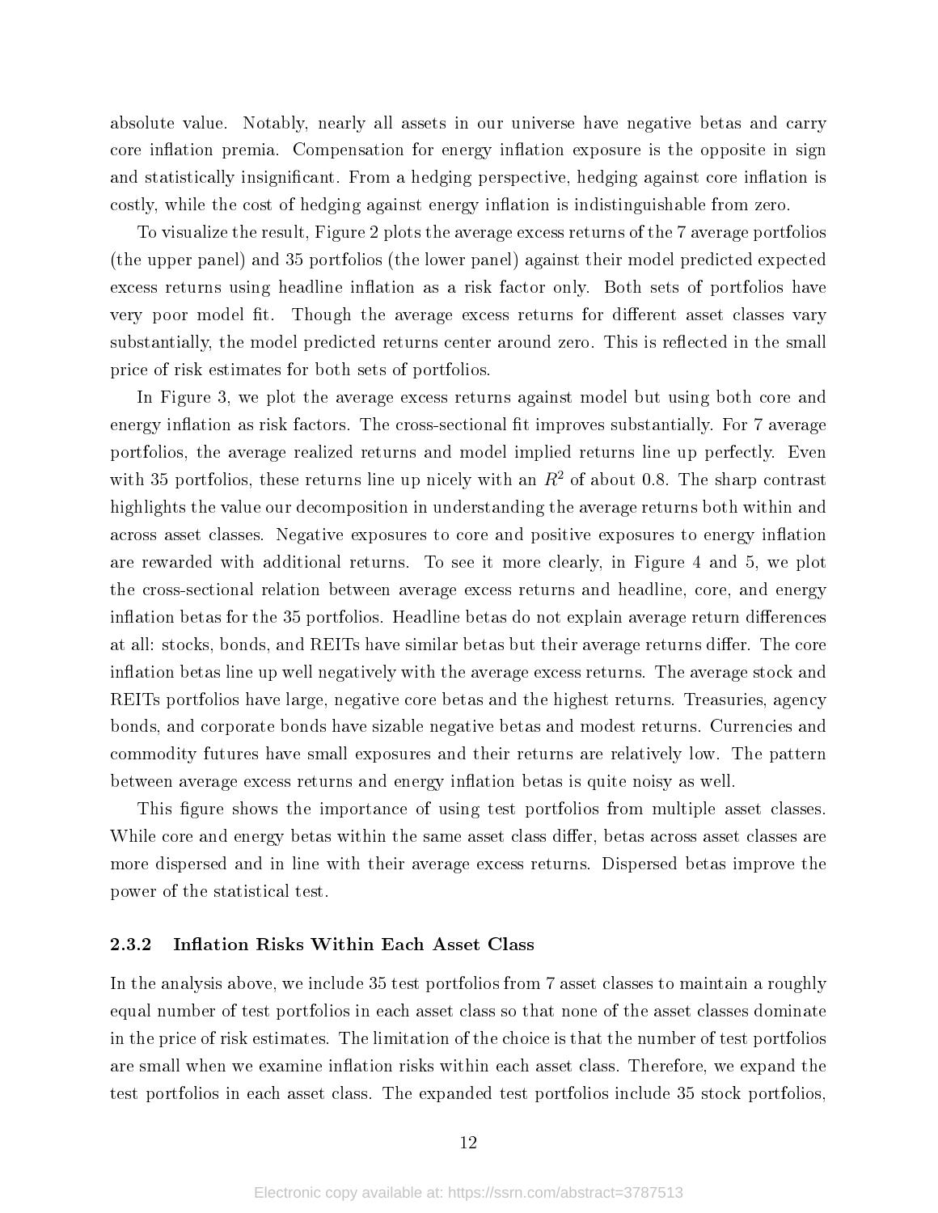absolute value. Notably, nearly all assets in our universe have negative betas and carry core inflation premia. Compensation for energy inflation exposure is the opposite in sign and statistically insignificant. From a hedging perspective, hedging against core inflation is costly, while the cost of hedging against energy inflation is indistinguishable from zero.

To visualize the result, Figure 2 plots the average excess returns of the 7 average portfolios (the upper panel) and 35 portfolios (the lower panel) against their model predicted expected excess returns using headline inflation as a risk factor only. Both sets of portfolios have very poor model fit. Though the average excess returns for different asset classes vary substantially, the model predicted returns center around zero. This is reflected in the small price of risk estimates for both sets of portfolios.

In Figure 3, we plot the average excess returns against model but using both core and energy inflation as risk factors. The cross-sectional fit improves substantially. For 7 average portfolios, the average realized returns and model implied returns line up perfectly. Even with 35 portfolios, these returns line up nicely with an $R^2$ of about 0.8. The sharp contrast highlights the value our decomposition in understanding the average returns both within and across asset classes. Negative exposures to core and positive exposures to energy inflation are rewarded with additional returns. To see it more clearly, in Figure 4 and 5, we plot the cross-sectional relation between average excess returns and headline, core, and energy inflation betas for the 35 portfolios. Headline betas do not explain average return differences at all: stocks, bonds, and REITs have similar betas but their average returns differ. The core inflation betas line up well negatively with the average excess returns. The average stock and REITs portfolios have large, negative core betas and the highest returns. Treasuries, agency bonds, and corporate bonds have sizable negative betas and modest returns. Currencies and commodity futures have small exposures and their returns are relatively low. The pattern between average excess returns and energy inflation betas is quite noisy as well.

This figure shows the importance of using test portfolios from multiple asset classes. While core and energy betas within the same asset class differ, betas across asset classes are more dispersed and in line with their average excess returns. Dispersed betas improve the power of the statistical test.

### 2.3.2 Inflation Risks Within Each Asset Class

In the analysis above, we include 35 test portfolios from 7 asset classes to maintain a roughly equal number of test portfolios in each asset class so that none of the asset classes dominate in the price of risk estimates. The limitation of the choice is that the number of test portfolios are small when we examine inflation risks within each asset class. Therefore, we expand the test portfolios in each asset class. The expanded test portfolios include 35 stock portfolios,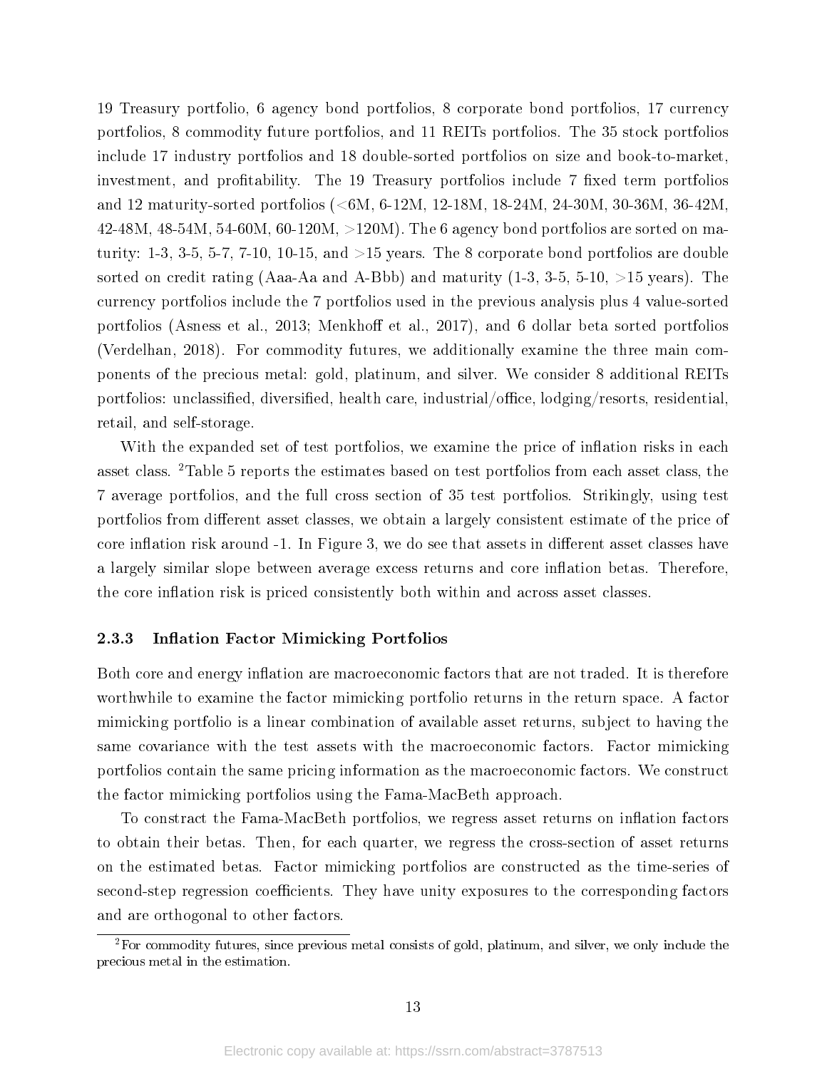19 Treasury portfolio, 6 agency bond portfolios, 8 corporate bond portfolios, 17 currency portfolios, 8 commodity future portfolios, and 11 REITs portfolios. The 35 stock portfolios include 17 industry portfolios and 18 double-sorted portfolios on size and book-to-market, investment, and profitability. The 19 Treasury portfolios include 7 fixed term portfolios and 12 maturity-sorted portfolios (<6M, 6-12M, 12-18M, 18-24M, 24-30M, 30-36M, 36-42M, 42-48M, 48-54M, 54-60M, 60-120M, >120M). The 6 agency bond portfolios are sorted on maturity: 1-3, 3-5, 5-7, 7-10, 10-15, and >15 years. The 8 corporate bond portfolios are double sorted on credit rating (Aaa-Aa and A-Bbb) and maturity (1-3, 3-5, 5-10, >15 years). The currency portfolios include the 7 portfolios used in the previous analysis plus 4 value-sorted portfolios (Asness et al., 2013; Menkhoff et al., 2017), and 6 dollar beta sorted portfolios (Verdelhan, 2018). For commodity futures, we additionally examine the three main components of the precious metal: gold, platinum, and silver. We consider 8 additional REITs portfolios: unclassified, diversified, health care, industrial/office, lodging/resorts, residential, retail, and self-storage.

With the expanded set of test portfolios, we examine the price of inflation risks in each asset class. [2]Table 5 reports the estimates based on test portfolios from each asset class, the 7 average portfolios, and the full cross section of 35 test portfolios. Strikingly, using test portfolios from different asset classes, we obtain a largely consistent estimate of the price of core inflation risk around -1. In Figure 3, we do see that assets in different asset classes have a largely similar slope between average excess returns and core inflation betas. Therefore, the core inflation risk is priced consistently both within and across asset classes.

### 2.3.3 Inflation Factor Mimicking Portfolios

Both core and energy inflation are macroeconomic factors that are not traded. It is therefore worthwhile to examine the factor mimicking portfolio returns in the return space. A factor mimicking portfolio is a linear combination of available asset returns, subject to having the same covariance with the test assets with the macroeconomic factors. Factor mimicking portfolios contain the same pricing information as the macroeconomic factors. We construct the factor mimicking portfolios using the Fama-MacBeth approach.

To constract the Fama-MacBeth portfolios, we regress asset returns on inflation factors to obtain their betas. Then, for each quarter, we regress the cross-section of asset returns on the estimated betas. Factor mimicking portfolios are constructed as the time-series of second-step regression coefficients. They have unity exposures to the corresponding factors and are orthogonal to other factors.

[2]For commodity futures, since previous metal consists of gold, platinum, and silver, we only include the precious metal in the estimation.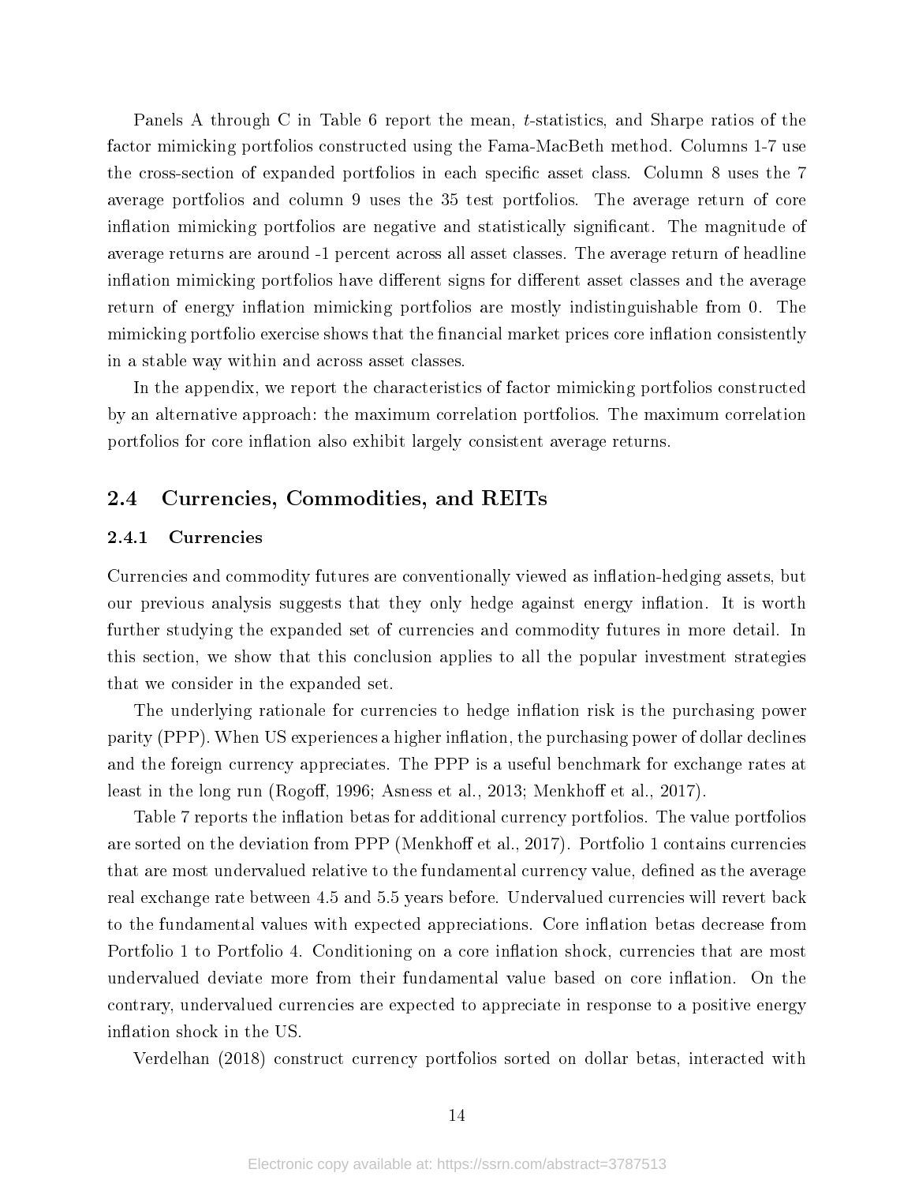Panels A through C in Table 6 report the mean, $t$-statistics, and Sharpe ratios of the factor mimicking portfolios constructed using the Fama-MacBeth method. Columns 1-7 use the cross-section of expanded portfolios in each specific asset class. Column 8 uses the 7 average portfolios and column 9 uses the 35 test portfolios. The average return of core inflation mimicking portfolios are negative and statistically significant. The magnitude of average returns are around -1 percent across all asset classes. The average return of headline inflation mimicking portfolios have different signs for different asset classes and the average return of energy inflation mimicking portfolios are mostly indistinguishable from 0. The mimicking portfolio exercise shows that the financial market prices core inflation consistently in a stable way within and across asset classes.

In the appendix, we report the characteristics of factor mimicking portfolios constructed by an alternative approach: the maximum correlation portfolios. The maximum correlation portfolios for core inflation also exhibit largely consistent average returns.

## 2.4 Currencies, Commodities, and REITs

### 2.4.1 Currencies

Currencies and commodity futures are conventionally viewed as inflation-hedging assets, but our previous analysis suggests that they only hedge against energy inflation. It is worth further studying the expanded set of currencies and commodity futures in more detail. In this section, we show that this conclusion applies to all the popular investment strategies that we consider in the expanded set.

The underlying rationale for currencies to hedge inflation risk is the purchasing power parity (PPP). When US experiences a higher inflation, the purchasing power of dollar declines and the foreign currency appreciates. The PPP is a useful benchmark for exchange rates at least in the long run (Rogoff, 1996; Asness et al., 2013; Menkhoff et al., 2017).

Table 7 reports the inflation betas for additional currency portfolios. The value portfolios are sorted on the deviation from PPP (Menkhoff et al., 2017). Portfolio 1 contains currencies that are most undervalued relative to the fundamental currency value, defined as the average real exchange rate between 4.5 and 5.5 years before. Undervalued currencies will revert back to the fundamental values with expected appreciations. Core inflation betas decrease from Portfolio 1 to Portfolio 4. Conditioning on a core inflation shock, currencies that are most undervalued deviate more from their fundamental value based on core inflation. On the contrary, undervalued currencies are expected to appreciate in response to a positive energy inflation shock in the US.

Verdelhan (2018) construct currency portfolios sorted on dollar betas, interacted with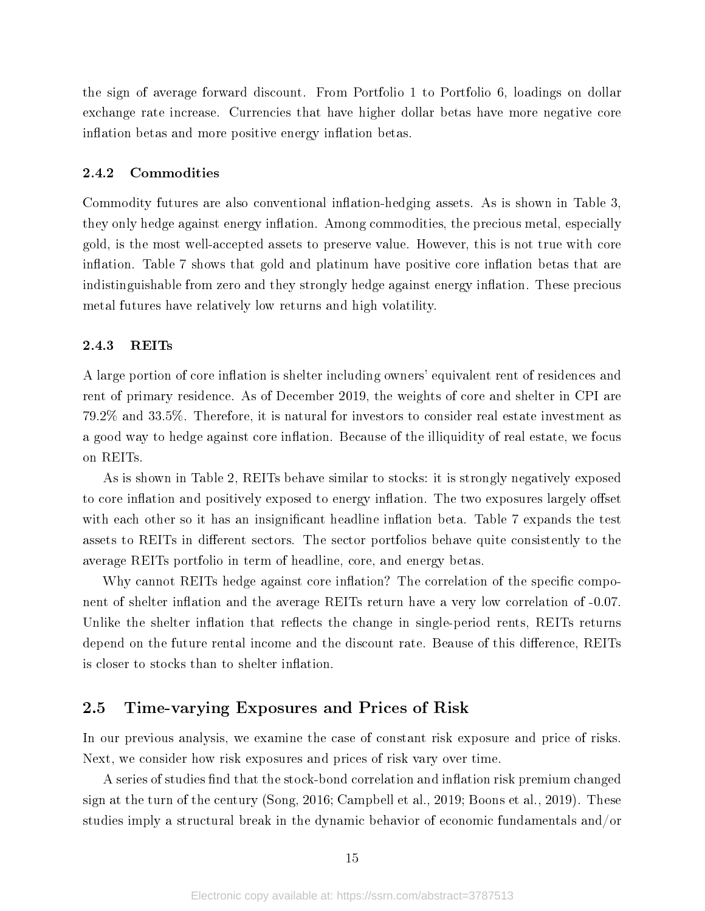the sign of average forward discount. From Portfolio 1 to Portfolio 6, loadings on dollar exchange rate increase. Currencies that have higher dollar betas have more negative core inflation betas and more positive energy inflation betas.

### 2.4.2 Commodities

Commodity futures are also conventional inflation-hedging assets. As is shown in Table 3, they only hedge against energy inflation. Among commodities, the precious metal, especially gold, is the most well-accepted assets to preserve value. However, this is not true with core inflation. Table 7 shows that gold and platinum have positive core inflation betas that are indistinguishable from zero and they strongly hedge against energy inflation. These precious metal futures have relatively low returns and high volatility.

### 2.4.3 REITs

A large portion of core inflation is shelter including owners' equivalent rent of residences and rent of primary residence. As of December 2019, the weights of core and shelter in CPI are 79.2% and 33.5%. Therefore, it is natural for investors to consider real estate investment as a good way to hedge against core inflation. Because of the illiquidity of real estate, we focus on REITs.

As is shown in Table 2, REITs behave similar to stocks: it is strongly negatively exposed to core inflation and positively exposed to energy inflation. The two exposures largely offset with each other so it has an insignificant headline inflation beta. Table 7 expands the test assets to REITs in different sectors. The sector portfolios behave quite consistently to the average REITs portfolio in term of headline, core, and energy betas.

Why cannot REITs hedge against core inflation? The correlation of the specific component of shelter inflation and the average REITs return have a very low correlation of -0.07. Unlike the shelter inflation that reflects the change in single-period rents, REITs returns depend on the future rental income and the discount rate. Beause of this difference, REITs is closer to stocks than to shelter inflation.

## 2.5 Time-varying Exposures and Prices of Risk

In our previous analysis, we examine the case of constant risk exposure and price of risks. Next, we consider how risk exposures and prices of risk vary over time.

A series of studies find that the stock-bond correlation and inflation risk premium changed sign at the turn of the century (Song, 2016; Campbell et al., 2019; Boons et al., 2019). These studies imply a structural break in the dynamic behavior of economic fundamentals and/or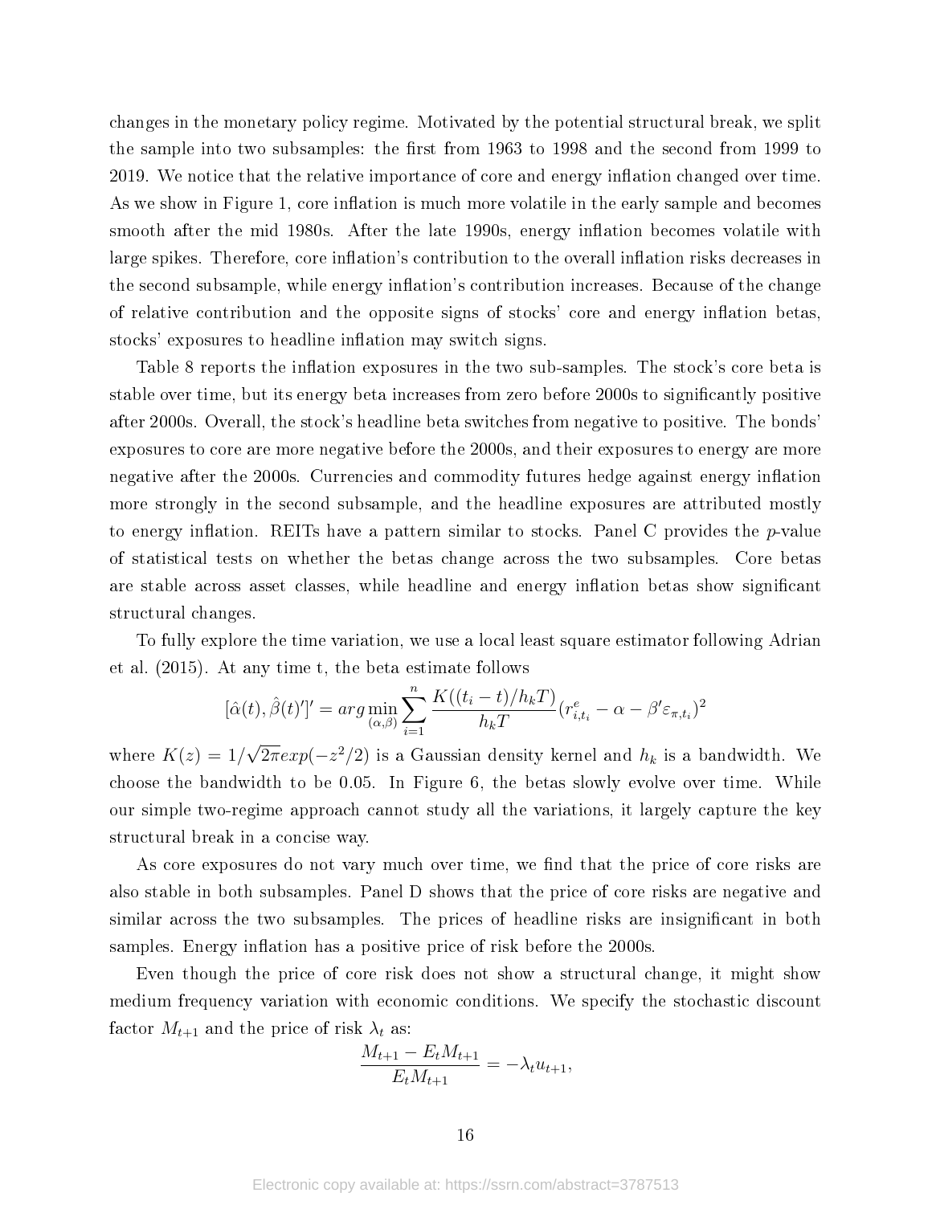changes in the monetary policy regime. Motivated by the potential structural break, we split the sample into two subsamples: the first from 1963 to 1998 and the second from 1999 to 2019. We notice that the relative importance of core and energy inflation changed over time. As we show in Figure 1, core inflation is much more volatile in the early sample and becomes smooth after the mid 1980s. After the late 1990s, energy inflation becomes volatile with large spikes. Therefore, core inflation's contribution to the overall inflation risks decreases in the second subsample, while energy inflation's contribution increases. Because of the change of relative contribution and the opposite signs of stocks' core and energy inflation betas, stocks' exposures to headline inflation may switch signs.

Table 8 reports the inflation exposures in the two sub-samples. The stock's core beta is stable over time, but its energy beta increases from zero before 2000s to significantly positive after 2000s. Overall, the stock's headline beta switches from negative to positive. The bonds' exposures to core are more negative before the 2000s, and their exposures to energy are more negative after the 2000s. Currencies and commodity futures hedge against energy inflation more strongly in the second subsample, and the headline exposures are attributed mostly to energy inflation. REITs have a pattern similar to stocks. Panel C provides the $p$-value of statistical tests on whether the betas change across the two subsamples. Core betas are stable across asset classes, while headline and energy inflation betas show significant structural changes.

To fully explore the time variation, we use a local least square estimator following Adrian et al. (2015). At any time t, the beta estimate follows

$$[\hat{\alpha}(t), \hat{\beta}(t)']' = arg \min_{(\alpha,\beta)} \sum_{i=1}^{n} \frac{K((t_i - t)/h_k T)}{h_k T} (r^e_{i,t_i} - \alpha - \beta' \varepsilon_{\pi,t_i})^2$$

where $K(z) = 1/\sqrt{2\pi} exp(-z^2/2)$ is a Gaussian density kernel and $h_k$ is a bandwidth. We choose the bandwidth to be 0.05. In Figure 6, the betas slowly evolve over time. While our simple two-regime approach cannot study all the variations, it largely capture the key structural break in a concise way.

As core exposures do not vary much over time, we find that the price of core risks are also stable in both subsamples. Panel D shows that the price of core risks are negative and similar across the two subsamples. The prices of headline risks are insignificant in both samples. Energy inflation has a positive price of risk before the 2000s.

Even though the price of core risk does not show a structural change, it might show medium frequency variation with economic conditions. We specify the stochastic discount factor $M_{t+1}$ and the price of risk $\lambda_t$ as:

$$\frac{M_{t+1} - E_t M_{t+1}}{E_t M_{t+1}} = -\lambda_t u_{t+1},$$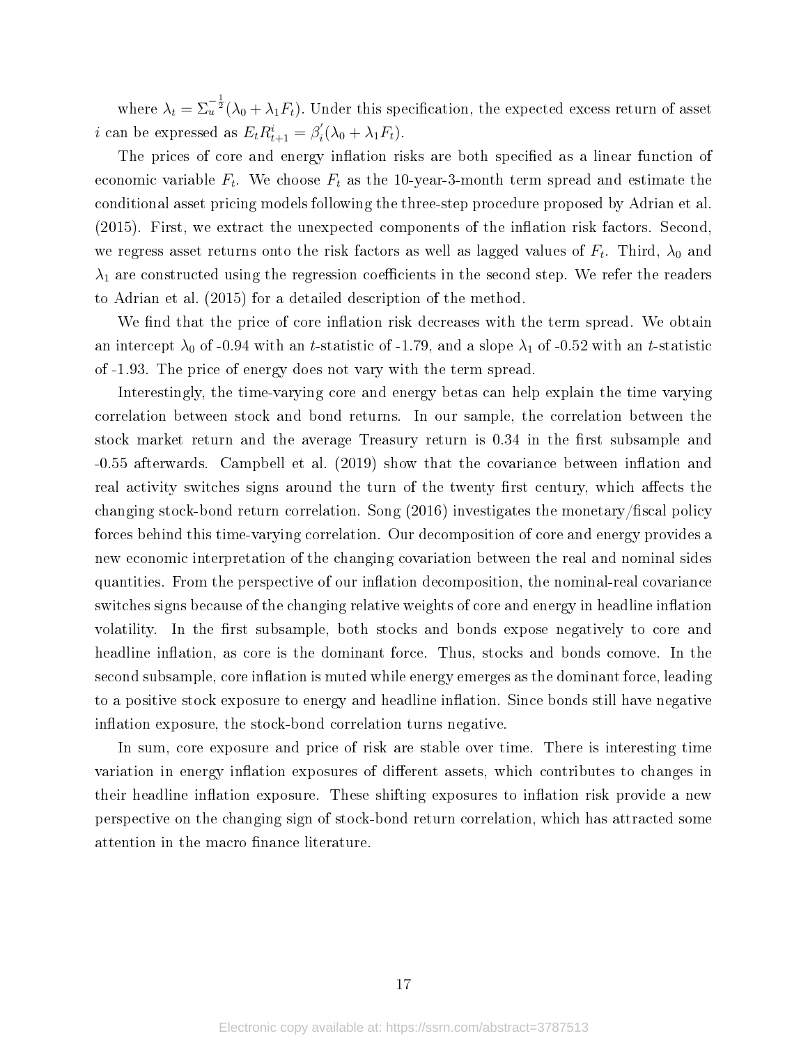where $\lambda_t = \Sigma_u^{-\frac{1}{2}}(\lambda_0 + \lambda_1 F_t)$. Under this specification, the expected excess return of asset $i$ can be expressed as $E_t R_{t+1}^i = \beta_i^{'}(\lambda_0 + \lambda_1 F_t)$.

The prices of core and energy inflation risks are both specified as a linear function of economic variable $F_t$. We choose $F_t$ as the 10-year-3-month term spread and estimate the conditional asset pricing models following the three-step procedure proposed by Adrian et al. (2015). First, we extract the unexpected components of the inflation risk factors. Second, we regress asset returns onto the risk factors as well as lagged values of $F_t$. Third, $\lambda_0$ and $\lambda_1$ are constructed using the regression coefficients in the second step. We refer the readers to Adrian et al. (2015) for a detailed description of the method.

We find that the price of core inflation risk decreases with the term spread. We obtain an intercept $\lambda_0$ of -0.94 with an $t$-statistic of -1.79, and a slope $\lambda_1$ of -0.52 with an $t$-statistic of -1.93. The price of energy does not vary with the term spread.

Interestingly, the time-varying core and energy betas can help explain the time varying correlation between stock and bond returns. In our sample, the correlation between the stock market return and the average Treasury return is 0.34 in the first subsample and -0.55 afterwards. Campbell et al. (2019) show that the covariance between inflation and real activity switches signs around the turn of the twenty first century, which affects the changing stock-bond return correlation. Song (2016) investigates the monetary/fiscal policy forces behind this time-varying correlation. Our decomposition of core and energy provides a new economic interpretation of the changing covariation between the real and nominal sides quantities. From the perspective of our inflation decomposition, the nominal-real covariance switches signs because of the changing relative weights of core and energy in headline inflation volatility. In the first subsample, both stocks and bonds expose negatively to core and headline inflation, as core is the dominant force. Thus, stocks and bonds comove. In the second subsample, core inflation is muted while energy emerges as the dominant force, leading to a positive stock exposure to energy and headline inflation. Since bonds still have negative inflation exposure, the stock-bond correlation turns negative.

In sum, core exposure and price of risk are stable over time. There is interesting time variation in energy inflation exposures of different assets, which contributes to changes in their headline inflation exposure. These shifting exposures to inflation risk provide a new perspective on the changing sign of stock-bond return correlation, which has attracted some attention in the macro finance literature.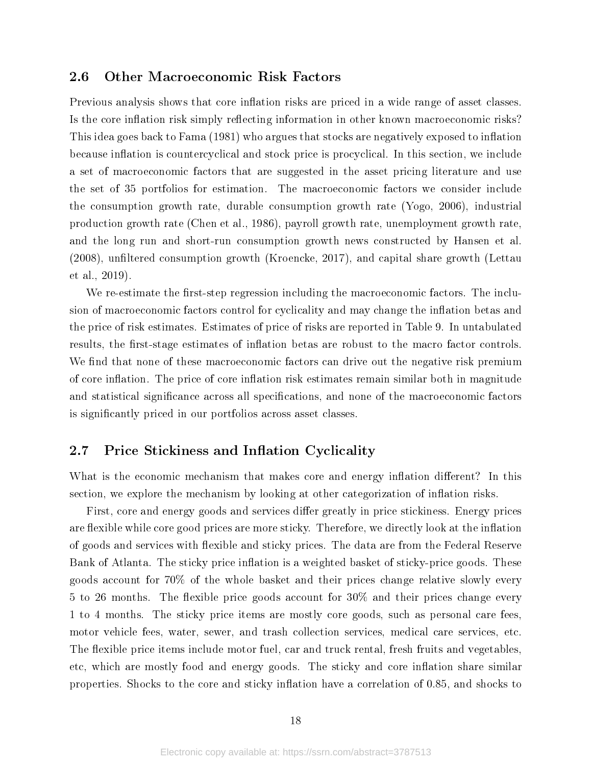## 2.6 Other Macroeconomic Risk Factors

Previous analysis shows that core inflation risks are priced in a wide range of asset classes. Is the core inflation risk simply reflecting information in other known macroeconomic risks? This idea goes back to Fama (1981) who argues that stocks are negatively exposed to inflation because inflation is countercyclical and stock price is procyclical. In this section, we include a set of macroeconomic factors that are suggested in the asset pricing literature and use the set of 35 portfolios for estimation. The macroeconomic factors we consider include the consumption growth rate, durable consumption growth rate (Yogo, 2006), industrial production growth rate (Chen et al., 1986), payroll growth rate, unemployment growth rate, and the long run and short-run consumption growth news constructed by Hansen et al. (2008), unfiltered consumption growth (Kroencke, 2017), and capital share growth (Lettau et al., 2019).

We re-estimate the first-step regression including the macroeconomic factors. The inclusion of macroeconomic factors control for cyclicality and may change the inflation betas and the price of risk estimates. Estimates of price of risks are reported in Table 9. In untabulated results, the first-stage estimates of inflation betas are robust to the macro factor controls. We find that none of these macroeconomic factors can drive out the negative risk premium of core inflation. The price of core inflation risk estimates remain similar both in magnitude and statistical significance across all specifications, and none of the macroeconomic factors is significantly priced in our portfolios across asset classes.

## 2.7 Price Stickiness and Inflation Cyclicality

What is the economic mechanism that makes core and energy inflation different? In this section, we explore the mechanism by looking at other categorization of inflation risks.

First, core and energy goods and services differ greatly in price stickiness. Energy prices are flexible while core good prices are more sticky. Therefore, we directly look at the inflation of goods and services with flexible and sticky prices. The data are from the Federal Reserve Bank of Atlanta. The sticky price inflation is a weighted basket of sticky-price goods. These goods account for 70% of the whole basket and their prices change relative slowly every 5 to 26 months. The flexible price goods account for 30% and their prices change every 1 to 4 months. The sticky price items are mostly core goods, such as personal care fees, motor vehicle fees, water, sewer, and trash collection services, medical care services, etc. The flexible price items include motor fuel, car and truck rental, fresh fruits and vegetables, etc, which are mostly food and energy goods. The sticky and core inflation share similar properties. Shocks to the core and sticky inflation have a correlation of 0.85, and shocks to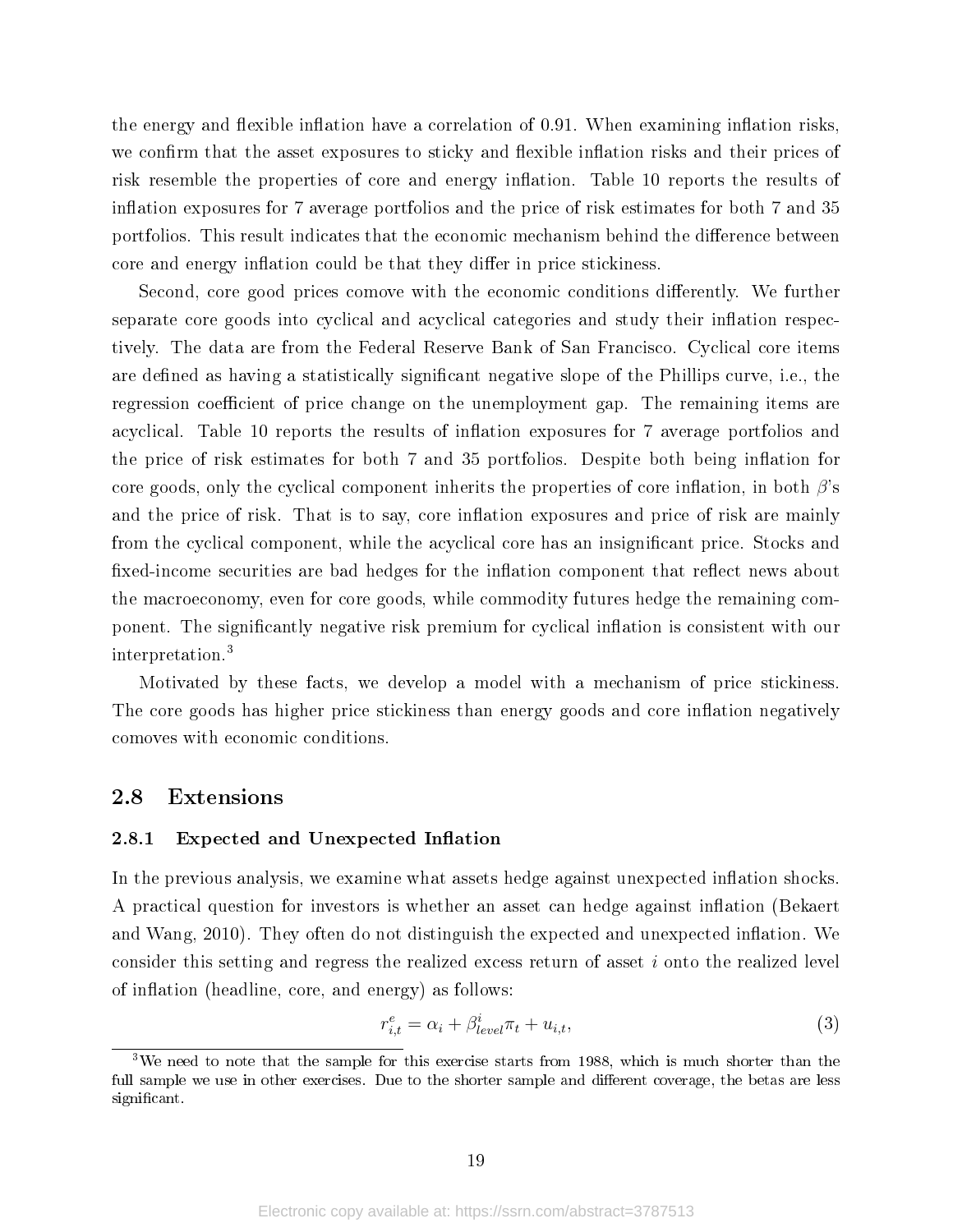the energy and flexible inflation have a correlation of 0.91. When examining inflation risks, we confirm that the asset exposures to sticky and flexible inflation risks and their prices of risk resemble the properties of core and energy inflation. Table 10 reports the results of inflation exposures for 7 average portfolios and the price of risk estimates for both 7 and 35 portfolios. This result indicates that the economic mechanism behind the difference between core and energy inflation could be that they differ in price stickiness.

Second, core good prices comove with the economic conditions differently. We further separate core goods into cyclical and acyclical categories and study their inflation respectively. The data are from the Federal Reserve Bank of San Francisco. Cyclical core items are defined as having a statistically significant negative slope of the Phillips curve, i.e., the regression coefficient of price change on the unemployment gap. The remaining items are acyclical. Table 10 reports the results of inflation exposures for 7 average portfolios and the price of risk estimates for both 7 and 35 portfolios. Despite both being inflation for core goods, only the cyclical component inherits the properties of core inflation, in both $\beta$'s and the price of risk. That is to say, core inflation exposures and price of risk are mainly from the cyclical component, while the acyclical core has an insignificant price. Stocks and fixed-income securities are bad hedges for the inflation component that reflect news about the macroeconomy, even for core goods, while commodity futures hedge the remaining component. The significantly negative risk premium for cyclical inflation is consistent with our interpretation.[3]

Motivated by these facts, we develop a model with a mechanism of price stickiness. The core goods has higher price stickiness than energy goods and core inflation negatively comoves with economic conditions.

## 2.8 Extensions

### 2.8.1 Expected and Unexpected Inflation

In the previous analysis, we examine what assets hedge against unexpected inflation shocks. A practical question for investors is whether an asset can hedge against inflation (Bekaert and Wang, 2010). They often do not distinguish the expected and unexpected inflation. We consider this setting and regress the realized excess return of asset $i$ onto the realized level of inflation (headline, core, and energy) as follows:

$$r^e_{i,t} = \alpha_i + \beta^i_{level}\pi_t + u_{i,t}, \tag{3}$$

[3] We need to note that the sample for this exercise starts from 1988, which is much shorter than the full sample we use in other exercises. Due to the shorter sample and different coverage, the betas are less significant.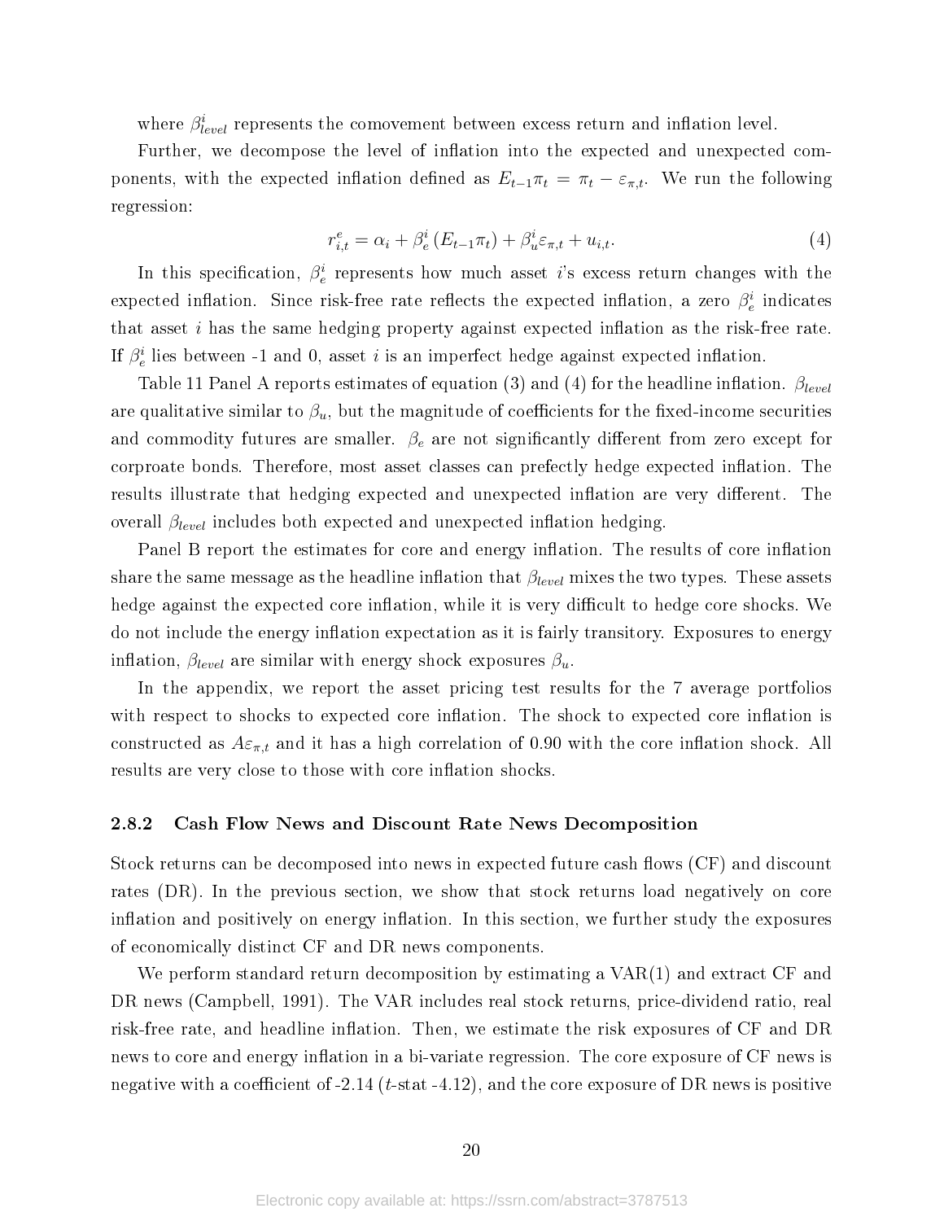where $\beta^i_{level}$ represents the comovement between excess return and inflation level.

Further, we decompose the level of inflation into the expected and unexpected components, with the expected inflation defined as $E_{t-1}\pi_t = \pi_t - \varepsilon_{\pi,t}$. We run the following regression:

$$r^e_{i,t} = \alpha_i + \beta^i_e (E_{t-1}\pi_t) + \beta^i_u \varepsilon_{\pi,t} + u_{i,t}. \tag{4}$$

In this specification, $\beta^i_e$ represents how much asset $i$'s excess return changes with the expected inflation. Since risk-free rate reflects the expected inflation, a zero $\beta^i_e$ indicates that asset $i$ has the same hedging property against expected inflation as the risk-free rate. If $\beta^i_e$ lies between -1 and 0, asset $i$ is an imperfect hedge against expected inflation.

Table 11 Panel A reports estimates of equation (3) and (4) for the headline inflation. $\beta_{level}$ are qualitative similar to $\beta_u$, but the magnitude of coefficients for the fixed-income securities and commodity futures are smaller. $\beta_e$ are not significantly different from zero except for corproate bonds. Therefore, most asset classes can prefectly hedge expected inflation. The results illustrate that hedging expected and unexpected inflation are very different. The overall $\beta_{level}$ includes both expected and unexpected inflation hedging.

Panel B report the estimates for core and energy inflation. The results of core inflation share the same message as the headline inflation that $\beta_{level}$ mixes the two types. These assets hedge against the expected core inflation, while it is very difficult to hedge core shocks. We do not include the energy inflation expectation as it is fairly transitory. Exposures to energy inflation, $\beta_{level}$ are similar with energy shock exposures $\beta_u$.

In the appendix, we report the asset pricing test results for the 7 average portfolios with respect to shocks to expected core inflation. The shock to expected core inflation is constructed as $A\varepsilon_{\pi,t}$ and it has a high correlation of 0.90 with the core inflation shock. All results are very close to those with core inflation shocks.

### 2.8.2 Cash Flow News and Discount Rate News Decomposition

Stock returns can be decomposed into news in expected future cash flows (CF) and discount rates (DR). In the previous section, we show that stock returns load negatively on core inflation and positively on energy inflation. In this section, we further study the exposures of economically distinct CF and DR news components.

We perform standard return decomposition by estimating a VAR(1) and extract CF and DR news (Campbell, 1991). The VAR includes real stock returns, price-dividend ratio, real risk-free rate, and headline inflation. Then, we estimate the risk exposures of CF and DR news to core and energy inflation in a bi-variate regression. The core exposure of CF news is negative with a coefficient of -2.14 ($t$-stat -4.12), and the core exposure of DR news is positive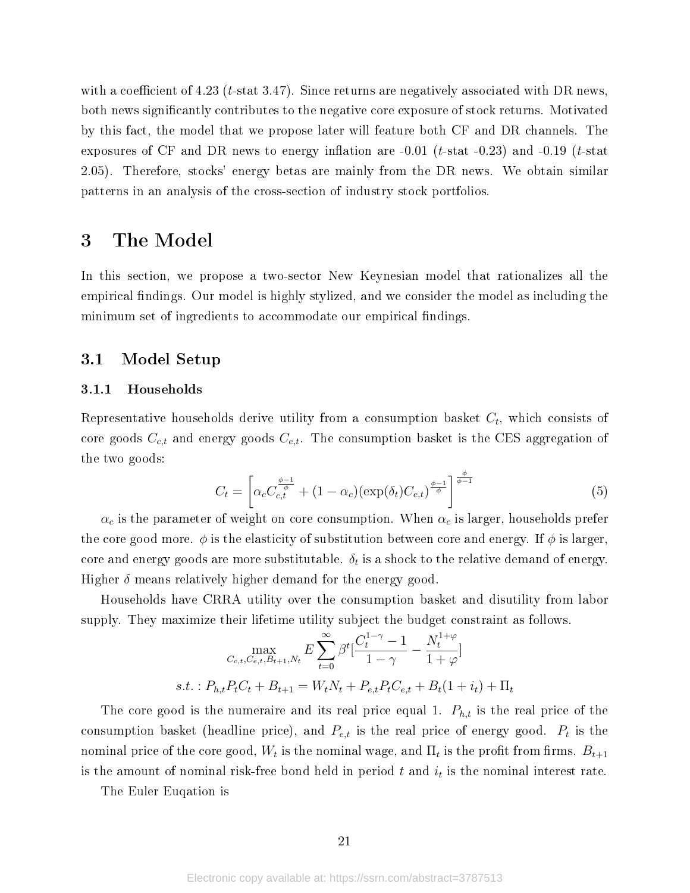with a coefficient of 4.23 ($t$-stat 3.47). Since returns are negatively associated with DR news, both news significantly contributes to the negative core exposure of stock returns. Motivated by this fact, the model that we propose later will feature both CF and DR channels. The exposures of CF and DR news to energy inflation are -0.01 ($t$-stat -0.23) and -0.19 ($t$-stat 2.05). Therefore, stocks' energy betas are mainly from the DR news. We obtain similar patterns in an analysis of the cross-section of industry stock portfolios.

# 3 The Model

In this section, we propose a two-sector New Keynesian model that rationalizes all the empirical findings. Our model is highly stylized, and we consider the model as including the minimum set of ingredients to accommodate our empirical findings.

## 3.1 Model Setup

### 3.1.1 Households

Representative households derive utility from a consumption basket $C_t$, which consists of core goods $C_{c,t}$ and energy goods $C_{e,t}$. The consumption basket is the CES aggregation of the two goods:

$$C_t = \left[ \alpha_c C_{c,t}^{\frac{\phi-1}{\phi}} + (1-\alpha_c)(\exp(\delta_t) C_{e,t})^{\frac{\phi-1}{\phi}} \right]^{\frac{\phi}{\phi-1}} \tag{5}$$

$\alpha_c$ is the parameter of weight on core consumption. When $\alpha_c$ is larger, households prefer the core good more. $\phi$ is the elasticity of substitution between core and energy. If $\phi$ is larger, core and energy goods are more substitutable. $\delta_t$ is a shock to the relative demand of energy. Higher $\delta$ means relatively higher demand for the energy good.

Households have CRRA utility over the consumption basket and disutility from labor supply. They maximize their lifetime utility subject the budget constraint as follows.

$$\max_{C_{c,t}, C_{e,t}, B_{t+1}, N_t} E \sum_{t=0}^{\infty} \beta^t \left[ \frac{C_t^{1-\gamma} - 1}{1-\gamma} - \frac{N_t^{1+\varphi}}{1+\varphi} \right]$$

$$s.t. : P_{h,t} P_t C_t + B_{t+1} = W_t N_t + P_{e,t} P_t C_{e,t} + B_t (1+i_t) + \Pi_t$$

The core good is the numeraire and its real price equal 1. $P_{h,t}$ is the real price of the consumption basket (headline price), and $P_{e,t}$ is the real price of energy good. $P_t$ is the nominal price of the core good, $W_t$ is the nominal wage, and $\Pi_t$ is the profit from firms. $B_{t+1}$ is the amount of nominal risk-free bond held in period $t$ and $i_t$ is the nominal interest rate.

The Euler Euqation is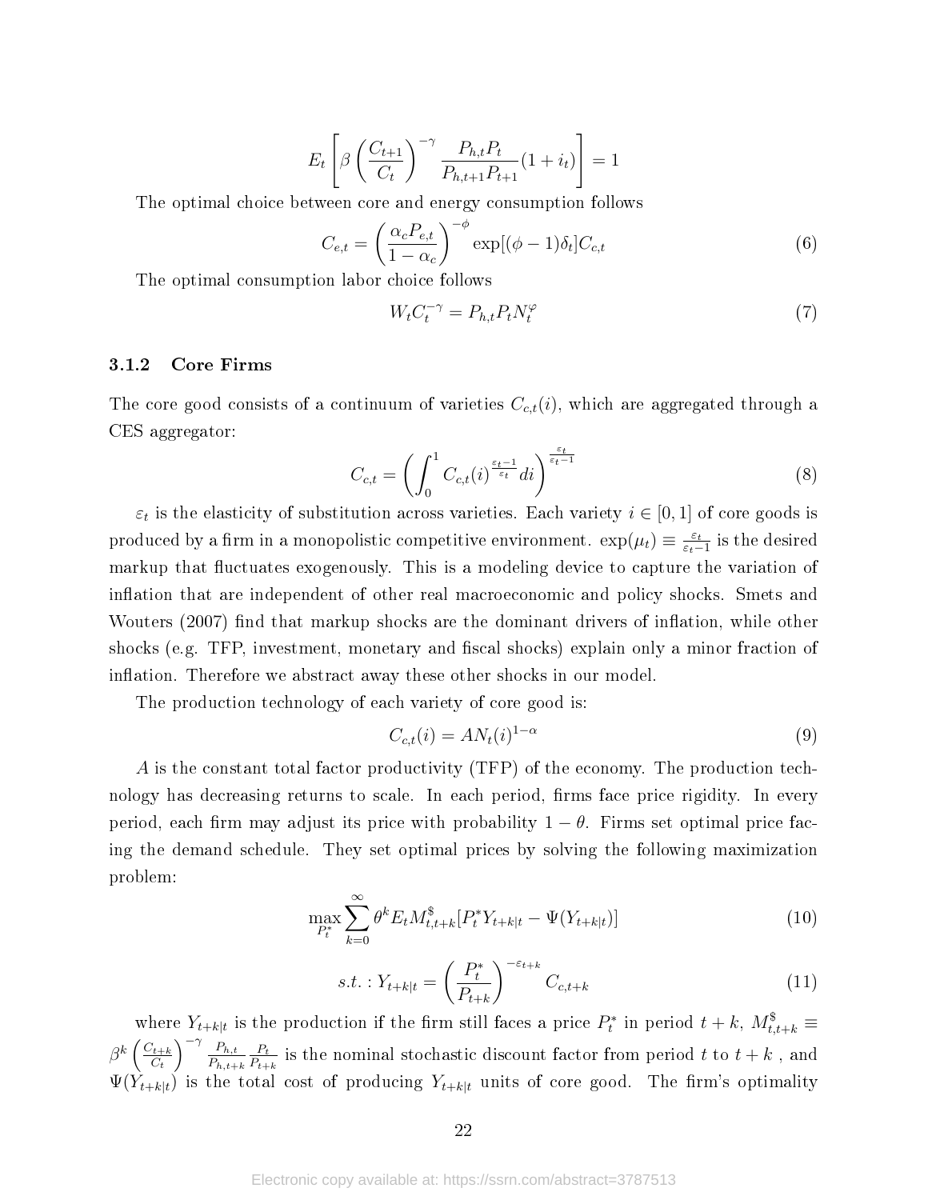$$E_t \left[ \beta \left( \frac{C_{t+1}}{C_t} \right)^{-\gamma} \frac{P_{h,t} P_t}{P_{h,t+1} P_{t+1}} (1 + i_t) \right] = 1$$

The optimal choice between core and energy consumption follows

$$C_{e,t} = \left( \frac{\alpha_c P_{e,t}}{1 - \alpha_c} \right)^{-\phi} \exp[(\phi - 1)\delta_t] C_{c,t} \tag{6}$$

The optimal consumption labor choice follows

$$W_t C_t^{-\gamma} = P_{h,t} P_t N_t^{\varphi} \tag{7}$$

### 3.1.2 Core Firms

The core good consists of a continuum of varieties $C_{c,t}(i)$, which are aggregated through a CES aggregator:

$$C_{c,t} = \left( \int_0^1 C_{c,t}(i)^{\frac{\varepsilon_t - 1}{\varepsilon_t}} di \right)^{\frac{\varepsilon_t}{\varepsilon_t - 1}} \tag{8}$$

$\varepsilon_t$ is the elasticity of substitution across varieties. Each variety $i \in [0, 1]$ of core goods is produced by a firm in a monopolistic competitive environment. $\exp(\mu_t) \equiv \frac{\varepsilon_t}{\varepsilon_t - 1}$ is the desired markup that fluctuates exogenously. This is a modeling device to capture the variation of inflation that are independent of other real macroeconomic and policy shocks. Smets and Wouters (2007) find that markup shocks are the dominant drivers of inflation, while other shocks (e.g. TFP, investment, monetary and fiscal shocks) explain only a minor fraction of inflation. Therefore we abstract away these other shocks in our model.

The production technology of each variety of core good is:

$$C_{c,t}(i) = A N_t(i)^{1-\alpha} \tag{9}$$

$A$ is the constant total factor productivity (TFP) of the economy. The production technology has decreasing returns to scale. In each period, firms face price rigidity. In every period, each firm may adjust its price with probability $1 - \theta$. Firms set optimal price facing the demand schedule. They set optimal prices by solving the following maximization problem:

$$\max_{P_t^*} \sum_{k=0}^{\infty} \theta^k E_t M_{t,t+k}^{\$} [P_t^* Y_{t+k|t} - \Psi(Y_{t+k|t})] \tag{10}$$

$$s.t. : Y_{t+k|t} = \left( \frac{P_t^*}{P_{t+k}} \right)^{-\varepsilon_{t+k}} C_{c,t+k} \tag{11}$$

where $Y_{t+k|t}$ is the production if the firm still faces a price $P_t^*$ in period $t + k$, $M_{t,t+k}^{\$} \equiv \beta^k \left( \frac{C_{t+k}}{C_t} \right)^{-\gamma} \frac{P_{h,t}}{P_{h,t+k}} \frac{P_t}{P_{t+k}}$ is the nominal stochastic discount factor from period $t$ to $t + k$ , and $\Psi(Y_{t+k|t})$ is the total cost of producing $Y_{t+k|t}$ units of core good. The firm's optimality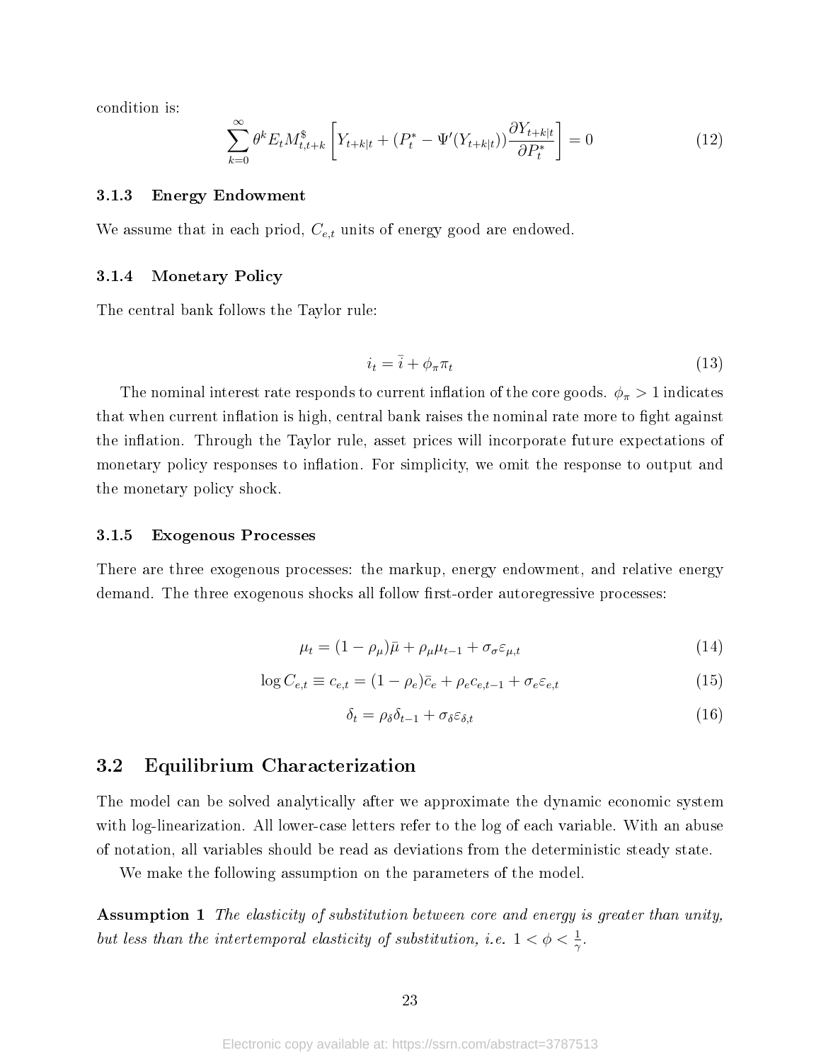condition is:

$$\sum_{k=0}^{\infty} \theta^k E_t M^{\$}_{t,t+k} \left[ Y_{t+k|t} + (P^*_t - \Psi'(Y_{t+k|t})) \frac{\partial Y_{t+k|t}}{\partial P^*_t} \right] = 0 \tag{12}$$

#### 3.1.3 Energy Endowment

We assume that in each priod, $C_{e,t}$ units of energy good are endowed.

#### 3.1.4 Monetary Policy

The central bank follows the Taylor rule:

$$i_t = \bar{i} + \phi_\pi \pi_t \tag{13}$$

The nominal interest rate responds to current inflation of the core goods. $\phi_\pi > 1$ indicates that when current inflation is high, central bank raises the nominal rate more to fight against the inflation. Through the Taylor rule, asset prices will incorporate future expectations of monetary policy responses to inflation. For simplicity, we omit the response to output and the monetary policy shock.

#### 3.1.5 Exogenous Processes

There are three exogenous processes: the markup, energy endowment, and relative energy demand. The three exogenous shocks all follow first-order autoregressive processes:

$$\mu_t = (1 - \rho_\mu)\bar{\mu} + \rho_\mu \mu_{t-1} + \sigma_\sigma \varepsilon_{\mu,t} \tag{14}$$

$$\log C_{e,t} \equiv c_{e,t} = (1 - \rho_e)\bar{c}_e + \rho_e c_{e,t-1} + \sigma_e \varepsilon_{e,t} \tag{15}$$

$$\delta_t = \rho_\delta \delta_{t-1} + \sigma_\delta \varepsilon_{\delta,t} \tag{16}$$

### 3.2 Equilibrium Characterization

The model can be solved analytically after we approximate the dynamic economic system with log-linearization. All lower-case letters refer to the log of each variable. With an abuse of notation, all variables should be read as deviations from the deterministic steady state.

We make the following assumption on the parameters of the model.

**Assumption 1** *The elasticity of substitution between core and energy is greater than unity, but less than the intertemporal elasticity of substitution, i.e.* $1 < \phi < \frac{1}{\gamma}$.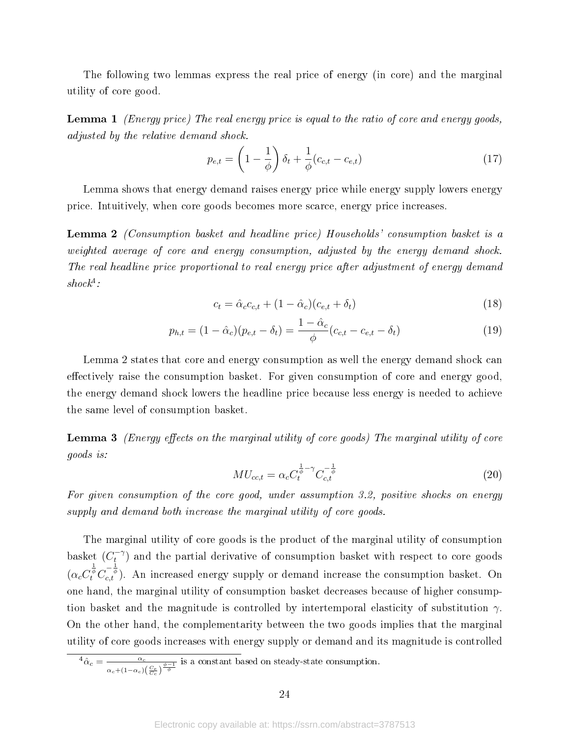The following two lemmas express the real price of energy (in core) and the marginal utility of core good.

**Lemma 1** *(Energy price) The real energy price is equal to the ratio of core and energy goods, adjusted by the relative demand shock.*

$$p_{e,t} = \left(1 - \frac{1}{\phi}\right)\delta_t + \frac{1}{\phi}(c_{c,t} - c_{e,t}) \tag{17}$$

Lemma shows that energy demand raises energy price while energy supply lowers energy price. Intuitively, when core goods becomes more scarce, energy price increases.

**Lemma 2** *(Consumption basket and headline price) Households' consumption basket is a weighted average of core and energy consumption, adjusted by the energy demand shock. The real headline price proportional to real energy price after adjustment of energy demand shock*[4]*:*

$$c_t = \hat{\alpha}_c c_{c,t} + (1 - \hat{\alpha}_c)(c_{e,t} + \delta_t) \tag{18}$$

$$p_{h,t} = (1 - \hat{\alpha}_c)(p_{e,t} - \delta_t) = \frac{1 - \hat{\alpha}_c}{\phi}(c_{c,t} - c_{e,t} - \delta_t) \tag{19}$$

Lemma 2 states that core and energy consumption as well the energy demand shock can effectively raise the consumption basket. For given consumption of core and energy good, the energy demand shock lowers the headline price because less energy is needed to achieve the same level of consumption basket.

**Lemma 3** *(Energy effects on the marginal utility of core goods) The marginal utility of core goods is:*

$$MU_{cc,t} = \alpha_c C_t^{\frac{1}{\phi} - \gamma} C_{c,t}^{-\frac{1}{\phi}} \tag{20}$$

*For given consumption of the core good, under assumption 3.2, positive shocks on energy supply and demand both increase the marginal utility of core goods.*

The marginal utility of core goods is the product of the marginal utility of consumption basket ($C_t^{-\gamma}$) and the partial derivative of consumption basket with respect to core goods ($\alpha_c C_t^{\frac{1}{\phi}} C_{c,t}^{-\frac{1}{\phi}}$). An increased energy supply or demand increase the consumption basket. On one hand, the marginal utility of consumption basket decreases because of higher consumption basket and the magnitude is controlled by intertemporal elasticity of substitution $\gamma$. On the other hand, the complementarity between the two goods implies that the marginal utility of core goods increases with energy supply or demand and its magnitude is controlled

[4] $\hat{\alpha}_c = \frac{\alpha_c}{\alpha_c + (1-\alpha_c)\left(\frac{C_e}{C_c}\right)^{\frac{\phi-1}{\phi}}}$ is a constant based on steady-state consumption.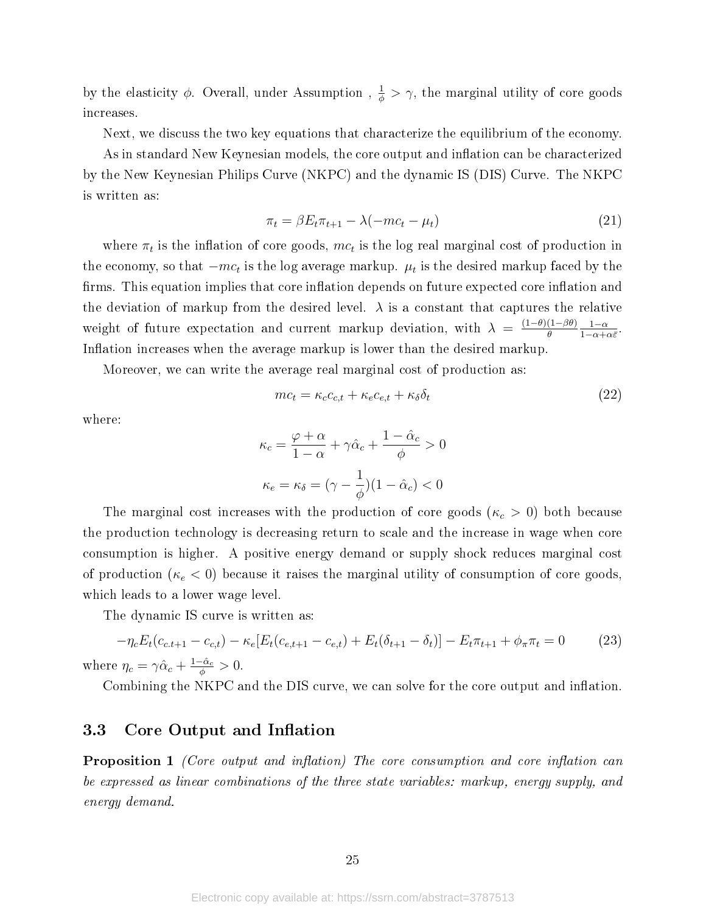by the elasticity $\phi$. Overall, under Assumption , $\frac{1}{\phi} > \gamma$, the marginal utility of core goods increases.

Next, we discuss the two key equations that characterize the equilibrium of the economy.

As in standard New Keynesian models, the core output and inflation can be characterized by the New Keynesian Philips Curve (NKPC) and the dynamic IS (DIS) Curve. The NKPC is written as:

$$\pi_t = \beta E_t \pi_{t+1} - \lambda(-mc_t - \mu_t) \tag{21}$$

where $\pi_t$ is the inflation of core goods, $mc_t$ is the log real marginal cost of production in the economy, so that $-mc_t$ is the log average markup. $\mu_t$ is the desired markup faced by the firms. This equation implies that core inflation depends on future expected core inflation and the deviation of markup from the desired level. $\lambda$ is a constant that captures the relative weight of future expectation and current markup deviation, with $\lambda = \frac{(1-\theta)(1-\beta\theta)}{\theta}\frac{1-\alpha}{1-\alpha+\alpha\bar{\varepsilon}}$. Inflation increases when the average markup is lower than the desired markup.

Moreover, we can write the average real marginal cost of production as:

$$mc_t = \kappa_c c_{c,t} + \kappa_e c_{e,t} + \kappa_\delta \delta_t \tag{22}$$

where:

$$\kappa_c = \frac{\varphi + \alpha}{1-\alpha} + \gamma\hat{\alpha}_c + \frac{1-\hat{\alpha}_c}{\phi} > 0$$

$$\kappa_e = \kappa_\delta = (\gamma - \frac{1}{\phi})(1-\hat{\alpha}_c) < 0$$

The marginal cost increases with the production of core goods ($\kappa_c > 0$) both because the production technology is decreasing return to scale and the increase in wage when core consumption is higher. A positive energy demand or supply shock reduces marginal cost of production ($\kappa_e < 0$) because it raises the marginal utility of consumption of core goods, which leads to a lower wage level.

The dynamic IS curve is written as:

$$-\eta_c E_t(c_{c.t+1} - c_{c,t}) - \kappa_e[E_t(c_{e,t+1} - c_{e,t}) + E_t(\delta_{t+1} - \delta_t)] - E_t\pi_{t+1} + \phi_\pi \pi_t = 0 \tag{23}$$

where $\eta_c = \gamma\hat{\alpha}_c + \frac{1-\hat{\alpha}_c}{\phi} > 0$.

Combining the NKPC and the DIS curve, we can solve for the core output and inflation.

## 3.3 Core Output and Inflation

**Proposition 1** *(Core output and inflation) The core consumption and core inflation can be expressed as linear combinations of the three state variables: markup, energy supply, and energy demand.*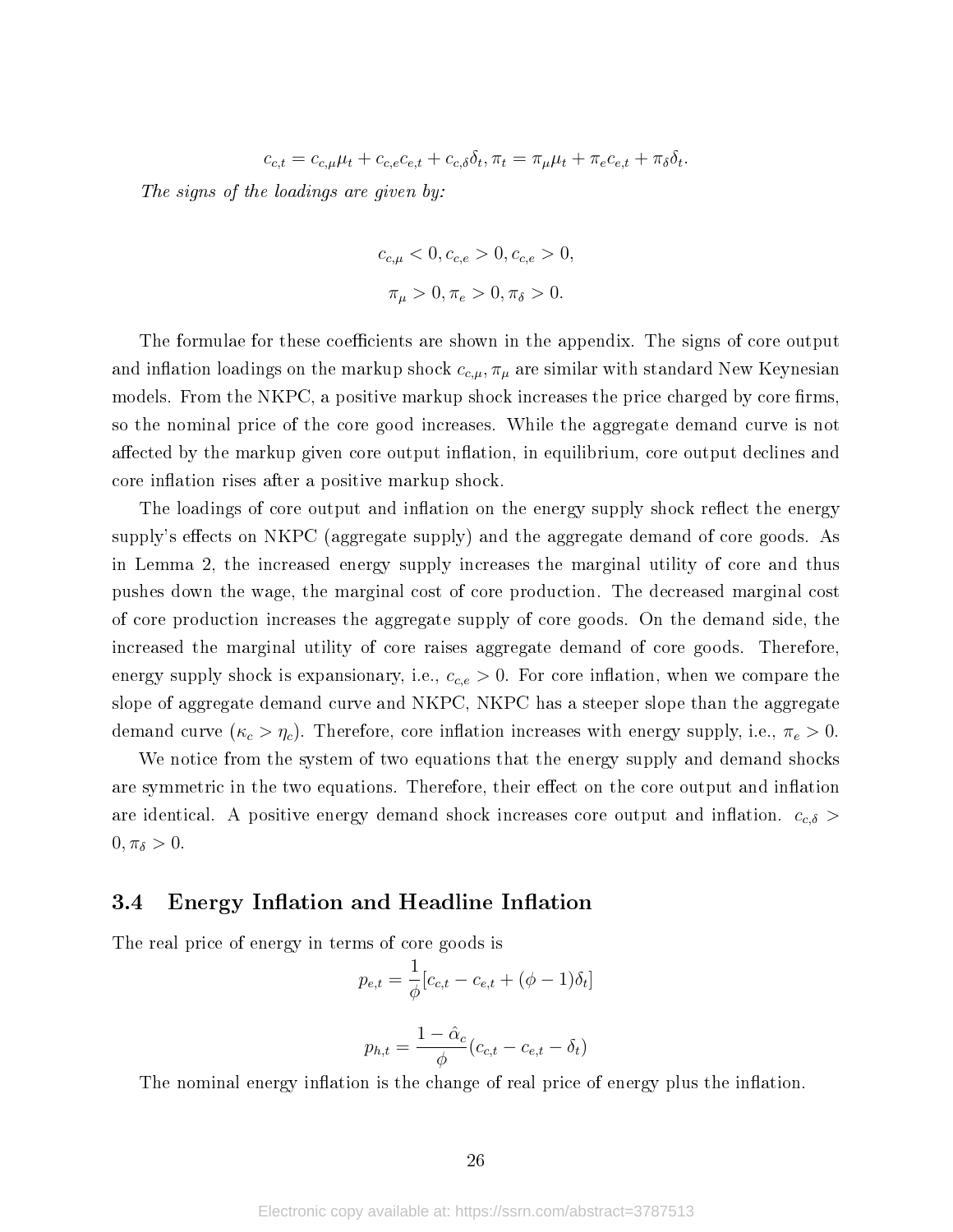$$c_{c,t} = c_{c,\mu}\mu_t + c_{c,e}c_{e,t} + c_{c,\delta}\delta_t, \pi_t = \pi_\mu\mu_t + \pi_e c_{e,t} + \pi_\delta\delta_t.$$

*The signs of the loadings are given by:*

$$c_{c,\mu} < 0, c_{c,e} > 0, c_{c,e} > 0,$$

$$\pi_\mu > 0, \pi_e > 0, \pi_\delta > 0.$$

The formulae for these coefficients are shown in the appendix. The signs of core output and inflation loadings on the markup shock $c_{c,\mu}, \pi_\mu$ are similar with standard New Keynesian models. From the NKPC, a positive markup shock increases the price charged by core firms, so the nominal price of the core good increases. While the aggregate demand curve is not affected by the markup given core output inflation, in equilibrium, core output declines and core inflation rises after a positive markup shock.

The loadings of core output and inflation on the energy supply shock reflect the energy supply's effects on NKPC (aggregate supply) and the aggregate demand of core goods. As in Lemma 2, the increased energy supply increases the marginal utility of core and thus pushes down the wage, the marginal cost of core production. The decreased marginal cost of core production increases the aggregate supply of core goods. On the demand side, the increased the marginal utility of core raises aggregate demand of core goods. Therefore, energy supply shock is expansionary, i.e., $c_{c,e} > 0$. For core inflation, when we compare the slope of aggregate demand curve and NKPC, NKPC has a steeper slope than the aggregate demand curve ($\kappa_c > \eta_c$). Therefore, core inflation increases with energy supply, i.e., $\pi_e > 0$.

We notice from the system of two equations that the energy supply and demand shocks are symmetric in the two equations. Therefore, their effect on the core output and inflation are identical. A positive energy demand shock increases core output and inflation. $c_{c,\delta} > 0, \pi_\delta > 0$.

## 3.4 Energy Inflation and Headline Inflation

The real price of energy in terms of core goods is

$$p_{e,t} = \frac{1}{\phi}[c_{c,t} - c_{e,t} + (\phi - 1)\delta_t]$$

$$p_{h,t} = \frac{1 - \hat{\alpha}_c}{\phi}(c_{c,t} - c_{e,t} - \delta_t)$$

The nominal energy inflation is the change of real price of energy plus the inflation.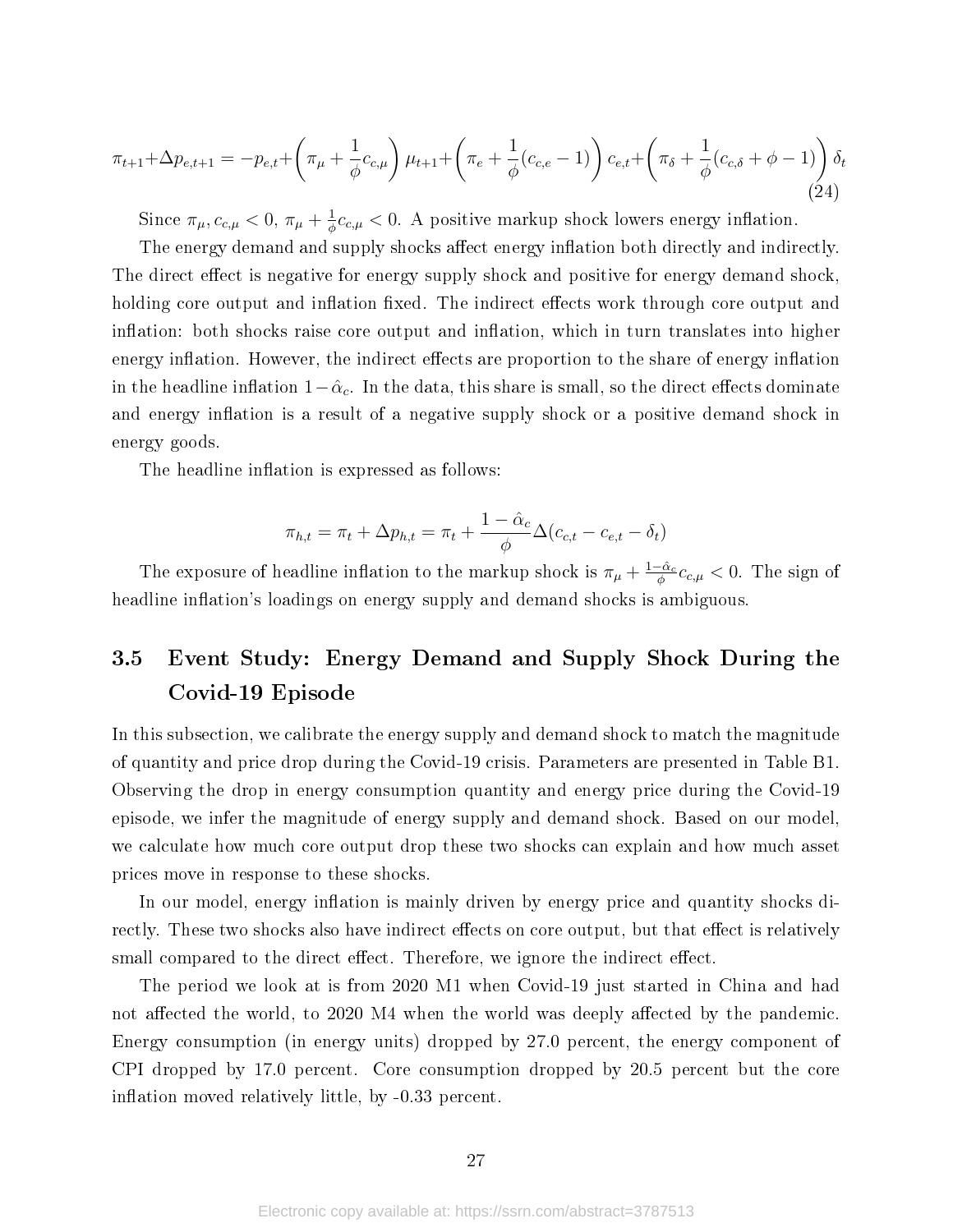$$\pi_{t+1}+\Delta p_{e,t+1}=-p_{e,t}+\left(\pi_{\mu}+\frac{1}{\phi}c_{c,\mu}\right)\mu_{t+1}+\left(\pi_{e}+\frac{1}{\phi}(c_{c,e}-1)\right)c_{e,t}+\left(\pi_{\delta}+\frac{1}{\phi}(c_{c,\delta}+\phi-1)\right)\delta_{t} \tag{24}$$

Since $\pi_{\mu}, c_{c,\mu} < 0$, $\pi_{\mu} + \frac{1}{\phi}c_{c,\mu} < 0$. A positive markup shock lowers energy inflation.

The energy demand and supply shocks affect energy inflation both directly and indirectly. The direct effect is negative for energy supply shock and positive for energy demand shock, holding core output and inflation fixed. The indirect effects work through core output and inflation: both shocks raise core output and inflation, which in turn translates into higher energy inflation. However, the indirect effects are proportion to the share of energy inflation in the headline inflation $1-\hat{\alpha}_c$. In the data, this share is small, so the direct effects dominate and energy inflation is a result of a negative supply shock or a positive demand shock in energy goods.

The headline inflation is expressed as follows:

$$\pi_{h,t} = \pi_t + \Delta p_{h,t} = \pi_t + \frac{1-\hat{\alpha}_c}{\phi}\Delta(c_{c,t} - c_{e,t} - \delta_t)$$

The exposure of headline inflation to the markup shock is $\pi_{\mu} + \frac{1-\hat{\alpha}_c}{\phi}c_{c,\mu} < 0$. The sign of headline inflation's loadings on energy supply and demand shocks is ambiguous.

## 3.5 Event Study: Energy Demand and Supply Shock During the Covid-19 Episode

In this subsection, we calibrate the energy supply and demand shock to match the magnitude of quantity and price drop during the Covid-19 crisis. Parameters are presented in Table B1. Observing the drop in energy consumption quantity and energy price during the Covid-19 episode, we infer the magnitude of energy supply and demand shock. Based on our model, we calculate how much core output drop these two shocks can explain and how much asset prices move in response to these shocks.

In our model, energy inflation is mainly driven by energy price and quantity shocks directly. These two shocks also have indirect effects on core output, but that effect is relatively small compared to the direct effect. Therefore, we ignore the indirect effect.

The period we look at is from 2020 M1 when Covid-19 just started in China and had not affected the world, to 2020 M4 when the world was deeply affected by the pandemic. Energy consumption (in energy units) dropped by 27.0 percent, the energy component of CPI dropped by 17.0 percent. Core consumption dropped by 20.5 percent but the core inflation moved relatively little, by -0.33 percent.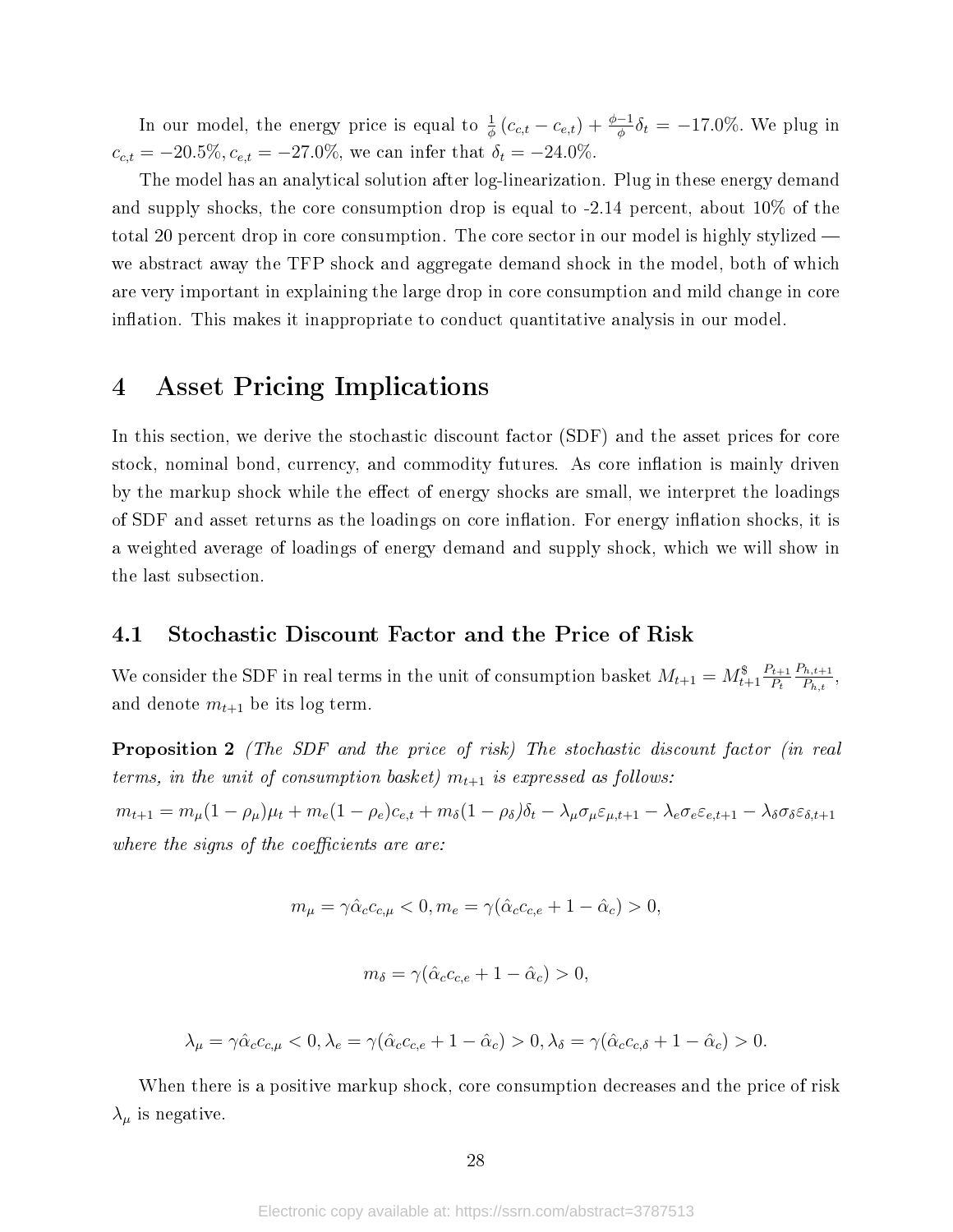In our model, the energy price is equal to $\frac{1}{\phi}(c_{c,t} - c_{e,t}) + \frac{\phi-1}{\phi}\delta_t = -17.0\%$. We plug in $c_{c,t} = -20.5\%, c_{e,t} = -27.0\%$, we can infer that $\delta_t = -24.0\%$.

The model has an analytical solution after log-linearization. Plug in these energy demand and supply shocks, the core consumption drop is equal to -2.14 percent, about 10% of the total 20 percent drop in core consumption. The core sector in our model is highly stylized — we abstract away the TFP shock and aggregate demand shock in the model, both of which are very important in explaining the large drop in core consumption and mild change in core inflation. This makes it inappropriate to conduct quantitative analysis in our model.

# 4 Asset Pricing Implications

In this section, we derive the stochastic discount factor (SDF) and the asset prices for core stock, nominal bond, currency, and commodity futures. As core inflation is mainly driven by the markup shock while the effect of energy shocks are small, we interpret the loadings of SDF and asset returns as the loadings on core inflation. For energy inflation shocks, it is a weighted average of loadings of energy demand and supply shock, which we will show in the last subsection.

## 4.1 Stochastic Discount Factor and the Price of Risk

We consider the SDF in real terms in the unit of consumption basket $M_{t+1} = M^{\$}_{t+1}\frac{P_{t+1}}{P_t}\frac{P_{h,t+1}}{P_{h,t}}$, and denote $m_{t+1}$ be its log term.

**Proposition 2** *(The SDF and the price of risk) The stochastic discount factor (in real terms, in the unit of consumption basket) $m_{t+1}$ is expressed as follows:*

$$m_{t+1} = m_\mu(1-\rho_\mu)\mu_t + m_e(1-\rho_e)c_{e,t} + m_\delta(1-\rho_\delta)\delta_t - \lambda_\mu\sigma_\mu\varepsilon_{\mu,t+1} - \lambda_e\sigma_e\varepsilon_{e,t+1} - \lambda_\delta\sigma_\delta\varepsilon_{\delta,t+1}$$

*where the signs of the coefficients are are:*

$$m_\mu = \gamma\hat{\alpha}_c c_{c,\mu} < 0, m_e = \gamma(\hat{\alpha}_c c_{c,e} + 1 - \hat{\alpha}_c) > 0,$$

$$m_\delta = \gamma(\hat{\alpha}_c c_{c,e} + 1 - \hat{\alpha}_c) > 0,$$

$$\lambda_\mu = \gamma\hat{\alpha}_c c_{c,\mu} < 0, \lambda_e = \gamma(\hat{\alpha}_c c_{c,e} + 1 - \hat{\alpha}_c) > 0, \lambda_\delta = \gamma(\hat{\alpha}_c c_{c,\delta} + 1 - \hat{\alpha}_c) > 0.$$

When there is a positive markup shock, core consumption decreases and the price of risk $\lambda_\mu$ is negative.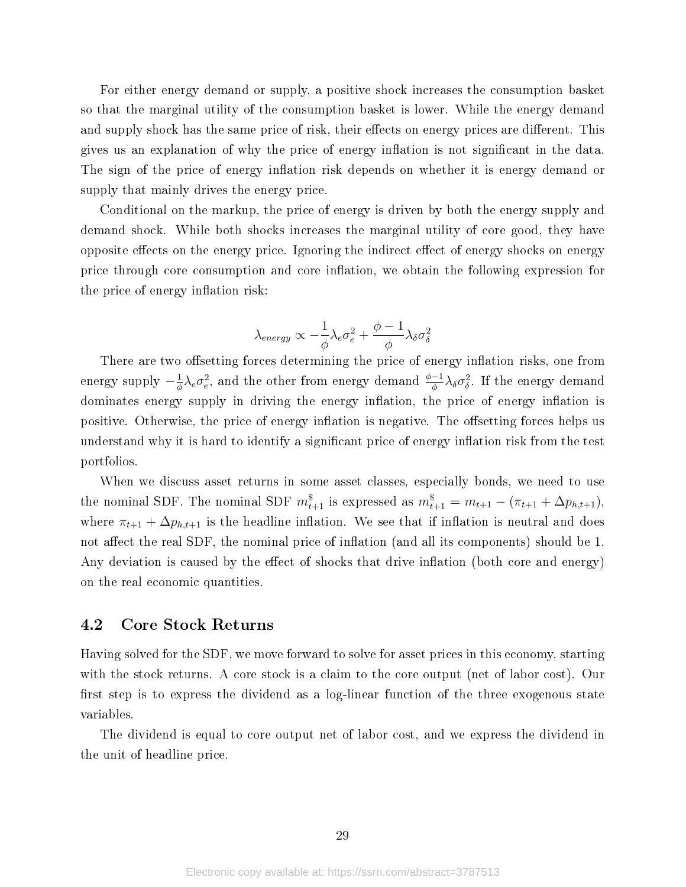For either energy demand or supply, a positive shock increases the consumption basket so that the marginal utility of the consumption basket is lower. While the energy demand and supply shock has the same price of risk, their effects on energy prices are different. This gives us an explanation of why the price of energy inflation is not significant in the data. The sign of the price of energy inflation risk depends on whether it is energy demand or supply that mainly drives the energy price.

Conditional on the markup, the price of energy is driven by both the energy supply and demand shock. While both shocks increases the marginal utility of core good, they have opposite effects on the energy price. Ignoring the indirect effect of energy shocks on energy price through core consumption and core inflation, we obtain the following expression for the price of energy inflation risk:

$$\lambda_{energy} \propto -\frac{1}{\phi}\lambda_e \sigma_e^2 + \frac{\phi - 1}{\phi}\lambda_\delta \sigma_\delta^2$$

There are two offsetting forces determining the price of energy inflation risks, one from energy supply $-\frac{1}{\phi}\lambda_e\sigma_e^2$, and the other from energy demand $\frac{\phi-1}{\phi}\lambda_\delta\sigma_\delta^2$. If the energy demand dominates energy supply in driving the energy inflation, the price of energy inflation is positive. Otherwise, the price of energy inflation is negative. The offsetting forces helps us understand why it is hard to identify a significant price of energy inflation risk from the test portfolios.

When we discuss asset returns in some asset classes, especially bonds, we need to use the nominal SDF. The nominal SDF $m_{t+1}^{\$}$ is expressed as $m_{t+1}^{\$} = m_{t+1} - (\pi_{t+1} + \Delta p_{h,t+1})$, where $\pi_{t+1} + \Delta p_{h,t+1}$ is the headline inflation. We see that if inflation is neutral and does not affect the real SDF, the nominal price of inflation (and all its components) should be 1. Any deviation is caused by the effect of shocks that drive inflation (both core and energy) on the real economic quantities.

## 4.2 Core Stock Returns

Having solved for the SDF, we move forward to solve for asset prices in this economy, starting with the stock returns. A core stock is a claim to the core output (net of labor cost). Our first step is to express the dividend as a log-linear function of the three exogenous state variables.

The dividend is equal to core output net of labor cost, and we express the dividend in the unit of headline price.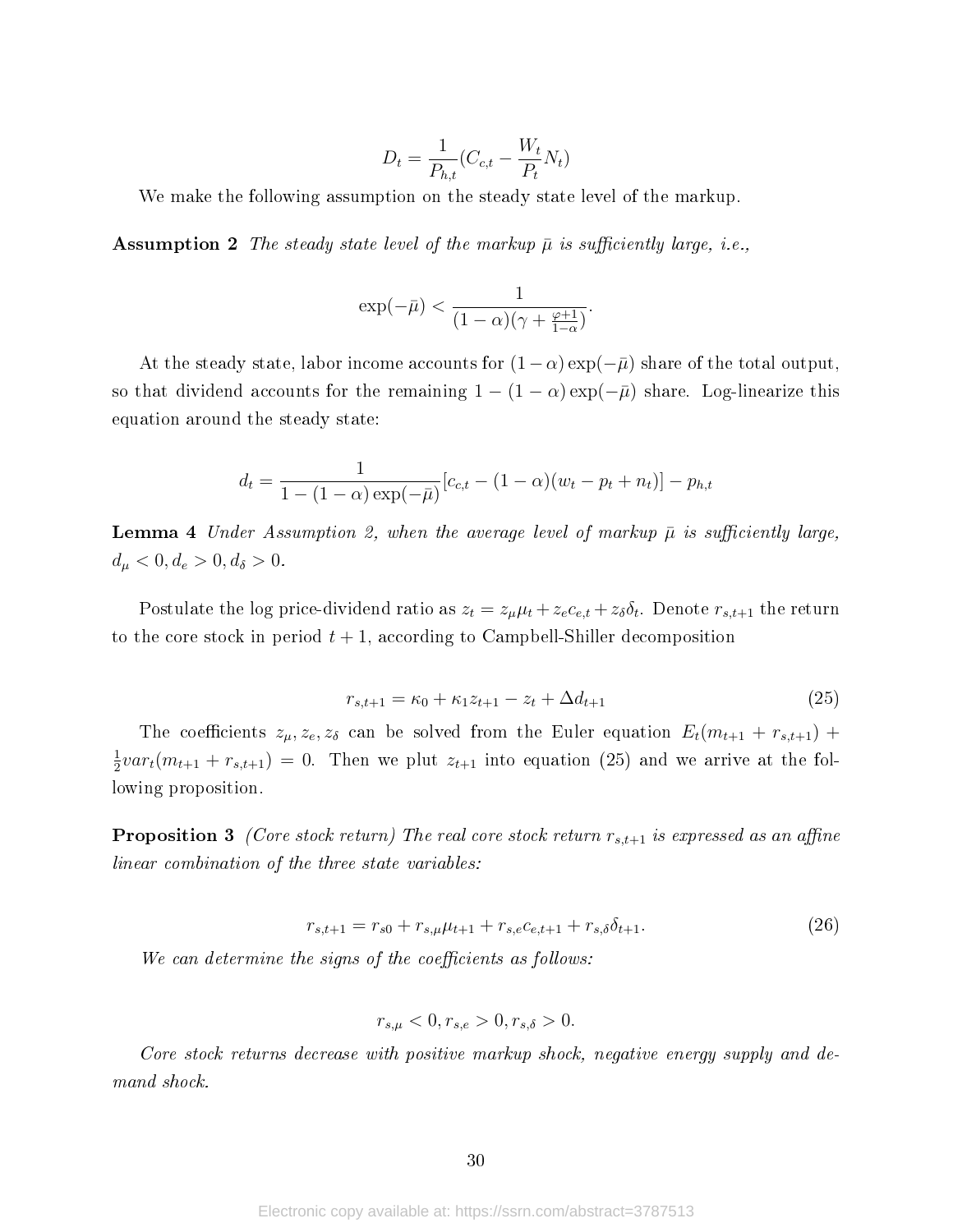$$D_t = \frac{1}{P_{h,t}}(C_{c,t} - \frac{W_t}{P_t}N_t)$$

We make the following assumption on the steady state level of the markup.

**Assumption 2** *The steady state level of the markup $\bar{\mu}$ is sufficiently large, i.e.,*

$$\exp(-\bar{\mu}) < \frac{1}{(1-\alpha)(\gamma + \frac{\varphi+1}{1-\alpha})}.$$

At the steady state, labor income accounts for $(1-\alpha)\exp(-\bar{\mu})$ share of the total output, so that dividend accounts for the remaining $1-(1-\alpha)\exp(-\bar{\mu})$ share. Log-linearize this equation around the steady state:

$$d_t = \frac{1}{1-(1-\alpha)\exp(-\bar{\mu})}[c_{c,t} - (1-\alpha)(w_t - p_t + n_t)] - p_{h,t}$$

**Lemma 4** *Under Assumption 2, when the average level of markup $\bar{\mu}$ is sufficiently large, $d_\mu < 0, d_e > 0, d_\delta > 0$.*

Postulate the log price-dividend ratio as $z_t = z_\mu \mu_t + z_e c_{e,t} + z_\delta \delta_t$. Denote $r_{s,t+1}$ the return to the core stock in period $t+1$, according to Campbell-Shiller decomposition

$$r_{s,t+1} = \kappa_0 + \kappa_1 z_{t+1} - z_t + \Delta d_{t+1} \tag{25}$$

The coefficients $z_\mu, z_e, z_\delta$ can be solved from the Euler equation $E_t(m_{t+1} + r_{s,t+1}) + \frac{1}{2}var_t(m_{t+1} + r_{s,t+1}) = 0$. Then we plut $z_{t+1}$ into equation (25) and we arrive at the following proposition.

**Proposition 3** *(Core stock return) The real core stock return $r_{s,t+1}$ is expressed as an affine linear combination of the three state variables:*

$$r_{s,t+1} = r_{s0} + r_{s,\mu}\mu_{t+1} + r_{s,e}c_{e,t+1} + r_{s,\delta}\delta_{t+1}. \tag{26}$$

*We can determine the signs of the coefficients as follows:*

$$r_{s,\mu} < 0, r_{s,e} > 0, r_{s,\delta} > 0.$$

*Core stock returns decrease with positive markup shock, negative energy supply and demand shock.*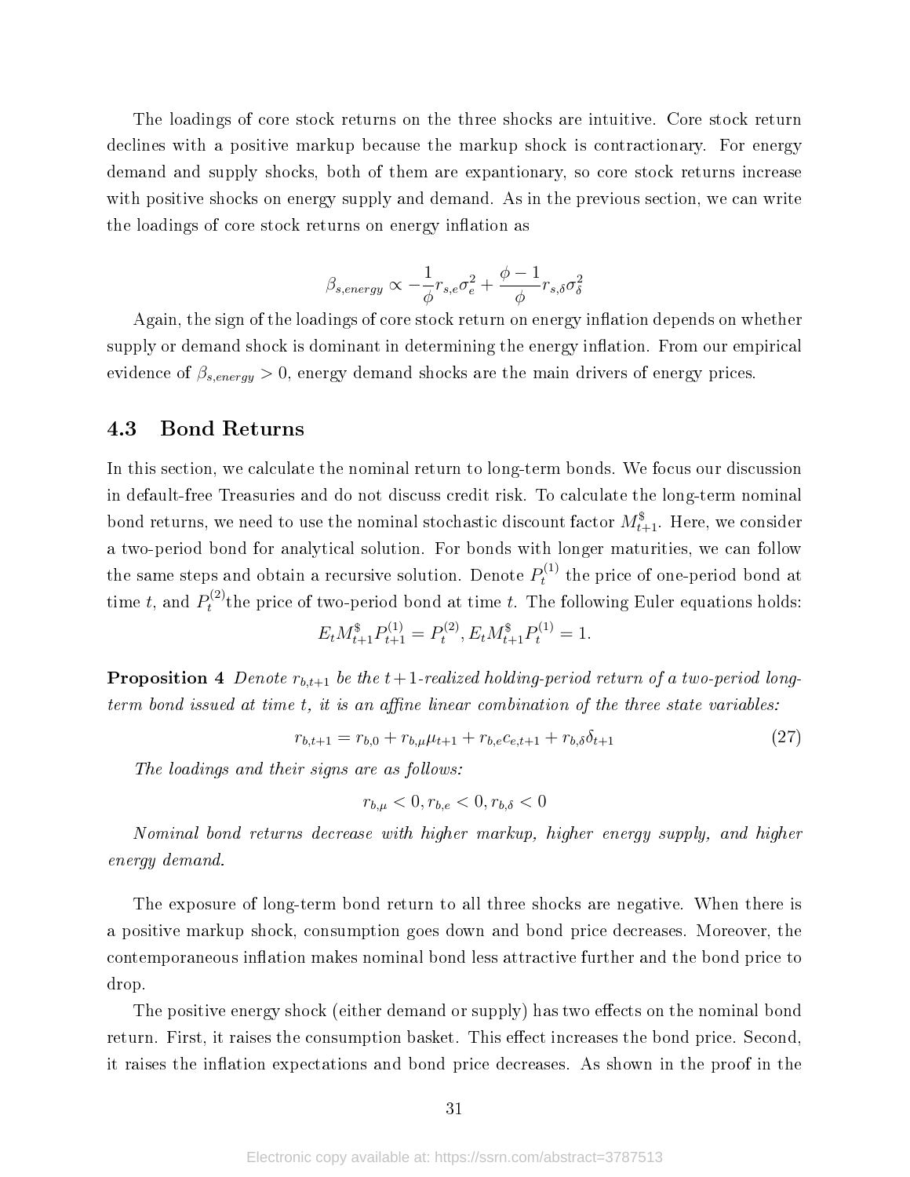The loadings of core stock returns on the three shocks are intuitive. Core stock return declines with a positive markup because the markup shock is contractionary. For energy demand and supply shocks, both of them are expantionary, so core stock returns increase with positive shocks on energy supply and demand. As in the previous section, we can write the loadings of core stock returns on energy inflation as

$$\beta_{s,energy} \propto -\frac{1}{\phi} r_{s,e} \sigma_e^2 + \frac{\phi - 1}{\phi} r_{s,\delta} \sigma_\delta^2$$

Again, the sign of the loadings of core stock return on energy inflation depends on whether supply or demand shock is dominant in determining the energy inflation. From our empirical evidence of $\beta_{s,energy} > 0$, energy demand shocks are the main drivers of energy prices.

## 4.3 Bond Returns

In this section, we calculate the nominal return to long-term bonds. We focus our discussion in default-free Treasuries and do not discuss credit risk. To calculate the long-term nominal bond returns, we need to use the nominal stochastic discount factor $M_{t+1}^{\$}$. Here, we consider a two-period bond for analytical solution. For bonds with longer maturities, we can follow the same steps and obtain a recursive solution. Denote $P_t^{(1)}$ the price of one-period bond at time $t$, and $P_t^{(2)}$the price of two-period bond at time $t$. The following Euler equations holds:

$$E_t M_{t+1}^{\$} P_{t+1}^{(1)} = P_t^{(2)}, E_t M_{t+1}^{\$} P_t^{(1)} = 1.$$

**Proposition 4** *Denote $r_{b,t+1}$ be the $t+1$-realized holding-period return of a two-period long-term bond issued at time $t$, it is an affine linear combination of the three state variables:*

$$r_{b,t+1} = r_{b,0} + r_{b,\mu} \mu_{t+1} + r_{b,e} c_{e,t+1} + r_{b,\delta} \delta_{t+1} \tag{27}$$

*The loadings and their signs are as follows:*

$$r_{b,\mu} < 0, r_{b,e} < 0, r_{b,\delta} < 0$$

*Nominal bond returns decrease with higher markup, higher energy supply, and higher energy demand.*

The exposure of long-term bond return to all three shocks are negative. When there is a positive markup shock, consumption goes down and bond price decreases. Moreover, the contemporaneous inflation makes nominal bond less attractive further and the bond price to drop.

The positive energy shock (either demand or supply) has two effects on the nominal bond return. First, it raises the consumption basket. This effect increases the bond price. Second, it raises the inflation expectations and bond price decreases. As shown in the proof in the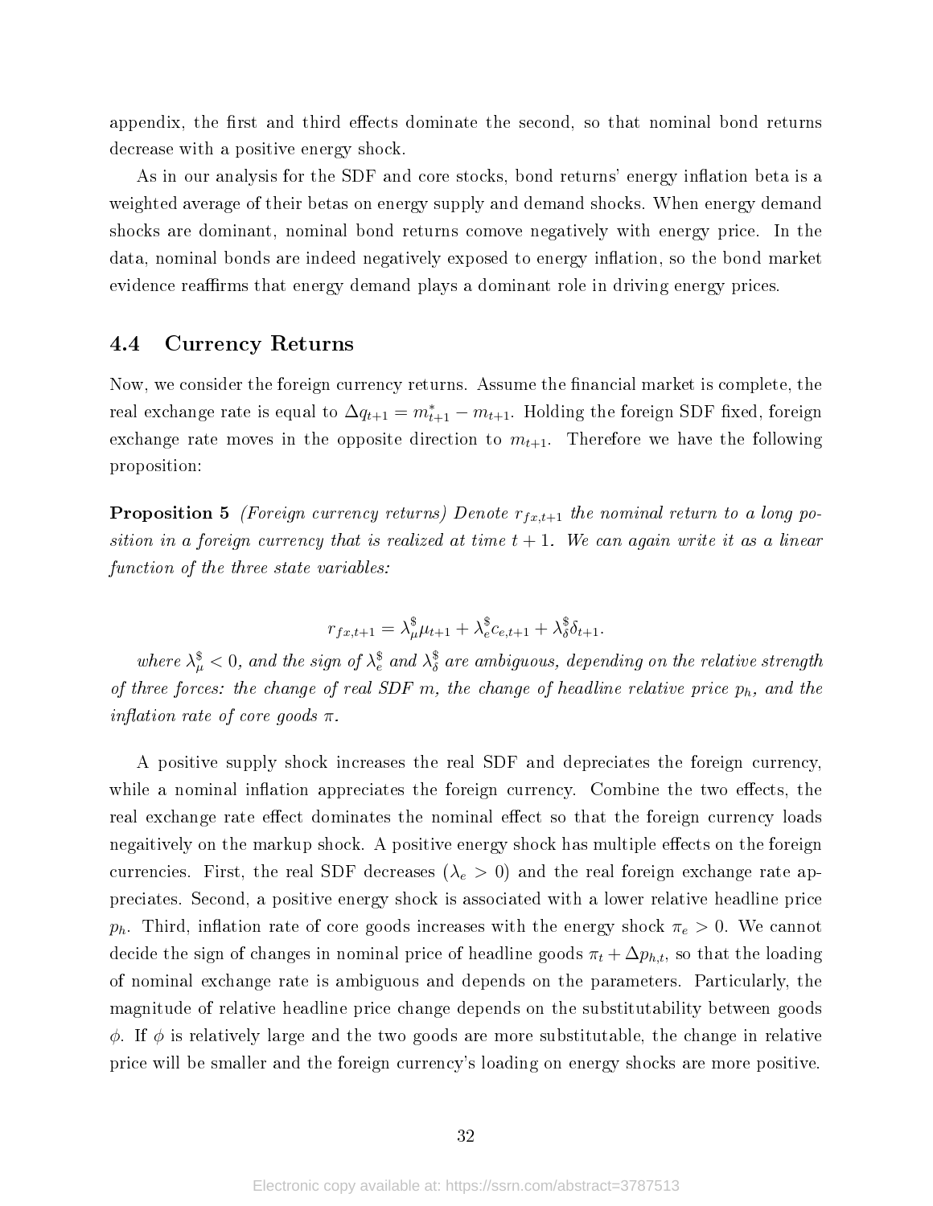appendix, the first and third effects dominate the second, so that nominal bond returns decrease with a positive energy shock.

As in our analysis for the SDF and core stocks, bond returns' energy inflation beta is a weighted average of their betas on energy supply and demand shocks. When energy demand shocks are dominant, nominal bond returns comove negatively with energy price. In the data, nominal bonds are indeed negatively exposed to energy inflation, so the bond market evidence reaffirms that energy demand plays a dominant role in driving energy prices.

## 4.4 Currency Returns

Now, we consider the foreign currency returns. Assume the financial market is complete, the real exchange rate is equal to $\Delta q_{t+1} = m^*_{t+1} - m_{t+1}$. Holding the foreign SDF fixed, foreign exchange rate moves in the opposite direction to $m_{t+1}$. Therefore we have the following proposition:

**Proposition 5** *(Foreign currency returns) Denote $r_{fx,t+1}$ the nominal return to a long position in a foreign currency that is realized at time $t+1$. We can again write it as a linear function of the three state variables:*

$$r_{fx,t+1} = \lambda^{\$}_{\mu}\mu_{t+1} + \lambda^{\$}_{e}c_{e,t+1} + \lambda^{\$}_{\delta}\delta_{t+1}.$$

*where $\lambda^{\$}_{\mu} < 0$, and the sign of $\lambda^{\$}_{e}$ and $\lambda^{\$}_{\delta}$ are ambiguous, depending on the relative strength of three forces: the change of real SDF $m$, the change of headline relative price $p_h$, and the inflation rate of core goods $\pi$.*

A positive supply shock increases the real SDF and depreciates the foreign currency, while a nominal inflation appreciates the foreign currency. Combine the two effects, the real exchange rate effect dominates the nominal effect so that the foreign currency loads negaitively on the markup shock. A positive energy shock has multiple effects on the foreign currencies. First, the real SDF decreases ($\lambda_e > 0$) and the real foreign exchange rate appreciates. Second, a positive energy shock is associated with a lower relative headline price $p_h$. Third, inflation rate of core goods increases with the energy shock $\pi_e > 0$. We cannot decide the sign of changes in nominal price of headline goods $\pi_t + \Delta p_{h,t}$, so that the loading of nominal exchange rate is ambiguous and depends on the parameters. Particularly, the magnitude of relative headline price change depends on the substitutability between goods $\phi$. If $\phi$ is relatively large and the two goods are more substitutable, the change in relative price will be smaller and the foreign currency's loading on energy shocks are more positive.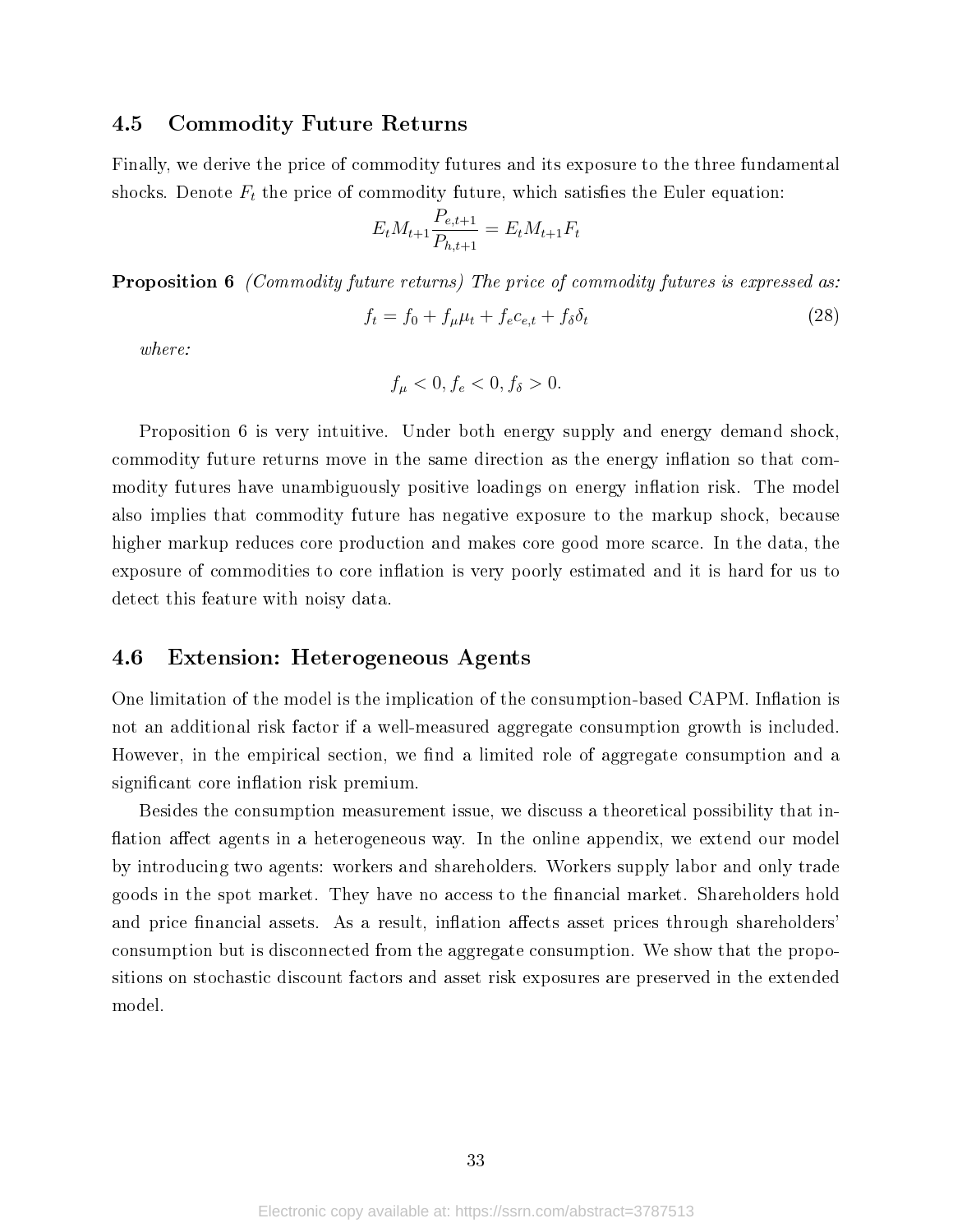### 4.5 Commodity Future Returns

Finally, we derive the price of commodity futures and its exposure to the three fundamental shocks. Denote $F_t$ the price of commodity future, which satisfies the Euler equation:

$$E_t M_{t+1} \frac{P_{e,t+1}}{P_{h,t+1}} = E_t M_{t+1} F_t$$

**Proposition 6** *(Commodity future returns) The price of commodity futures is expressed as:*

$$f_t = f_0 + f_\mu \mu_t + f_e c_{e,t} + f_\delta \delta_t \tag{28}$$

*where:*

$$f_\mu < 0, f_e < 0, f_\delta > 0.$$

Proposition 6 is very intuitive. Under both energy supply and energy demand shock, commodity future returns move in the same direction as the energy inflation so that commodity futures have unambiguously positive loadings on energy inflation risk. The model also implies that commodity future has negative exposure to the markup shock, because higher markup reduces core production and makes core good more scarce. In the data, the exposure of commodities to core inflation is very poorly estimated and it is hard for us to detect this feature with noisy data.

### 4.6 Extension: Heterogeneous Agents

One limitation of the model is the implication of the consumption-based CAPM. Inflation is not an additional risk factor if a well-measured aggregate consumption growth is included. However, in the empirical section, we find a limited role of aggregate consumption and a significant core inflation risk premium.

Besides the consumption measurement issue, we discuss a theoretical possibility that inflation affect agents in a heterogeneous way. In the online appendix, we extend our model by introducing two agents: workers and shareholders. Workers supply labor and only trade goods in the spot market. They have no access to the financial market. Shareholders hold and price financial assets. As a result, inflation affects asset prices through shareholders' consumption but is disconnected from the aggregate consumption. We show that the propositions on stochastic discount factors and asset risk exposures are preserved in the extended model.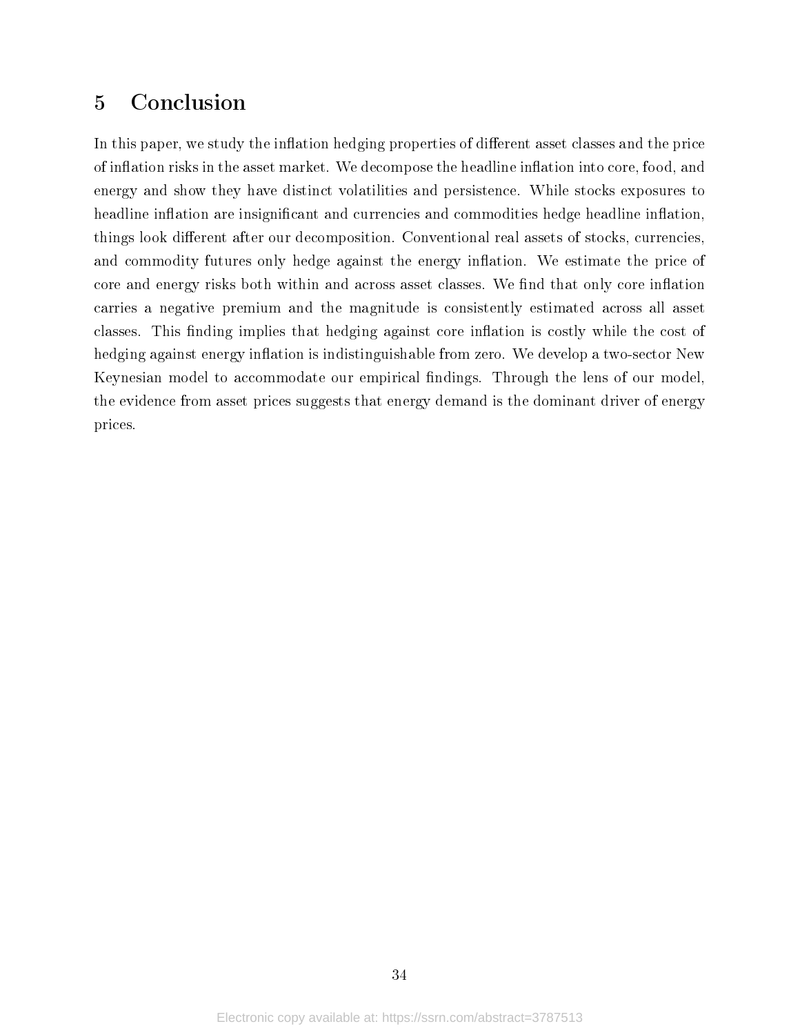## 5 Conclusion

In this paper, we study the inflation hedging properties of different asset classes and the price of inflation risks in the asset market. We decompose the headline inflation into core, food, and energy and show they have distinct volatilities and persistence. While stocks exposures to headline inflation are insignificant and currencies and commodities hedge headline inflation, things look different after our decomposition. Conventional real assets of stocks, currencies, and commodity futures only hedge against the energy inflation. We estimate the price of core and energy risks both within and across asset classes. We find that only core inflation carries a negative premium and the magnitude is consistently estimated across all asset classes. This finding implies that hedging against core inflation is costly while the cost of hedging against energy inflation is indistinguishable from zero. We develop a two-sector New Keynesian model to accommodate our empirical findings. Through the lens of our model, the evidence from asset prices suggests that energy demand is the dominant driver of energy prices.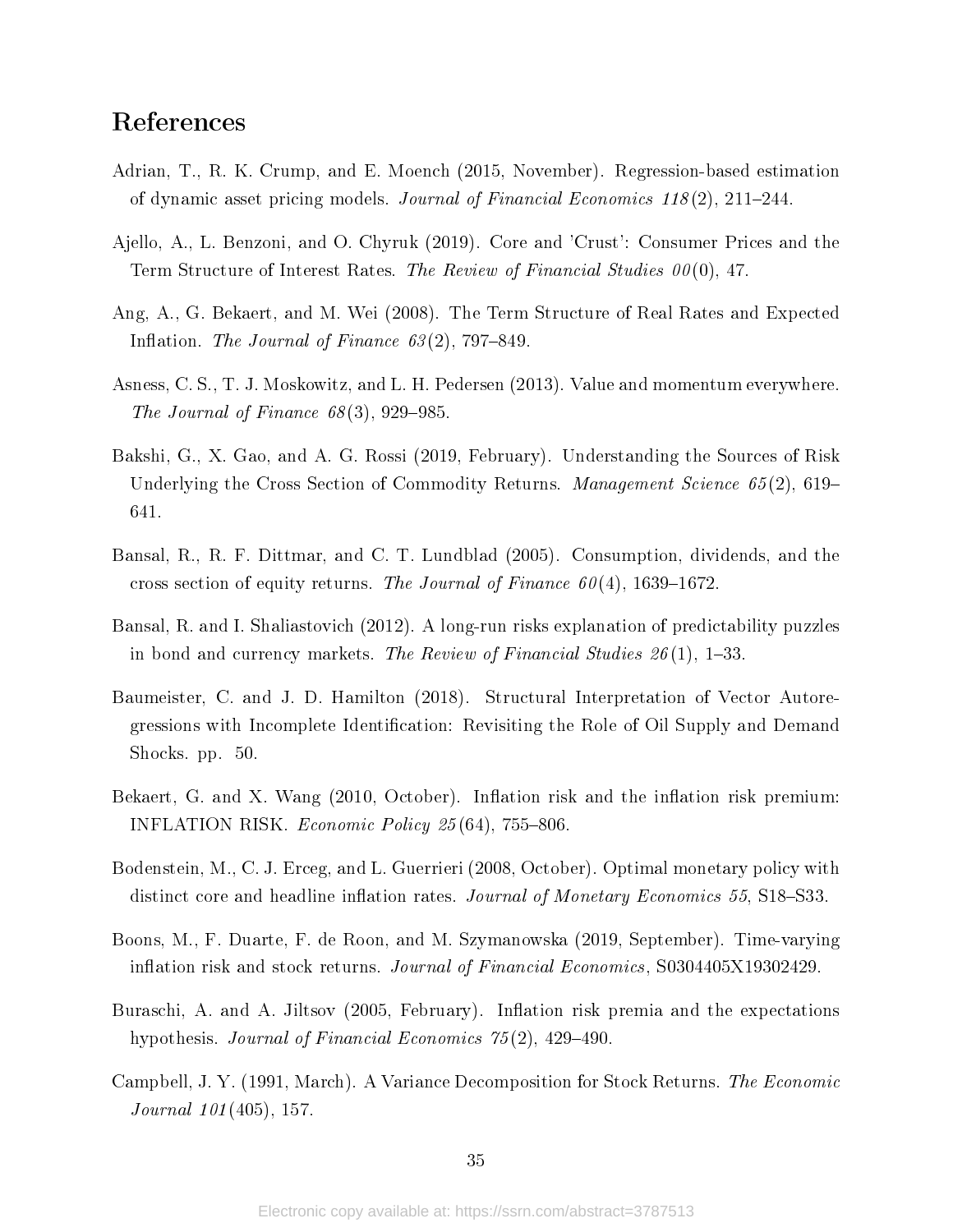# References

Adrian, T., R. K. Crump, and E. Moench (2015, November). Regression-based estimation of dynamic asset pricing models. *Journal of Financial Economics 118*(2), 211–244.

Ajello, A., L. Benzoni, and O. Chyruk (2019). Core and 'Crust': Consumer Prices and the Term Structure of Interest Rates. *The Review of Financial Studies 00*(0), 47.

Ang, A., G. Bekaert, and M. Wei (2008). The Term Structure of Real Rates and Expected Inflation. *The Journal of Finance 63*(2), 797–849.

Asness, C. S., T. J. Moskowitz, and L. H. Pedersen (2013). Value and momentum everywhere. *The Journal of Finance 68*(3), 929–985.

Bakshi, G., X. Gao, and A. G. Rossi (2019, February). Understanding the Sources of Risk Underlying the Cross Section of Commodity Returns. *Management Science 65*(2), 619–641.

Bansal, R., R. F. Dittmar, and C. T. Lundblad (2005). Consumption, dividends, and the cross section of equity returns. *The Journal of Finance 60*(4), 1639–1672.

Bansal, R. and I. Shaliastovich (2012). A long-run risks explanation of predictability puzzles in bond and currency markets. *The Review of Financial Studies 26*(1), 1–33.

Baumeister, C. and J. D. Hamilton (2018). Structural Interpretation of Vector Autoregressions with Incomplete Identification: Revisiting the Role of Oil Supply and Demand Shocks. pp. 50.

Bekaert, G. and X. Wang (2010, October). Inflation risk and the inflation risk premium: INFLATION RISK. *Economic Policy 25*(64), 755–806.

Bodenstein, M., C. J. Erceg, and L. Guerrieri (2008, October). Optimal monetary policy with distinct core and headline inflation rates. *Journal of Monetary Economics 55*, S18–S33.

Boons, M., F. Duarte, F. de Roon, and M. Szymanowska (2019, September). Time-varying inflation risk and stock returns. *Journal of Financial Economics*, S0304405X19302429.

Buraschi, A. and A. Jiltsov (2005, February). Inflation risk premia and the expectations hypothesis. *Journal of Financial Economics 75*(2), 429–490.

Campbell, J. Y. (1991, March). A Variance Decomposition for Stock Returns. *The Economic Journal 101*(405), 157.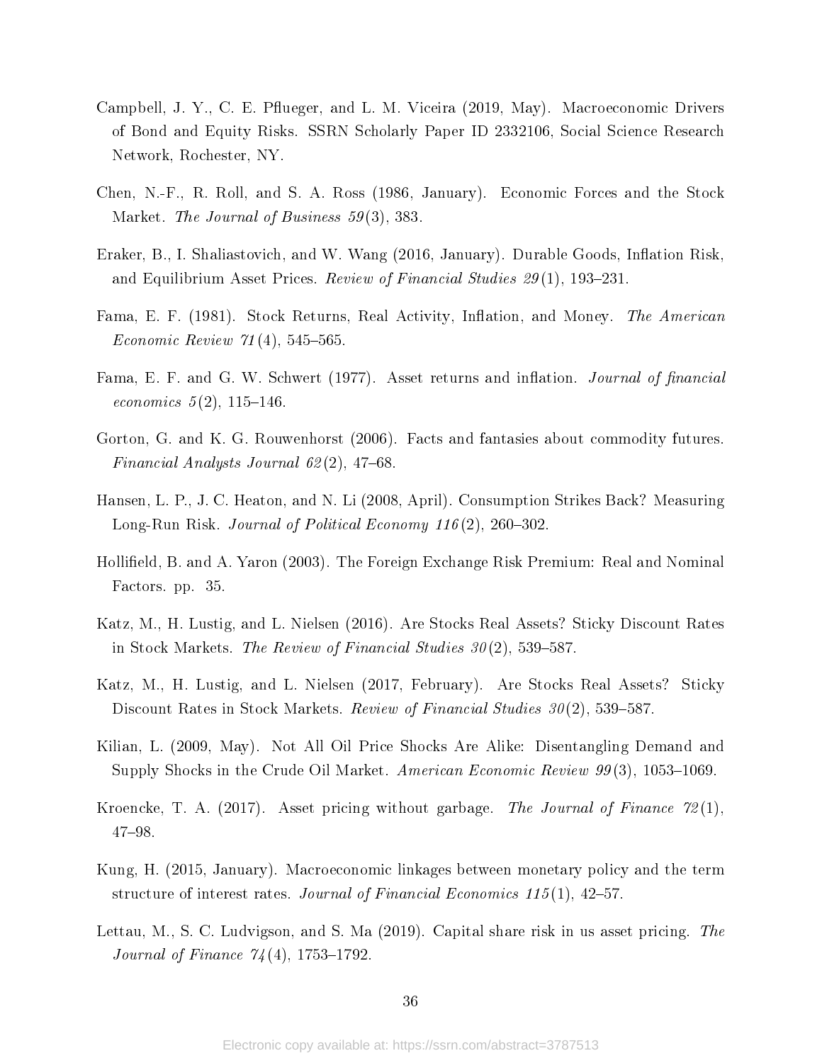Campbell, J. Y., C. E. Pflueger, and L. M. Viceira (2019, May). Macroeconomic Drivers of Bond and Equity Risks. SSRN Scholarly Paper ID 2332106, Social Science Research Network, Rochester, NY.

Chen, N.-F., R. Roll, and S. A. Ross (1986, January). Economic Forces and the Stock Market. *The Journal of Business 59*(3), 383.

Eraker, B., I. Shaliastovich, and W. Wang (2016, January). Durable Goods, Inflation Risk, and Equilibrium Asset Prices. *Review of Financial Studies 29*(1), 193–231.

Fama, E. F. (1981). Stock Returns, Real Activity, Inflation, and Money. *The American Economic Review 71*(4), 545–565.

Fama, E. F. and G. W. Schwert (1977). Asset returns and inflation. *Journal of financial economics 5*(2), 115–146.

Gorton, G. and K. G. Rouwenhorst (2006). Facts and fantasies about commodity futures. *Financial Analysts Journal 62*(2), 47–68.

Hansen, L. P., J. C. Heaton, and N. Li (2008, April). Consumption Strikes Back? Measuring Long-Run Risk. *Journal of Political Economy 116*(2), 260–302.

Hollifield, B. and A. Yaron (2003). The Foreign Exchange Risk Premium: Real and Nominal Factors. pp. 35.

Katz, M., H. Lustig, and L. Nielsen (2016). Are Stocks Real Assets? Sticky Discount Rates in Stock Markets. *The Review of Financial Studies 30*(2), 539–587.

Katz, M., H. Lustig, and L. Nielsen (2017, February). Are Stocks Real Assets? Sticky Discount Rates in Stock Markets. *Review of Financial Studies 30*(2), 539–587.

Kilian, L. (2009, May). Not All Oil Price Shocks Are Alike: Disentangling Demand and Supply Shocks in the Crude Oil Market. *American Economic Review 99*(3), 1053–1069.

Kroencke, T. A. (2017). Asset pricing without garbage. *The Journal of Finance 72*(1), 47–98.

Kung, H. (2015, January). Macroeconomic linkages between monetary policy and the term structure of interest rates. *Journal of Financial Economics 115*(1), 42–57.

Lettau, M., S. C. Ludvigson, and S. Ma (2019). Capital share risk in us asset pricing. *The Journal of Finance 74*(4), 1753–1792.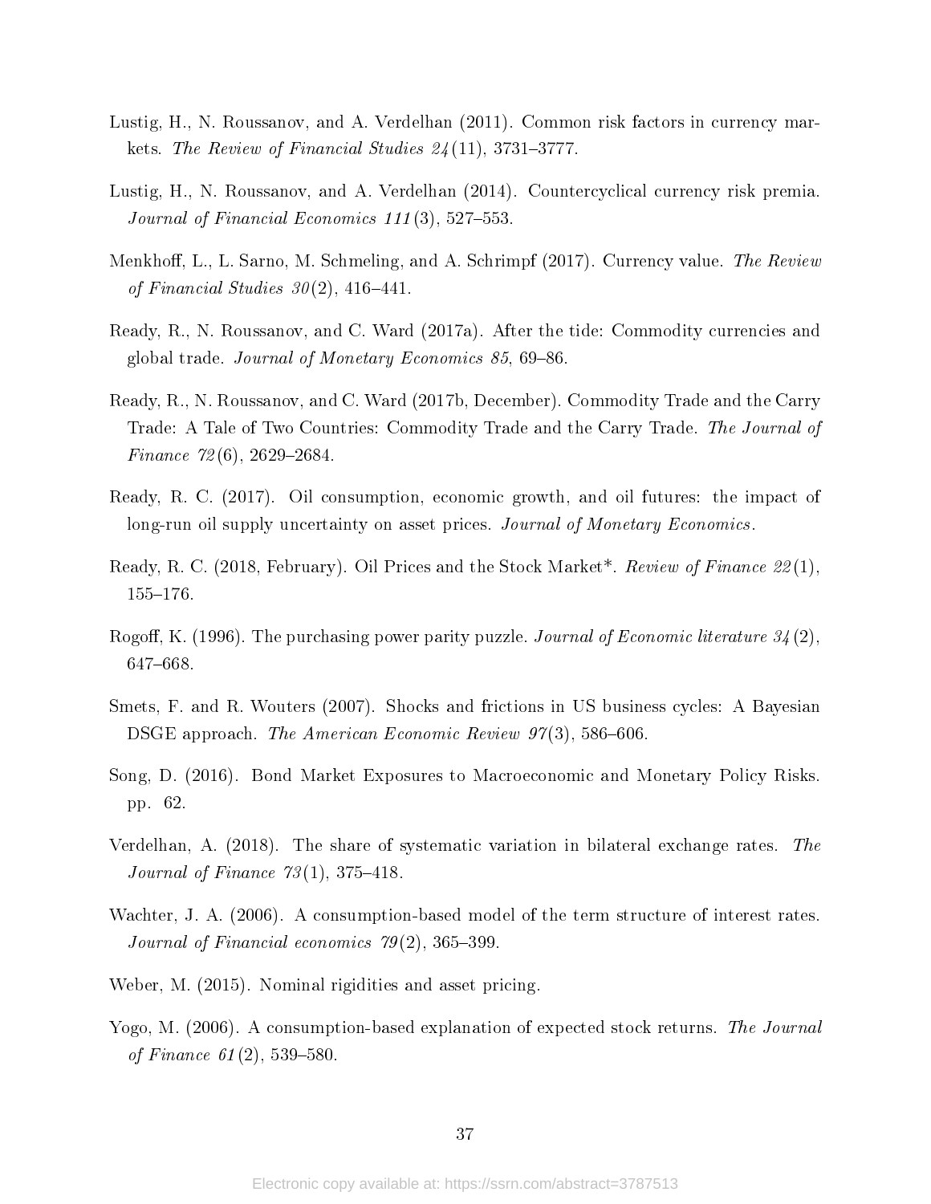Lustig, H., N. Roussanov, and A. Verdelhan (2011). Common risk factors in currency markets. *The Review of Financial Studies 24*(11), 3731–3777.

Lustig, H., N. Roussanov, and A. Verdelhan (2014). Countercyclical currency risk premia. *Journal of Financial Economics 111*(3), 527–553.

Menkhoff, L., L. Sarno, M. Schmeling, and A. Schrimpf (2017). Currency value. *The Review of Financial Studies 30*(2), 416–441.

Ready, R., N. Roussanov, and C. Ward (2017a). After the tide: Commodity currencies and global trade. *Journal of Monetary Economics 85*, 69–86.

Ready, R., N. Roussanov, and C. Ward (2017b, December). Commodity Trade and the Carry Trade: A Tale of Two Countries: Commodity Trade and the Carry Trade. *The Journal of Finance 72*(6), 2629–2684.

Ready, R. C. (2017). Oil consumption, economic growth, and oil futures: the impact of long-run oil supply uncertainty on asset prices. *Journal of Monetary Economics*.

Ready, R. C. (2018, February). Oil Prices and the Stock Market*. *Review of Finance 22*(1), 155–176.

Rogoff, K. (1996). The purchasing power parity puzzle. *Journal of Economic literature 34*(2), 647–668.

Smets, F. and R. Wouters (2007). Shocks and frictions in US business cycles: A Bayesian DSGE approach. *The American Economic Review 97*(3), 586–606.

Song, D. (2016). Bond Market Exposures to Macroeconomic and Monetary Policy Risks. pp. 62.

Verdelhan, A. (2018). The share of systematic variation in bilateral exchange rates. *The Journal of Finance 73*(1), 375–418.

Wachter, J. A. (2006). A consumption-based model of the term structure of interest rates. *Journal of Financial economics 79*(2), 365–399.

Weber, M. (2015). Nominal rigidities and asset pricing.

Yogo, M. (2006). A consumption-based explanation of expected stock returns. *The Journal of Finance 61*(2), 539–580.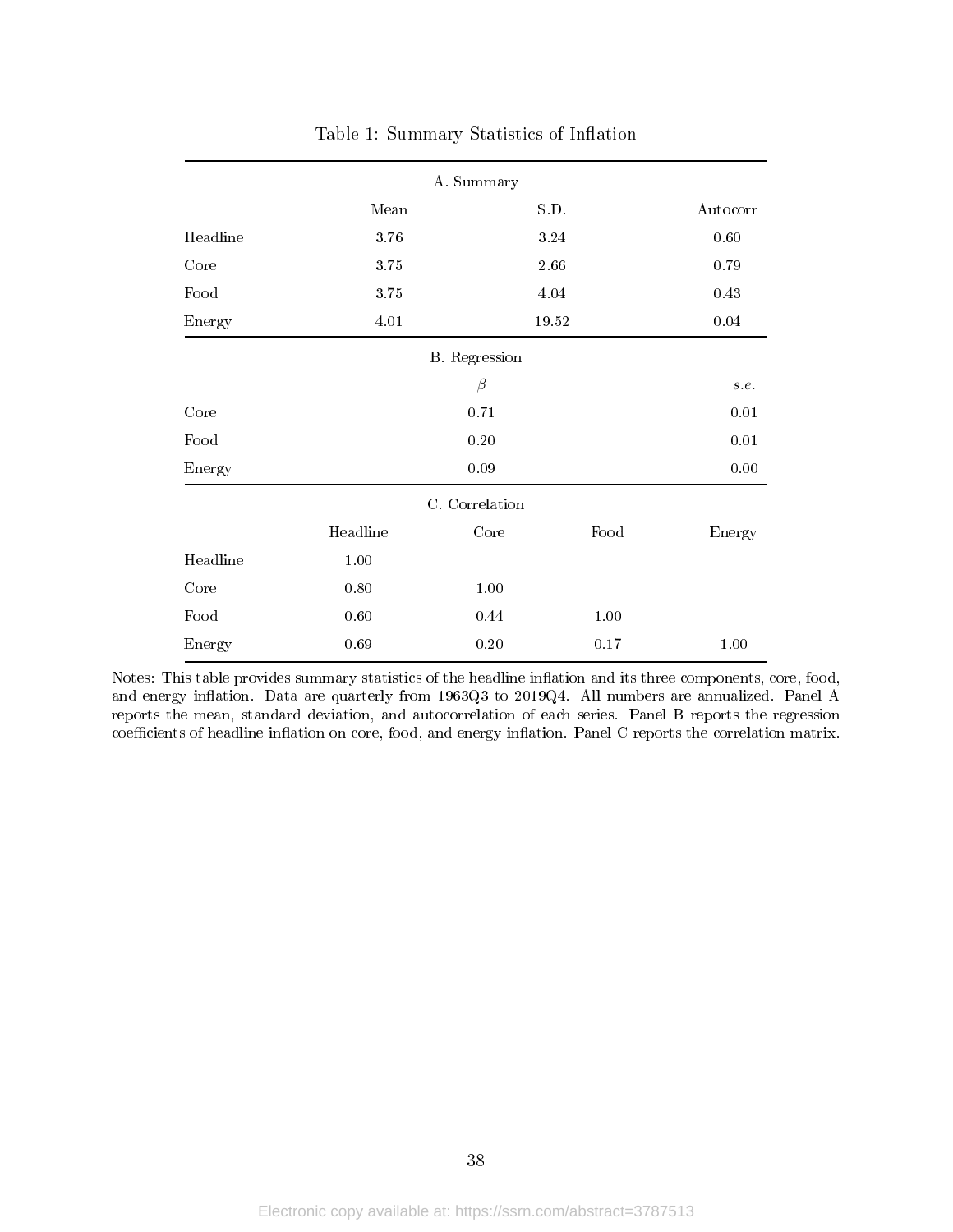Table 1: Summary Statistics of Inflation

| A. Summary | | | |
|---|---|---|---|
| | Mean | S.D. | Autocorr |
| Headline | 3.76 | 3.24 | 0.60 |
| Core | 3.75 | 2.66 | 0.79 |
| Food | 3.75 | 4.04 | 0.43 |
| Energy | 4.01 | 19.52 | 0.04 |

| B. Regression | | |
|---|---|---|
| | $\beta$ | *s.e.* |
| Core | 0.71 | 0.01 |
| Food | 0.20 | 0.01 |
| Energy | 0.09 | 0.00 |

| C. Correlation | | | | |
|---|---|---|---|---|
| | Headline | Core | Food | Energy |
| Headline | 1.00 | | | |
| Core | 0.80 | 1.00 | | |
| Food | 0.60 | 0.44 | 1.00 | |
| Energy | 0.69 | 0.20 | 0.17 | 1.00 |

Notes: This table provides summary statistics of the headline inflation and its three components, core, food, and energy inflation. Data are quarterly from 1963Q3 to 2019Q4. All numbers are annualized. Panel A reports the mean, standard deviation, and autocorrelation of each series. Panel B reports the regression coefficients of headline inflation on core, food, and energy inflation. Panel C reports the correlation matrix.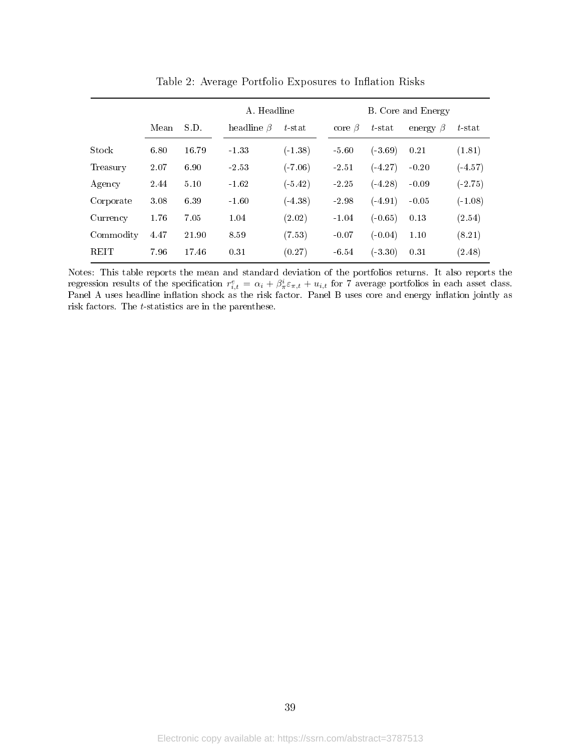Table 2: Average Portfolio Exposures to Inflation Risks

| | Mean | S.D. | A. Headline | | B. Core and Energy | | | |
|---|---|---|---|---|---|---|---|---|
| | | | headline $\beta$ | $t$-stat | core $\beta$ | $t$-stat | energy $\beta$ | $t$-stat |
| Stock | 6.80 | 16.79 | -1.33 | (-1.38) | -5.60 | (-3.69) | 0.21 | (1.81) |
| Treasury | 2.07 | 6.90 | -2.53 | (-7.06) | -2.51 | (-4.27) | -0.20 | (-4.57) |
| Agency | 2.44 | 5.10 | -1.62 | (-5.42) | -2.25 | (-4.28) | -0.09 | (-2.75) |
| Corporate | 3.08 | 6.39 | -1.60 | (-4.38) | -2.98 | (-4.91) | -0.05 | (-1.08) |
| Currency | 1.76 | 7.05 | 1.04 | (2.02) | -1.04 | (-0.65) | 0.13 | (2.54) |
| Commodity | 4.47 | 21.90 | 8.59 | (7.53) | -0.07 | (-0.04) | 1.10 | (8.21) |
| REIT | 7.96 | 17.46 | 0.31 | (0.27) | -6.54 | (-3.30) | 0.31 | (2.48) |

Notes: This table reports the mean and standard deviation of the portfolios returns. It also reports the regression results of the specification $r^e_{i,t} = \alpha_i + \beta^i_\pi \varepsilon_{\pi,t} + u_{i,t}$ for 7 average portfolios in each asset class. Panel A uses headline inflation shock as the risk factor. Panel B uses core and energy inflation jointly as risk factors. The $t$-statistics are in the parenthese.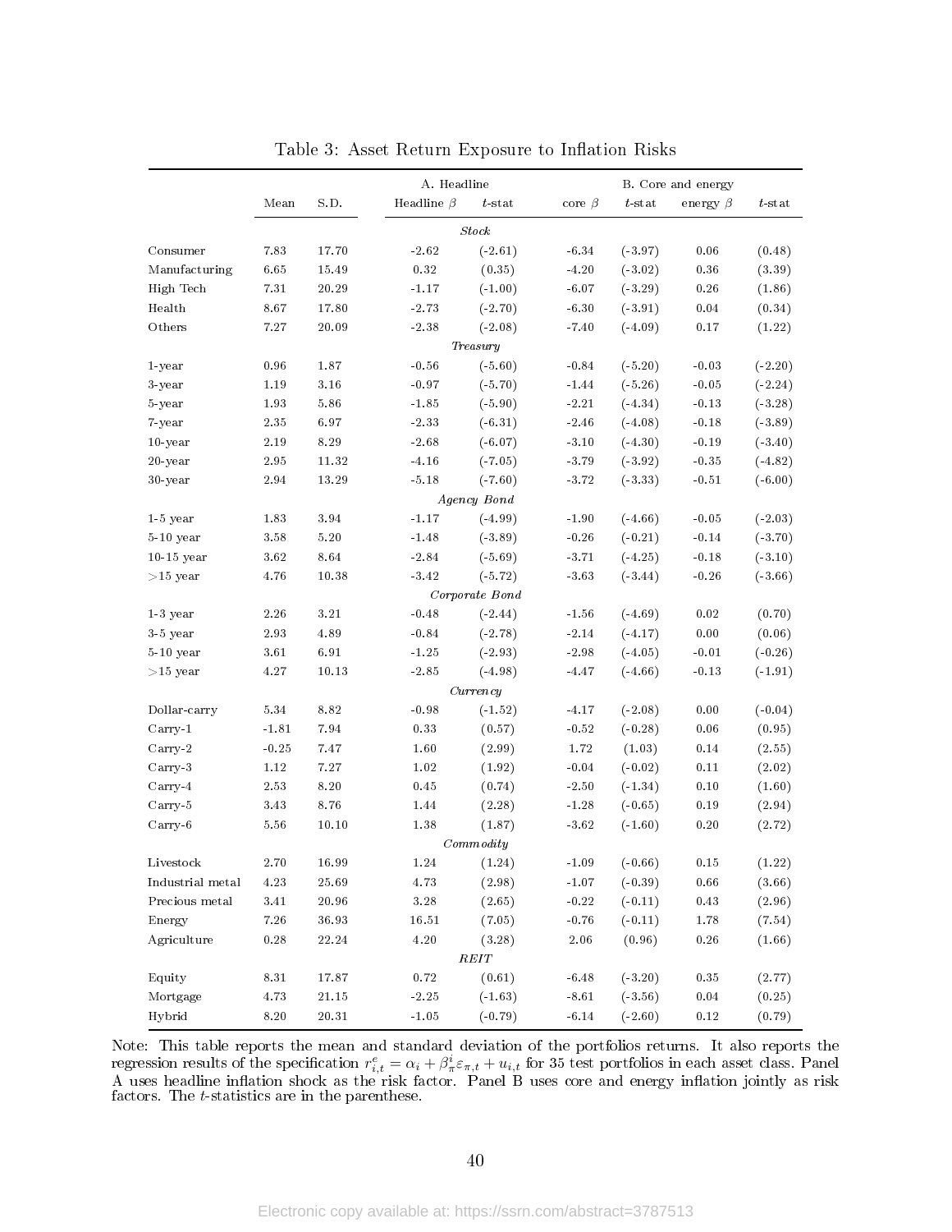Table 3: Asset Return Exposure to Inflation Risks

| | Mean | S.D. | A. Headline | | B. Core and energy | | | |
|---|---|---|---|---|---|---|---|---|
| | | | Headline $\beta$ | $t$-stat | core $\beta$ | $t$-stat | energy $\beta$ | $t$-stat |
| *Stock* | | | | | | | | |
| Consumer | 7.83 | 17.70 | -2.62 | (-2.61) | -6.34 | (-3.97) | 0.06 | (0.48) |
| Manufacturing | 6.65 | 15.49 | 0.32 | (0.35) | -4.20 | (-3.02) | 0.36 | (3.39) |
| High Tech | 7.31 | 20.29 | -1.17 | (-1.00) | -6.07 | (-3.29) | 0.26 | (1.86) |
| Health | 8.67 | 17.80 | -2.73 | (-2.70) | -6.30 | (-3.91) | 0.04 | (0.34) |
| Others | 7.27 | 20.09 | -2.38 | (-2.08) | -7.40 | (-4.09) | 0.17 | (1.22) |
| *Treasury* | | | | | | | | |
| 1-year | 0.96 | 1.87 | -0.56 | (-5.60) | -0.84 | (-5.20) | -0.03 | (-2.20) |
| 3-year | 1.19 | 3.16 | -0.97 | (-5.70) | -1.44 | (-5.26) | -0.05 | (-2.24) |
| 5-year | 1.93 | 5.86 | -1.85 | (-5.90) | -2.21 | (-4.34) | -0.13 | (-3.28) |
| 7-year | 2.35 | 6.97 | -2.33 | (-6.31) | -2.46 | (-4.08) | -0.18 | (-3.89) |
| 10-year | 2.19 | 8.29 | -2.68 | (-6.07) | -3.10 | (-4.30) | -0.19 | (-3.40) |
| 20-year | 2.95 | 11.32 | -4.16 | (-7.05) | -3.79 | (-3.92) | -0.35 | (-4.82) |
| 30-year | 2.94 | 13.29 | -5.18 | (-7.60) | -3.72 | (-3.33) | -0.51 | (-6.00) |
| *Agency Bond* | | | | | | | | |
| 1-5 year | 1.83 | 3.94 | -1.17 | (-4.99) | -1.90 | (-4.66) | -0.05 | (-2.03) |
| 5-10 year | 3.58 | 5.20 | -1.48 | (-3.89) | -0.26 | (-0.21) | -0.14 | (-3.70) |
| 10-15 year | 3.62 | 8.64 | -2.84 | (-5.69) | -3.71 | (-4.25) | -0.18 | (-3.10) |
| >15 year | 4.76 | 10.38 | -3.42 | (-5.72) | -3.63 | (-3.44) | -0.26 | (-3.66) |
| *Corporate Bond* | | | | | | | | |
| 1-3 year | 2.26 | 3.21 | -0.48 | (-2.44) | -1.56 | (-4.69) | 0.02 | (0.70) |
| 3-5 year | 2.93 | 4.89 | -0.84 | (-2.78) | -2.14 | (-4.17) | 0.00 | (0.06) |
| 5-10 year | 3.61 | 6.91 | -1.25 | (-2.93) | -2.98 | (-4.05) | -0.01 | (-0.26) |
| >15 year | 4.27 | 10.13 | -2.85 | (-4.98) | -4.47 | (-4.66) | -0.13 | (-1.91) |
| *Currency* | | | | | | | | |
| Dollar-carry | 5.34 | 8.82 | -0.98 | (-1.52) | -4.17 | (-2.08) | 0.00 | (-0.04) |
| Carry-1 | -1.81 | 7.94 | 0.33 | (0.57) | -0.52 | (-0.28) | 0.06 | (0.95) |
| Carry-2 | -0.25 | 7.47 | 1.60 | (2.99) | 1.72 | (1.03) | 0.14 | (2.55) |
| Carry-3 | 1.12 | 7.27 | 1.02 | (1.92) | -0.04 | (-0.02) | 0.11 | (2.02) |
| Carry-4 | 2.53 | 8.20 | 0.45 | (0.74) | -2.50 | (-1.34) | 0.10 | (1.60) |
| Carry-5 | 3.43 | 8.76 | 1.44 | (2.28) | -1.28 | (-0.65) | 0.19 | (2.94) |
| Carry-6 | 5.56 | 10.10 | 1.38 | (1.87) | -3.62 | (-1.60) | 0.20 | (2.72) |
| *Commodity* | | | | | | | | |
| Livestock | 2.70 | 16.99 | 1.24 | (1.24) | -1.09 | (-0.66) | 0.15 | (1.22) |
| Industrial metal | 4.23 | 25.69 | 4.73 | (2.98) | -1.07 | (-0.39) | 0.66 | (3.66) |
| Precious metal | 3.41 | 20.96 | 3.28 | (2.65) | -0.22 | (-0.11) | 0.43 | (2.96) |
| Energy | 7.26 | 36.93 | 16.51 | (7.05) | -0.76 | (-0.11) | 1.78 | (7.54) |
| Agriculture | 0.28 | 22.24 | 4.20 | (3.28) | 2.06 | (0.96) | 0.26 | (1.66) |
| *REIT* | | | | | | | | |
| Equity | 8.31 | 17.87 | 0.72 | (0.61) | -6.48 | (-3.20) | 0.35 | (2.77) |
| Mortgage | 4.73 | 21.15 | -2.25 | (-1.63) | -8.61 | (-3.56) | 0.04 | (0.25) |
| Hybrid | 8.20 | 20.31 | -1.05 | (-0.79) | -6.14 | (-2.60) | 0.12 | (0.79) |

Note: This table reports the mean and standard deviation of the portfolios returns. It also reports the regression results of the specification $r^e_{i,t} = \alpha_i + \beta^i_\pi \varepsilon_{\pi,t} + u_{i,t}$ for 35 test portfolios in each asset class. Panel A uses headline inflation shock as the risk factor. Panel B uses core and energy inflation jointly as risk factors. The $t$-statistics are in the parenthese.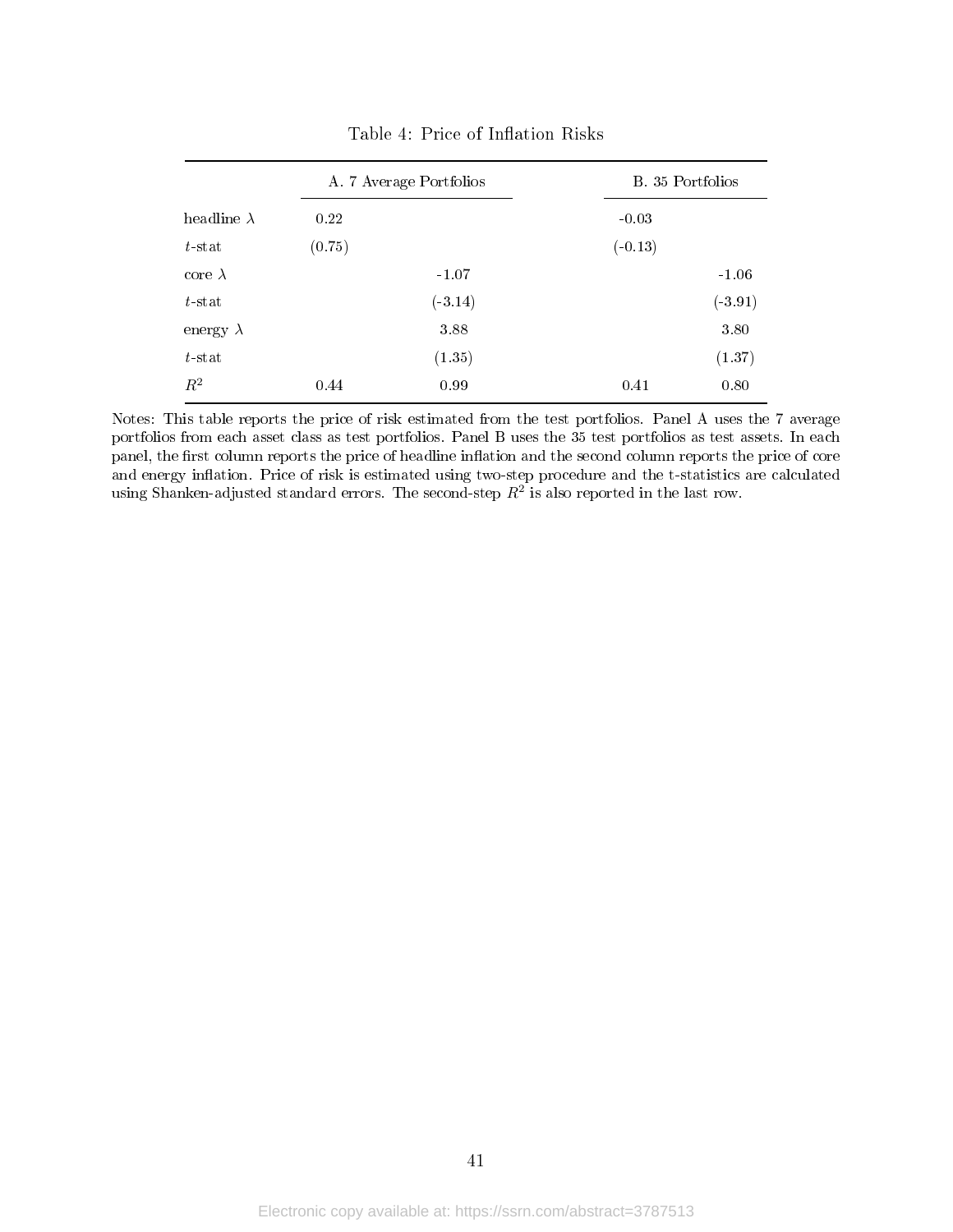Table 4: Price of Inflation Risks

| | A. 7 Average Portfolios | | B. 35 Portfolios | |
|---|---|---|---|---|
| headline $\lambda$ | 0.22 | | -0.03 | |
| $t$-stat | (0.75) | | (-0.13) | |
| core $\lambda$ | | -1.07 | | -1.06 |
| $t$-stat | | (-3.14) | | (-3.91) |
| energy $\lambda$ | | 3.88 | | 3.80 |
| $t$-stat | | (1.35) | | (1.37) |
| $R^2$ | 0.44 | 0.99 | 0.41 | 0.80 |

Notes: This table reports the price of risk estimated from the test portfolios. Panel A uses the 7 average portfolios from each asset class as test portfolios. Panel B uses the 35 test portfolios as test assets. In each panel, the first column reports the price of headline inflation and the second column reports the price of core and energy inflation. Price of risk is estimated using two-step procedure and the t-statistics are calculated using Shanken-adjusted standard errors. The second-step $R^2$ is also reported in the last row.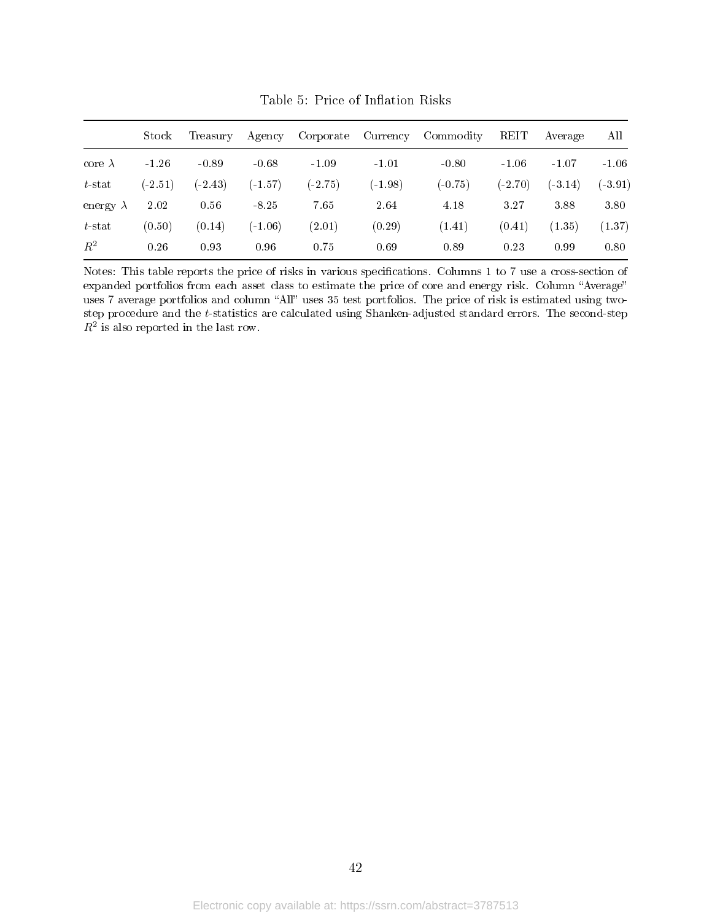Table 5: Price of Inflation Risks

| | Stock | Treasury | Agency | Corporate | Currency | Commodity | REIT | Average | All |
|---|---|---|---|---|---|---|---|---|---|
| core $\lambda$ | -1.26 | -0.89 | -0.68 | -1.09 | -1.01 | -0.80 | -1.06 | -1.07 | -1.06 |
| $t$-stat | (-2.51) | (-2.43) | (-1.57) | (-2.75) | (-1.98) | (-0.75) | (-2.70) | (-3.14) | (-3.91) |
| energy $\lambda$ | 2.02 | 0.56 | -8.25 | 7.65 | 2.64 | 4.18 | 3.27 | 3.88 | 3.80 |
| $t$-stat | (0.50) | (0.14) | (-1.06) | (2.01) | (0.29) | (1.41) | (0.41) | (1.35) | (1.37) |
| $R^2$ | 0.26 | 0.93 | 0.96 | 0.75 | 0.69 | 0.89 | 0.23 | 0.99 | 0.80 |

Notes: This table reports the price of risks in various specifications. Columns 1 to 7 use a cross-section of expanded portfolios from each asset class to estimate the price of core and energy risk. Column "Average" uses 7 average portfolios and column "All" uses 35 test portfolios. The price of risk is estimated using two-step procedure and the $t$-statistics are calculated using Shanken-adjusted standard errors. The second-step $R^2$ is also reported in the last row.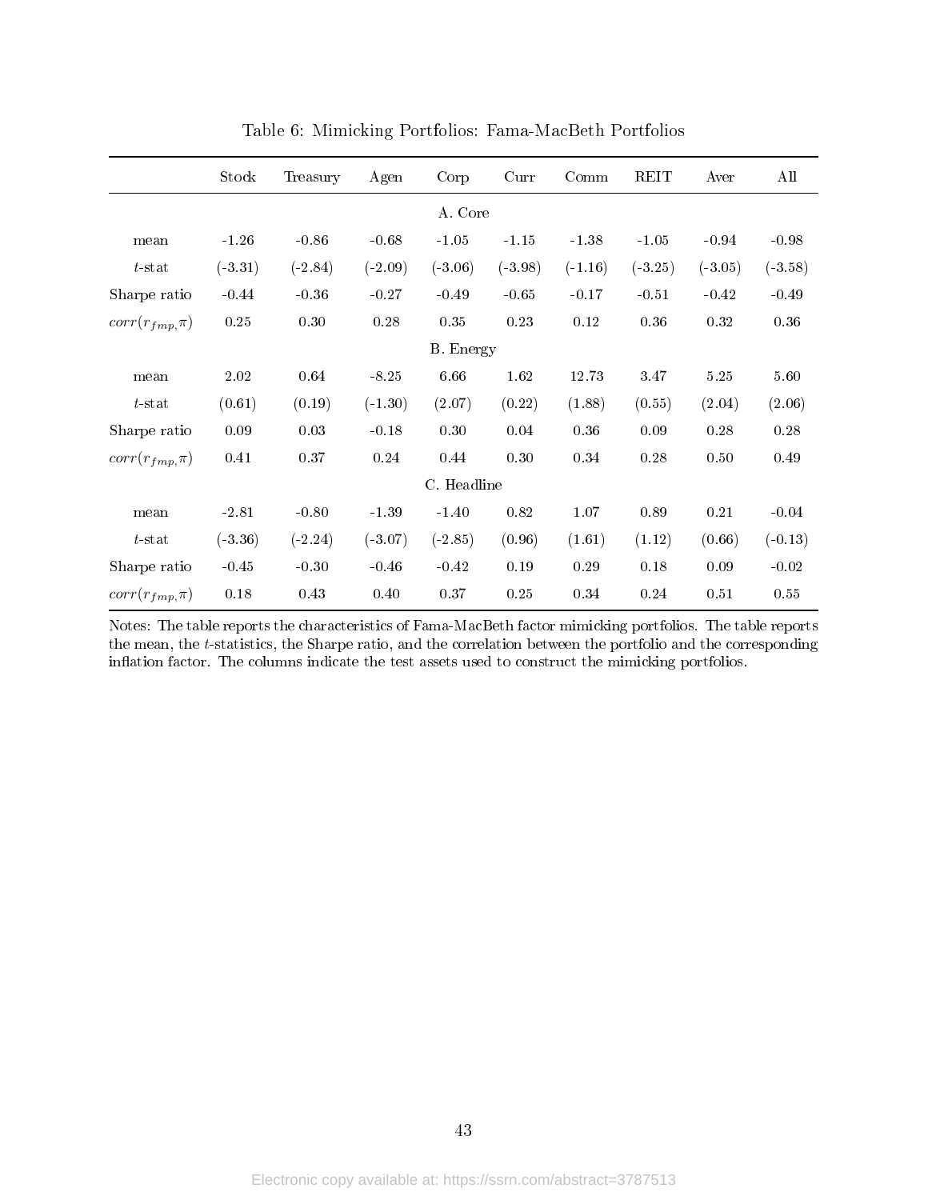Table 6: Mimicking Portfolios: Fama-MacBeth Portfolios

| | Stock | Treasury | Agen | Corp | Curr | Comm | REIT | Aver | All |
|---|---|---|---|---|---|---|---|---|---|
| | | | | A. Core | | | | | |
| mean | -1.26 | -0.86 | -0.68 | -1.05 | -1.15 | -1.38 | -1.05 | -0.94 | -0.98 |
| $t$-stat | (-3.31) | (-2.84) | (-2.09) | (-3.06) | (-3.98) | (-1.16) | (-3.25) | (-3.05) | (-3.58) |
| Sharpe ratio | -0.44 | -0.36 | -0.27 | -0.49 | -0.65 | -0.17 | -0.51 | -0.42 | -0.49 |
| $corr(r_{fmp}, \pi)$ | 0.25 | 0.30 | 0.28 | 0.35 | 0.23 | 0.12 | 0.36 | 0.32 | 0.36 |
| | | | | B. Energy | | | | | |
| mean | 2.02 | 0.64 | -8.25 | 6.66 | 1.62 | 12.73 | 3.47 | 5.25 | 5.60 |
| $t$-stat | (0.61) | (0.19) | (-1.30) | (2.07) | (0.22) | (1.88) | (0.55) | (2.04) | (2.06) |
| Sharpe ratio | 0.09 | 0.03 | -0.18 | 0.30 | 0.04 | 0.36 | 0.09 | 0.28 | 0.28 |
| $corr(r_{fmp}, \pi)$ | 0.41 | 0.37 | 0.24 | 0.44 | 0.30 | 0.34 | 0.28 | 0.50 | 0.49 |
| | | | | C. Headline | | | | | |
| mean | -2.81 | -0.80 | -1.39 | -1.40 | 0.82 | 1.07 | 0.89 | 0.21 | -0.04 |
| $t$-stat | (-3.36) | (-2.24) | (-3.07) | (-2.85) | (0.96) | (1.61) | (1.12) | (0.66) | (-0.13) |
| Sharpe ratio | -0.45 | -0.30 | -0.46 | -0.42 | 0.19 | 0.29 | 0.18 | 0.09 | -0.02 |
| $corr(r_{fmp}, \pi)$ | 0.18 | 0.43 | 0.40 | 0.37 | 0.25 | 0.34 | 0.24 | 0.51 | 0.55 |

Notes: The table reports the characteristics of Fama-MacBeth factor mimicking portfolios. The table reports the mean, the $t$-statistics, the Sharpe ratio, and the correlation between the portfolio and the corresponding inflation factor. The columns indicate the test assets used to construct the mimicking portfolios.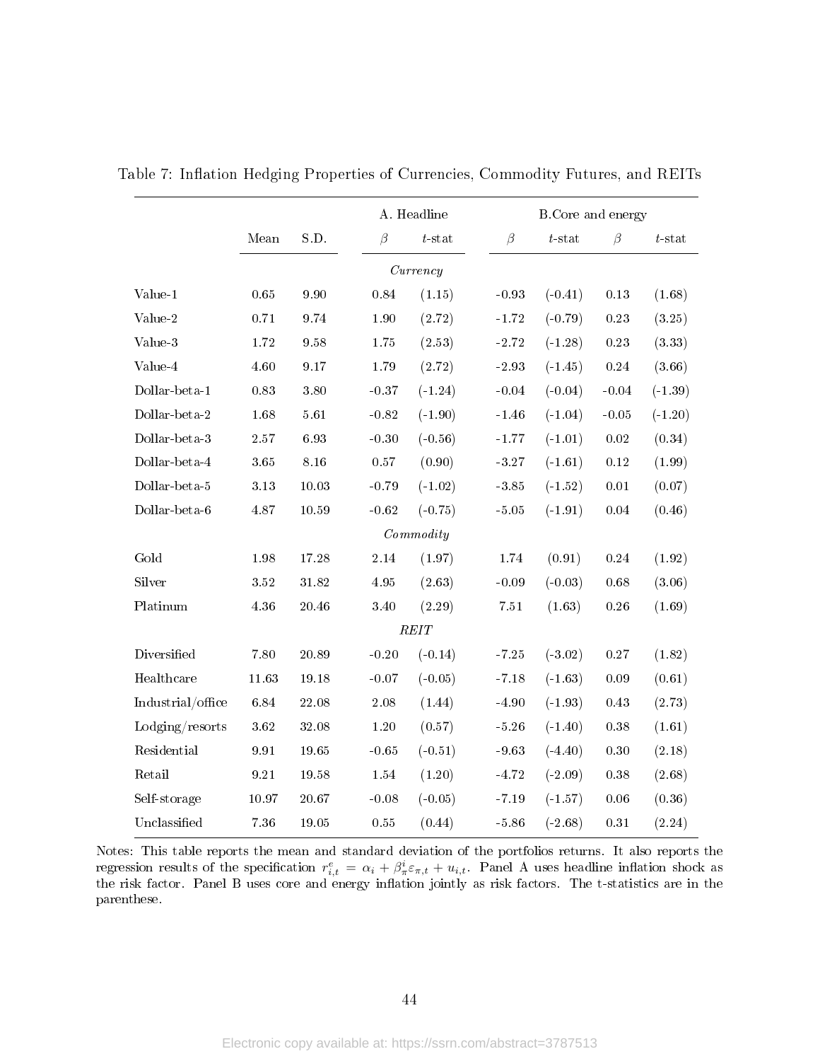Table 7: Inflation Hedging Properties of Currencies, Commodity Futures, and REITs

| | Mean | S.D. | A. Headline | | B.Core and energy | | | |
|---|---|---|---|---|---|---|---|---|
| | | | $\beta$ | $t$-stat | $\beta$ | $t$-stat | $\beta$ | $t$-stat |
| | | | *Currency* | | | | | |
| Value-1 | 0.65 | 9.90 | 0.84 | (1.15) | -0.93 | (-0.41) | 0.13 | (1.68) |
| Value-2 | 0.71 | 9.74 | 1.90 | (2.72) | -1.72 | (-0.79) | 0.23 | (3.25) |
| Value-3 | 1.72 | 9.58 | 1.75 | (2.53) | -2.72 | (-1.28) | 0.23 | (3.33) |
| Value-4 | 4.60 | 9.17 | 1.79 | (2.72) | -2.93 | (-1.45) | 0.24 | (3.66) |
| Dollar-beta-1 | 0.83 | 3.80 | -0.37 | (-1.24) | -0.04 | (-0.04) | -0.04 | (-1.39) |
| Dollar-beta-2 | 1.68 | 5.61 | -0.82 | (-1.90) | -1.46 | (-1.04) | -0.05 | (-1.20) |
| Dollar-beta-3 | 2.57 | 6.93 | -0.30 | (-0.56) | -1.77 | (-1.01) | 0.02 | (0.34) |
| Dollar-beta-4 | 3.65 | 8.16 | 0.57 | (0.90) | -3.27 | (-1.61) | 0.12 | (1.99) |
| Dollar-beta-5 | 3.13 | 10.03 | -0.79 | (-1.02) | -3.85 | (-1.52) | 0.01 | (0.07) |
| Dollar-beta-6 | 4.87 | 10.59 | -0.62 | (-0.75) | -5.05 | (-1.91) | 0.04 | (0.46) |
| | | | *Commodity* | | | | | |
| Gold | 1.98 | 17.28 | 2.14 | (1.97) | 1.74 | (0.91) | 0.24 | (1.92) |
| Silver | 3.52 | 31.82 | 4.95 | (2.63) | -0.09 | (-0.03) | 0.68 | (3.06) |
| Platinum | 4.36 | 20.46 | 3.40 | (2.29) | 7.51 | (1.63) | 0.26 | (1.69) |
| | | | *REIT* | | | | | |
| Diversified | 7.80 | 20.89 | -0.20 | (-0.14) | -7.25 | (-3.02) | 0.27 | (1.82) |
| Healthcare | 11.63 | 19.18 | -0.07 | (-0.05) | -7.18 | (-1.63) | 0.09 | (0.61) |
| Industrial/office | 6.84 | 22.08 | 2.08 | (1.44) | -4.90 | (-1.93) | 0.43 | (2.73) |
| Lodging/resorts | 3.62 | 32.08 | 1.20 | (0.57) | -5.26 | (-1.40) | 0.38 | (1.61) |
| Residential | 9.91 | 19.65 | -0.65 | (-0.51) | -9.63 | (-4.40) | 0.30 | (2.18) |
| Retail | 9.21 | 19.58 | 1.54 | (1.20) | -4.72 | (-2.09) | 0.38 | (2.68) |
| Self-storage | 10.97 | 20.67 | -0.08 | (-0.05) | -7.19 | (-1.57) | 0.06 | (0.36) |
| Unclassified | 7.36 | 19.05 | 0.55 | (0.44) | -5.86 | (-2.68) | 0.31 | (2.24) |

Notes: This table reports the mean and standard deviation of the portfolios returns. It also reports the regression results of the specification $r^e_{i,t} = \alpha_i + \beta^i_\pi \varepsilon_{\pi,t} + u_{i,t}$. Panel A uses headline inflation shock as the risk factor. Panel B uses core and energy inflation jointly as risk factors. The t-statistics are in the parenthese.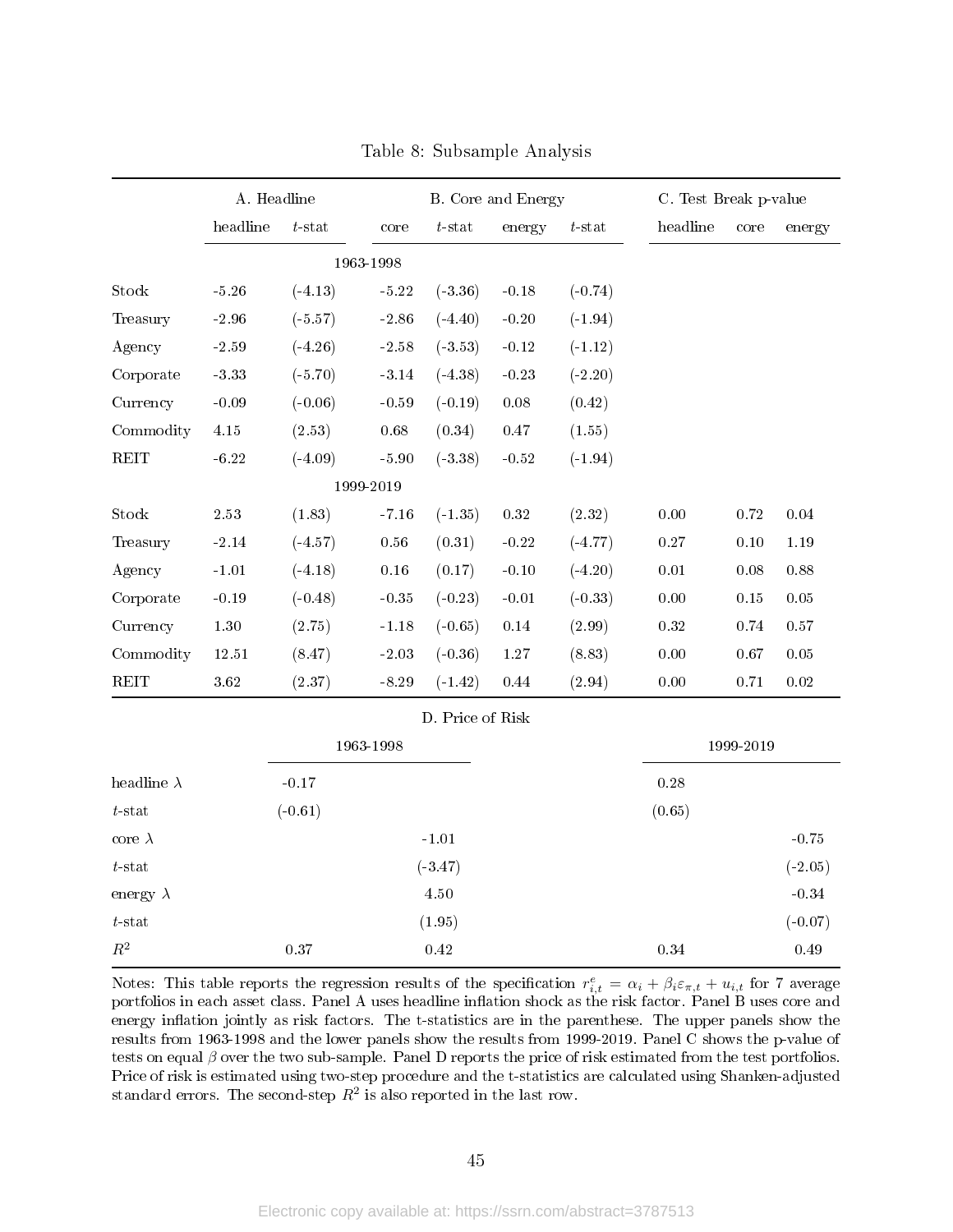Table 8: Subsample Analysis

| | A. Headline | | B. Core and Energy | | | | C. Test Break p-value | | |
|---|---|---|---|---|---|---|---|---|---|
| | headline | $t$-stat | core | $t$-stat | energy | $t$-stat | headline | core | energy |
| | | | 1963-1998 | | | | | | |
| Stock | -5.26 | (-4.13) | -5.22 | (-3.36) | -0.18 | (-0.74) | | | |
| Treasury | -2.96 | (-5.57) | -2.86 | (-4.40) | -0.20 | (-1.94) | | | |
| Agency | -2.59 | (-4.26) | -2.58 | (-3.53) | -0.12 | (-1.12) | | | |
| Corporate | -3.33 | (-5.70) | -3.14 | (-4.38) | -0.23 | (-2.20) | | | |
| Currency | -0.09 | (-0.06) | -0.59 | (-0.19) | 0.08 | (0.42) | | | |
| Commodity | 4.15 | (2.53) | 0.68 | (0.34) | 0.47 | (1.55) | | | |
| REIT | -6.22 | (-4.09) | -5.90 | (-3.38) | -0.52 | (-1.94) | | | |
| | | | 1999-2019 | | | | | | |
| Stock | 2.53 | (1.83) | -7.16 | (-1.35) | 0.32 | (2.32) | 0.00 | 0.72 | 0.04 |
| Treasury | -2.14 | (-4.57) | 0.56 | (0.31) | -0.22 | (-4.77) | 0.27 | 0.10 | 1.19 |
| Agency | -1.01 | (-4.18) | 0.16 | (0.17) | -0.10 | (-4.20) | 0.01 | 0.08 | 0.88 |
| Corporate | -0.19 | (-0.48) | -0.35 | (-0.23) | -0.01 | (-0.33) | 0.00 | 0.15 | 0.05 |
| Currency | 1.30 | (2.75) | -1.18 | (-0.65) | 0.14 | (2.99) | 0.32 | 0.74 | 0.57 |
| Commodity | 12.51 | (8.47) | -2.03 | (-0.36) | 1.27 | (8.83) | 0.00 | 0.67 | 0.05 |
| REIT | 3.62 | (2.37) | -8.29 | (-1.42) | 0.44 | (2.94) | 0.00 | 0.71 | 0.02 |

D. Price of Risk

| | 1963-1998 | | 1999-2019 | |
|---|---|---|---|---|
| headline $\lambda$ | -0.17 | | 0.28 | |
| $t$-stat | (-0.61) | | (0.65) | |
| core $\lambda$ | | -1.01 | | -0.75 |
| $t$-stat | | (-3.47) | | (-2.05) |
| energy $\lambda$ | | 4.50 | | -0.34 |
| $t$-stat | | (1.95) | | (-0.07) |
| $R^2$ | 0.37 | 0.42 | 0.34 | 0.49 |

Notes: This table reports the regression results of the specification $r^e_{i,t} = \alpha_i + \beta_i \varepsilon_{\pi,t} + u_{i,t}$ for 7 average portfolios in each asset class. Panel A uses headline inflation shock as the risk factor. Panel B uses core and energy inflation jointly as risk factors. The t-statistics are in the parenthese. The upper panels show the results from 1963-1998 and the lower panels show the results from 1999-2019. Panel C shows the p-value of tests on equal $\beta$ over the two sub-sample. Panel D reports the price of risk estimated from the test portfolios. Price of risk is estimated using two-step procedure and the t-statistics are calculated using Shanken-adjusted standard errors. The second-step $R^2$ is also reported in the last row.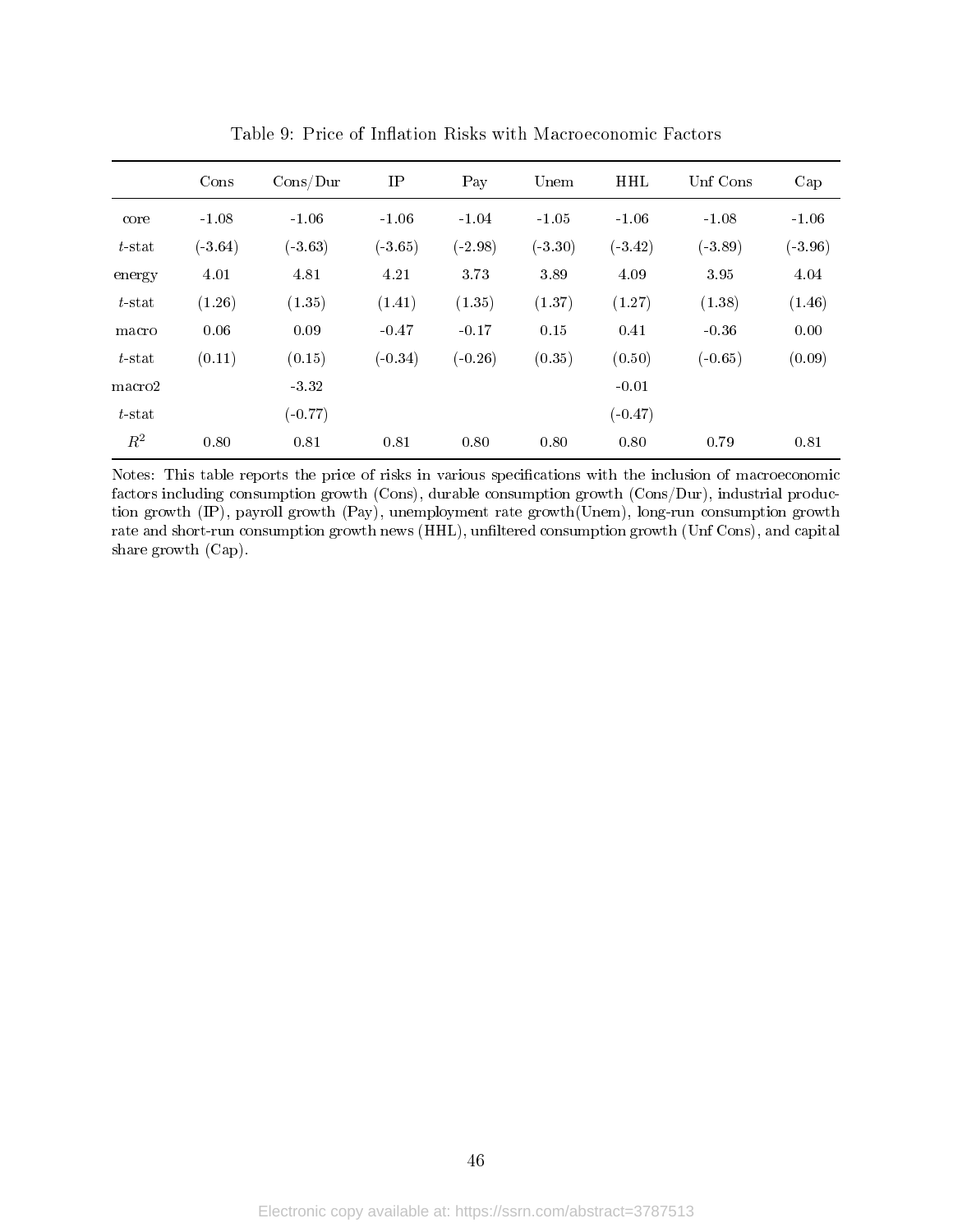Table 9: Price of Inflation Risks with Macroeconomic Factors

| | Cons | Cons/Dur | IP | Pay | Unem | HHL | Unf Cons | Cap |
|---|---|---|---|---|---|---|---|---|
| core | -1.08 | -1.06 | -1.06 | -1.04 | -1.05 | -1.06 | -1.08 | -1.06 |
| $t$-stat | (-3.64) | (-3.63) | (-3.65) | (-2.98) | (-3.30) | (-3.42) | (-3.89) | (-3.96) |
| energy | 4.01 | 4.81 | 4.21 | 3.73 | 3.89 | 4.09 | 3.95 | 4.04 |
| $t$-stat | (1.26) | (1.35) | (1.41) | (1.35) | (1.37) | (1.27) | (1.38) | (1.46) |
| macro | 0.06 | 0.09 | -0.47 | -0.17 | 0.15 | 0.41 | -0.36 | 0.00 |
| $t$-stat | (0.11) | (0.15) | (-0.34) | (-0.26) | (0.35) | (0.50) | (-0.65) | (0.09) |
| macro2 | | -3.32 | | | | -0.01 | | |
| $t$-stat | | (-0.77) | | | | (-0.47) | | |
| $R^2$ | 0.80 | 0.81 | 0.81 | 0.80 | 0.80 | 0.80 | 0.79 | 0.81 |

Notes: This table reports the price of risks in various specifications with the inclusion of macroeconomic factors including consumption growth (Cons), durable consumption growth (Cons/Dur), industrial production growth (IP), payroll growth (Pay), unemployment rate growth(Unem), long-run consumption growth rate and short-run consumption growth news (HHL), unfiltered consumption growth (Unf Cons), and capital share growth (Cap).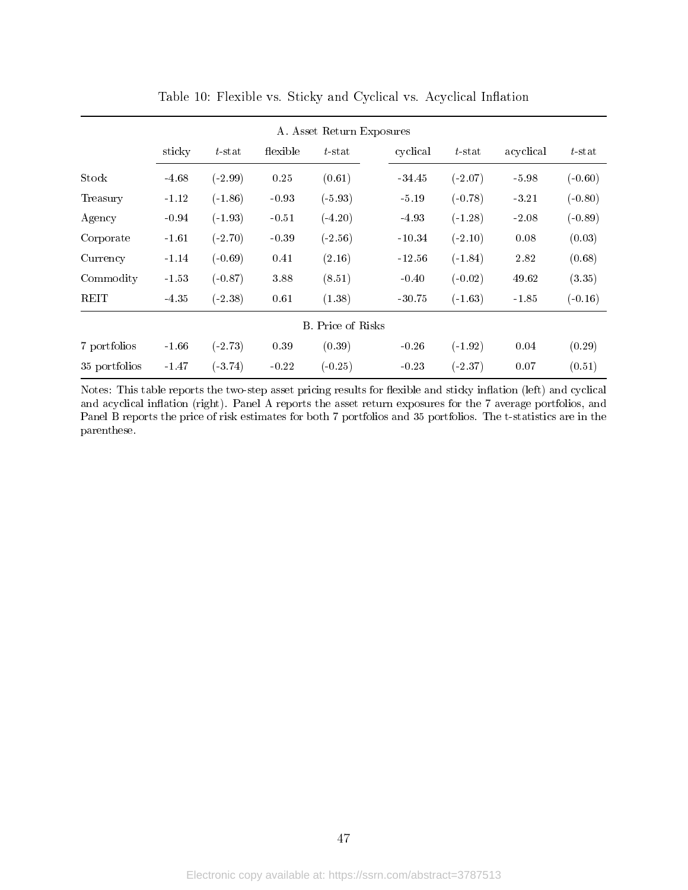Table 10: Flexible vs. Sticky and Cyclical vs. Acyclical Inflation

| | sticky | *t*-stat | flexible | *t*-stat | cyclical | *t*-stat | acyclical | *t*-stat |
|---|---|---|---|---|---|---|---|---|
| **A. Asset Return Exposures** | | | | | | | | |
| Stock | -4.68 | (-2.99) | 0.25 | (0.61) | -34.45 | (-2.07) | -5.98 | (-0.60) |
| Treasury | -1.12 | (-1.86) | -0.93 | (-5.93) | -5.19 | (-0.78) | -3.21 | (-0.80) |
| Agency | -0.94 | (-1.93) | -0.51 | (-4.20) | -4.93 | (-1.28) | -2.08 | (-0.89) |
| Corporate | -1.61 | (-2.70) | -0.39 | (-2.56) | -10.34 | (-2.10) | 0.08 | (0.03) |
| Currency | -1.14 | (-0.69) | 0.41 | (2.16) | -12.56 | (-1.84) | 2.82 | (0.68) |
| Commodity | -1.53 | (-0.87) | 3.88 | (8.51) | -0.40 | (-0.02) | 49.62 | (3.35) |
| REIT | -4.35 | (-2.38) | 0.61 | (1.38) | -30.75 | (-1.63) | -1.85 | (-0.16) |
| **B. Price of Risks** | | | | | | | | |
| 7 portfolios | -1.66 | (-2.73) | 0.39 | (0.39) | -0.26 | (-1.92) | 0.04 | (0.29) |
| 35 portfolios | -1.47 | (-3.74) | -0.22 | (-0.25) | -0.23 | (-2.37) | 0.07 | (0.51) |

Notes: This table reports the two-step asset pricing results for flexible and sticky inflation (left) and cyclical and acyclical inflation (right). Panel A reports the asset return exposures for the 7 average portfolios, and Panel B reports the price of risk estimates for both 7 portfolios and 35 portfolios. The t-statistics are in the parenthese.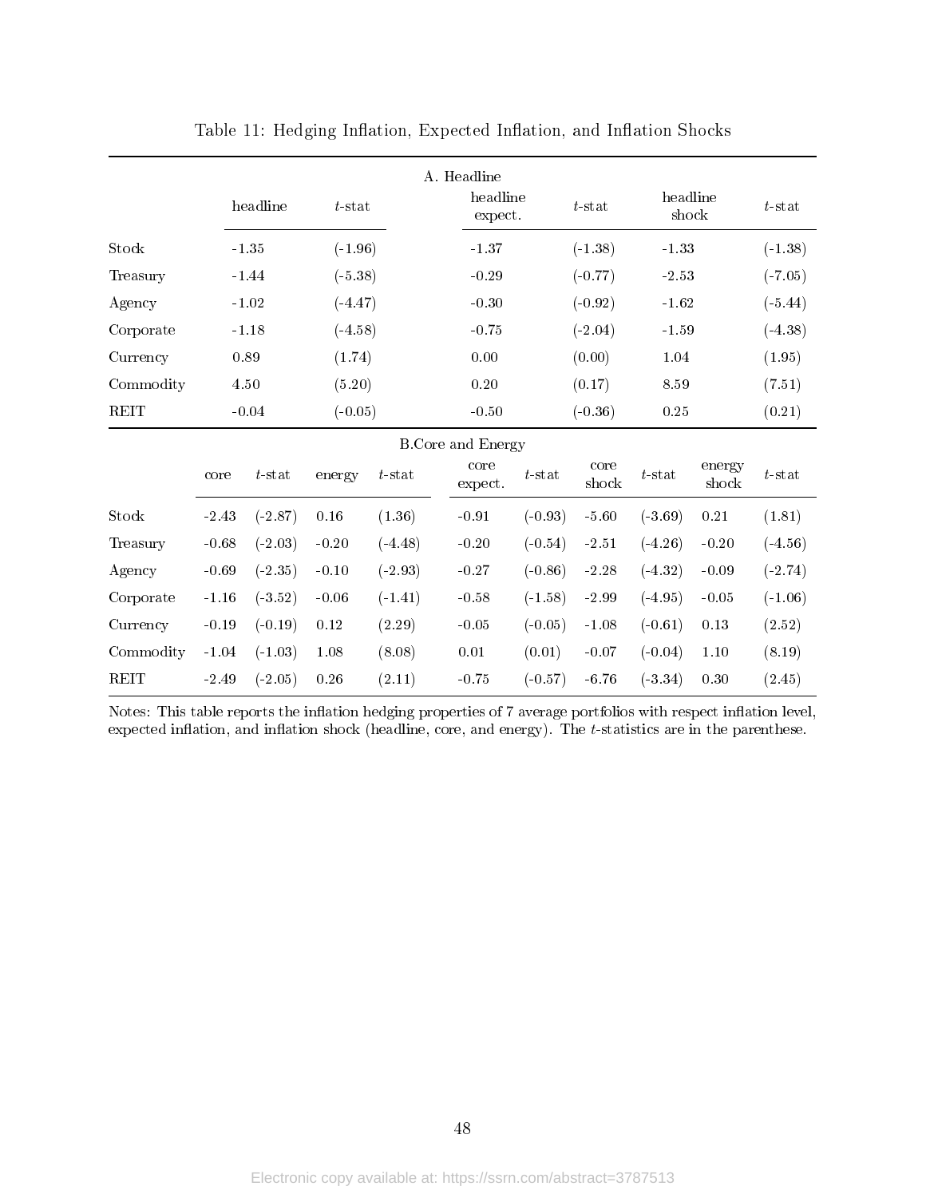Table 11: Hedging Inflation, Expected Inflation, and Inflation Shocks

A. Headline

| | headline | $t$-stat | headline expect. | $t$-stat | headline shock | $t$-stat |
|---|---|---|---|---|---|---|
| Stock | -1.35 | (-1.96) | -1.37 | (-1.38) | -1.33 | (-1.38) |
| Treasury | -1.44 | (-5.38) | -0.29 | (-0.77) | -2.53 | (-7.05) |
| Agency | -1.02 | (-4.47) | -0.30 | (-0.92) | -1.62 | (-5.44) |
| Corporate | -1.18 | (-4.58) | -0.75 | (-2.04) | -1.59 | (-4.38) |
| Currency | 0.89 | (1.74) | 0.00 | (0.00) | 1.04 | (1.95) |
| Commodity | 4.50 | (5.20) | 0.20 | (0.17) | 8.59 | (7.51) |
| REIT | -0.04 | (-0.05) | -0.50 | (-0.36) | 0.25 | (0.21) |

B.Core and Energy

| | core | $t$-stat | energy | $t$-stat | core expect. | $t$-stat | core shock | $t$-stat | energy shock | $t$-stat |
|---|---|---|---|---|---|---|---|---|---|---|
| Stock | -2.43 | (-2.87) | 0.16 | (1.36) | -0.91 | (-0.93) | -5.60 | (-3.69) | 0.21 | (1.81) |
| Treasury | -0.68 | (-2.03) | -0.20 | (-4.48) | -0.20 | (-0.54) | -2.51 | (-4.26) | -0.20 | (-4.56) |
| Agency | -0.69 | (-2.35) | -0.10 | (-2.93) | -0.27 | (-0.86) | -2.28 | (-4.32) | -0.09 | (-2.74) |
| Corporate | -1.16 | (-3.52) | -0.06 | (-1.41) | -0.58 | (-1.58) | -2.99 | (-4.95) | -0.05 | (-1.06) |
| Currency | -0.19 | (-0.19) | 0.12 | (2.29) | -0.05 | (-0.05) | -1.08 | (-0.61) | 0.13 | (2.52) |
| Commodity | -1.04 | (-1.03) | 1.08 | (8.08) | 0.01 | (0.01) | -0.07 | (-0.04) | 1.10 | (8.19) |
| REIT | -2.49 | (-2.05) | 0.26 | (2.11) | -0.75 | (-0.57) | -6.76 | (-3.34) | 0.30 | (2.45) |

Notes: This table reports the inflation hedging properties of 7 average portfolios with respect inflation level, expected inflation, and inflation shock (headline, core, and energy). The $t$-statistics are in the parenthese.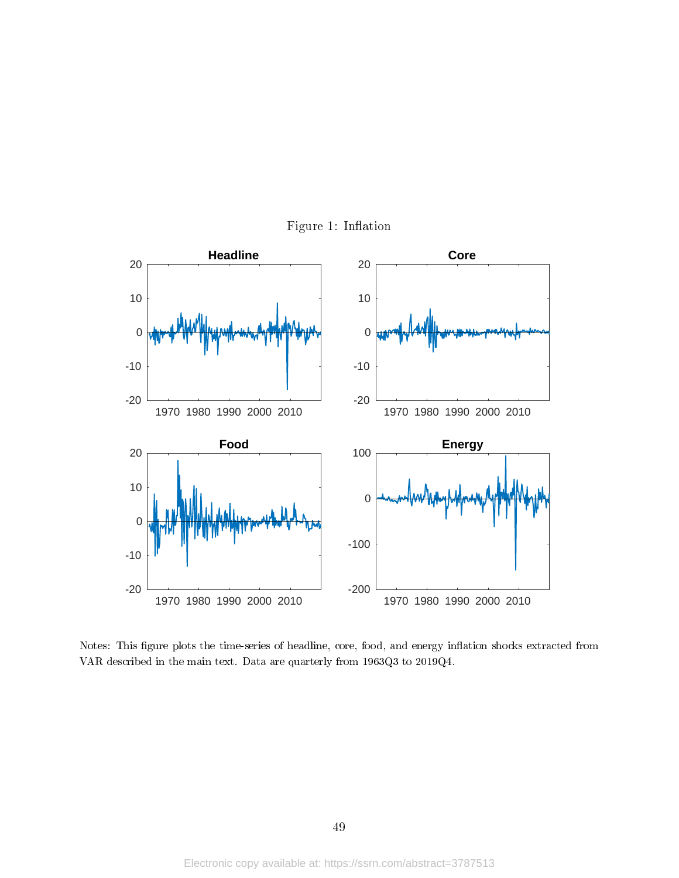Figure 1: Inflation

Notes: This figure plots the time-series of headline, core, food, and energy inflation shocks extracted from VAR described in the main text. Data are quarterly from 1963Q3 to 2019Q4.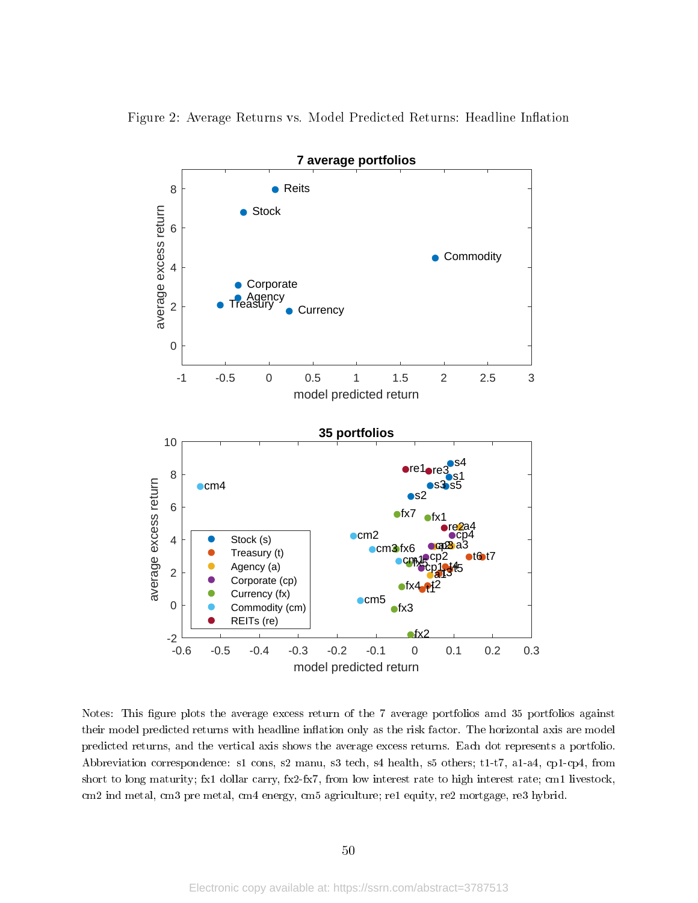Figure 2: Average Returns vs. Model Predicted Returns: Headline Inflation

Notes: This figure plots the average excess return of the 7 average portfolios amd 35 portfolios against their model predicted returns with headline inflation only as the risk factor. The horizontal axis are model predicted returns, and the vertical axis shows the average excess returns. Each dot represents a portfolio. Abbreviation correspondence: s1 cons, s2 manu, s3 tech, s4 health, s5 others; t1-t7, a1-a4, cp1-cp4, from short to long maturity; fx1 dollar carry, fx2-fx7, from low interest rate to high interest rate; cm1 livestock, cm2 ind metal, cm3 pre metal, cm4 energy, cm5 agriculture; re1 equity, re2 mortgage, re3 hybrid.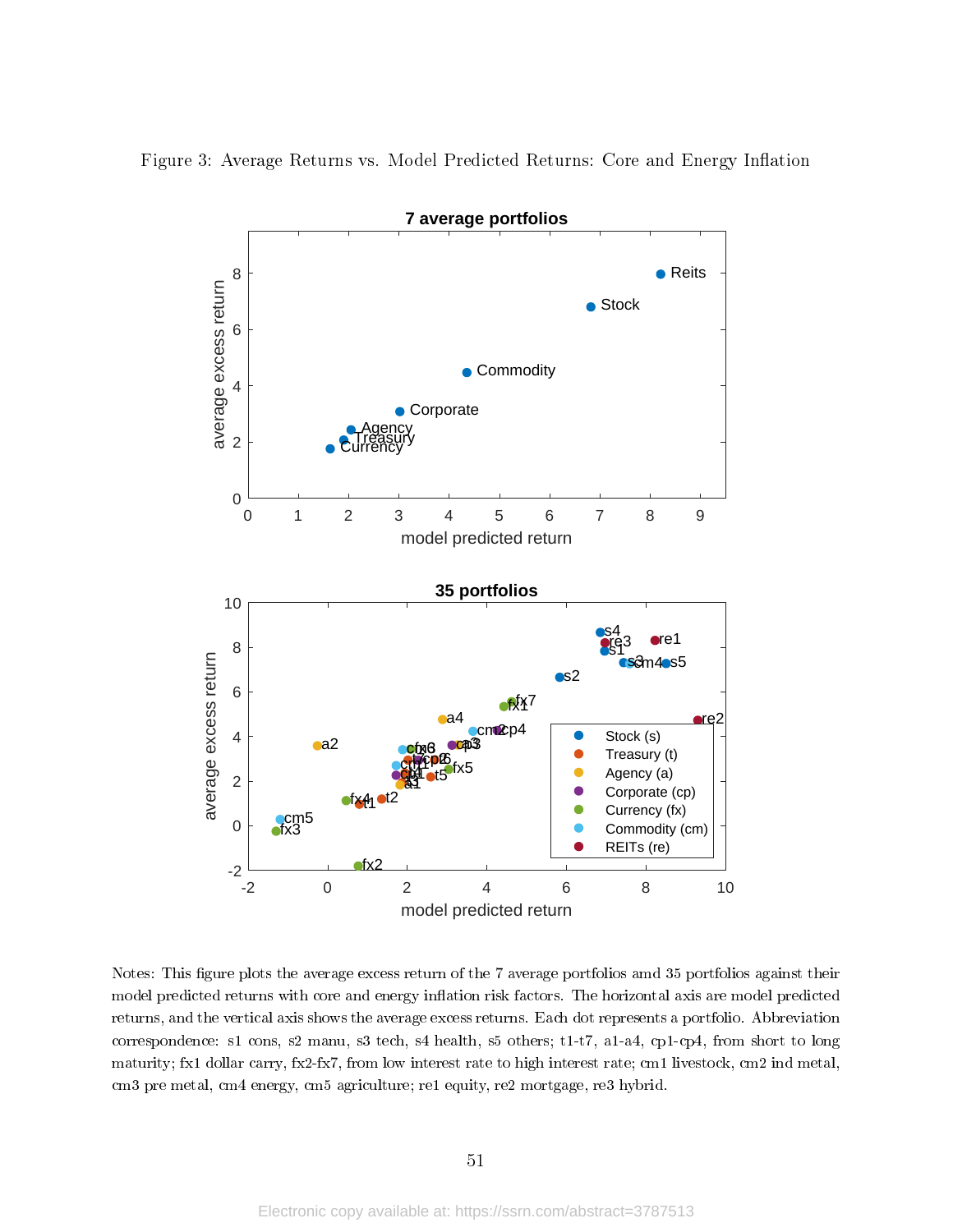Figure 3: Average Returns vs. Model Predicted Returns: Core and Energy Inflation

Notes: This figure plots the average excess return of the 7 average portfolios and 35 portfolios against their model predicted returns with core and energy inflation risk factors. The horizontal axis are model predicted returns, and the vertical axis shows the average excess returns. Each dot represents a portfolio. Abbreviation correspondence: s1 cons, s2 manu, s3 tech, s4 health, s5 others; t1-t7, a1-a4, cp1-cp4, from short to long maturity; fx1 dollar carry, fx2-fx7, from low interest rate to high interest rate; cm1 livestock, cm2 ind metal, cm3 pre metal, cm4 energy, cm5 agriculture; re1 equity, re2 mortgage, re3 hybrid.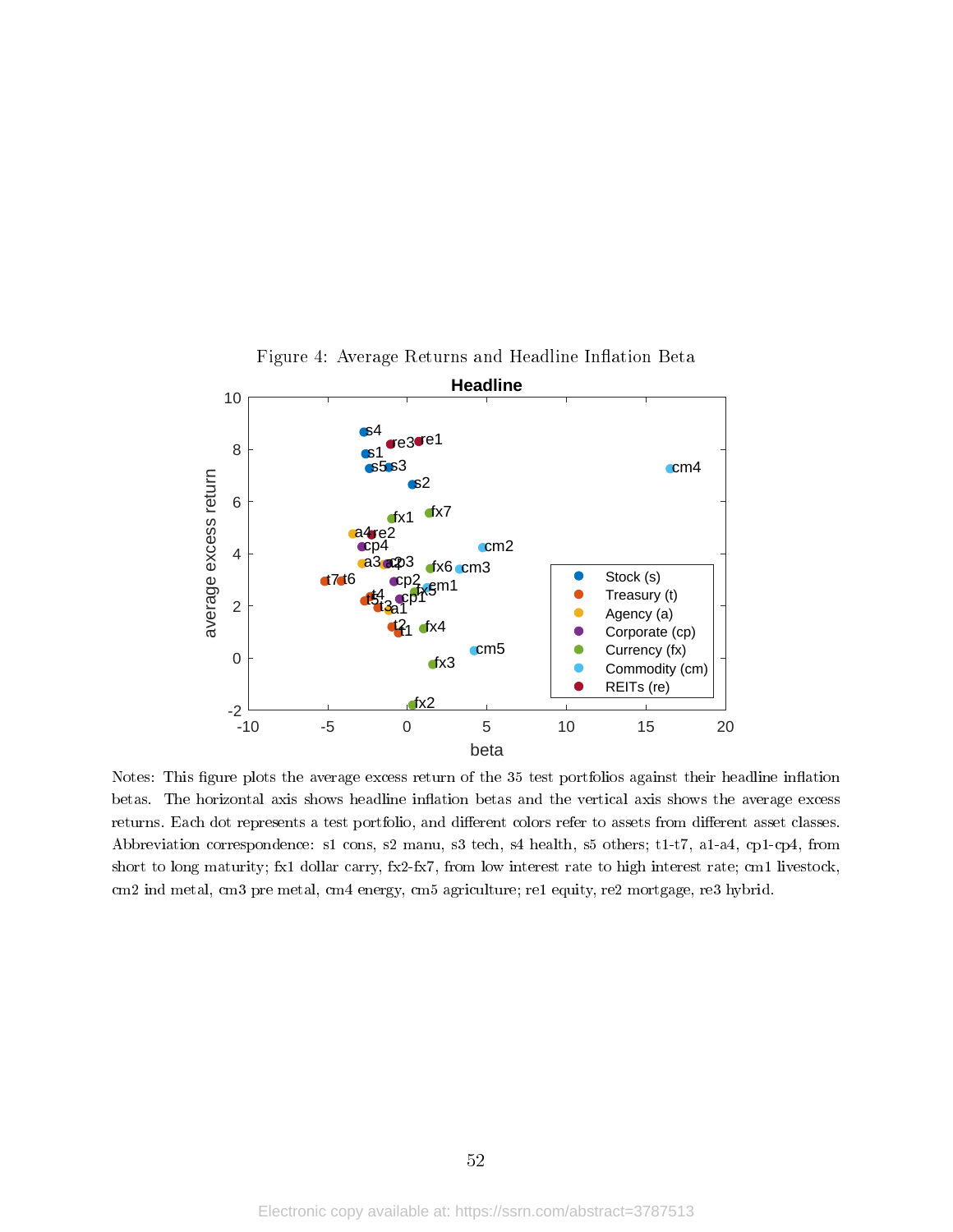Figure 4: Average Returns and Headline Inflation Beta

Notes: This figure plots the average excess return of the 35 test portfolios against their headline inflation betas. The horizontal axis shows headline inflation betas and the vertical axis shows the average excess returns. Each dot represents a test portfolio, and different colors refer to assets from different asset classes. Abbreviation correspondence: s1 cons, s2 manu, s3 tech, s4 health, s5 others; t1-t7, a1-a4, cp1-cp4, from short to long maturity; fx1 dollar carry, fx2-fx7, from low interest rate to high interest rate; cm1 livestock, cm2 ind metal, cm3 pre metal, cm4 energy, cm5 agriculture; re1 equity, re2 mortgage, re3 hybrid.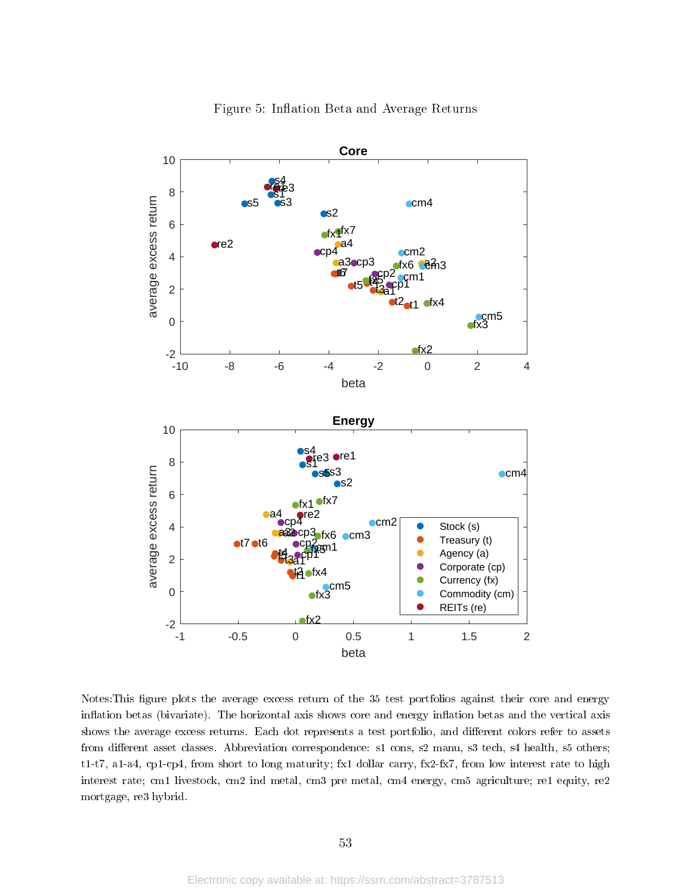Figure 5: Inflation Beta and Average Returns

Notes:This figure plots the average excess return of the 35 test portfolios against their core and energy inflation betas (bivariate). The horizontal axis shows core and energy inflation betas and the vertical axis shows the average excess returns. Each dot represents a test portfolio, and different colors refer to assets from different asset classes. Abbreviation correspondence: s1 cons, s2 manu, s3 tech, s4 health, s5 others; t1-t7, a1-a4, cp1-cp4, from short to long maturity; fx1 dollar carry, fx2-fx7, from low interest rate to high interest rate; cm1 livestock, cm2 ind metal, cm3 pre metal, cm4 energy, cm5 agriculture; re1 equity, re2 mortgage, re3 hybrid.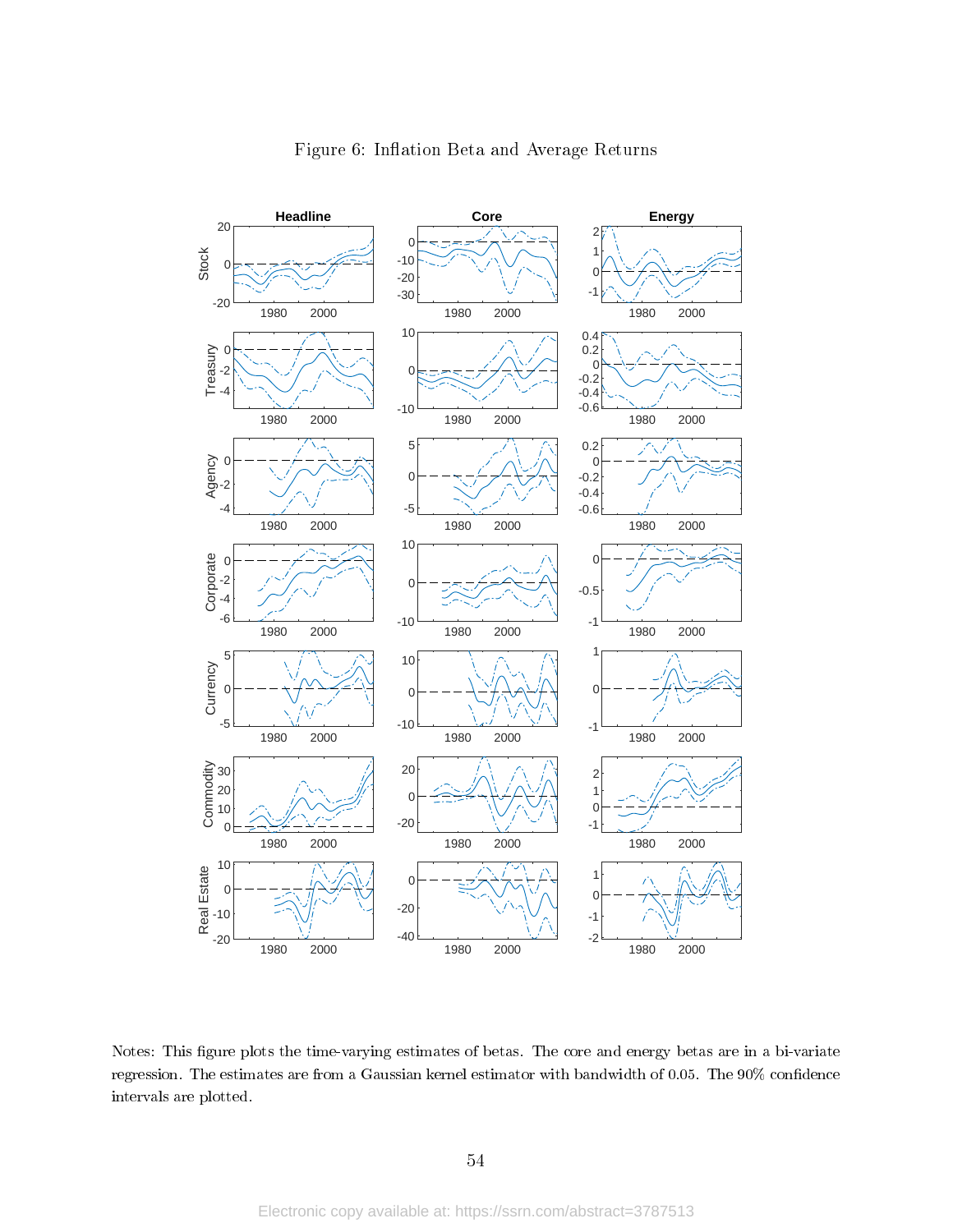Figure 6: Inflation Beta and Average Returns

Notes: This figure plots the time-varying estimates of betas. The core and energy betas are in a bi-variate regression. The estimates are from a Gaussian kernel estimator with bandwidth of 0.05. The 90% confidence intervals are plotted.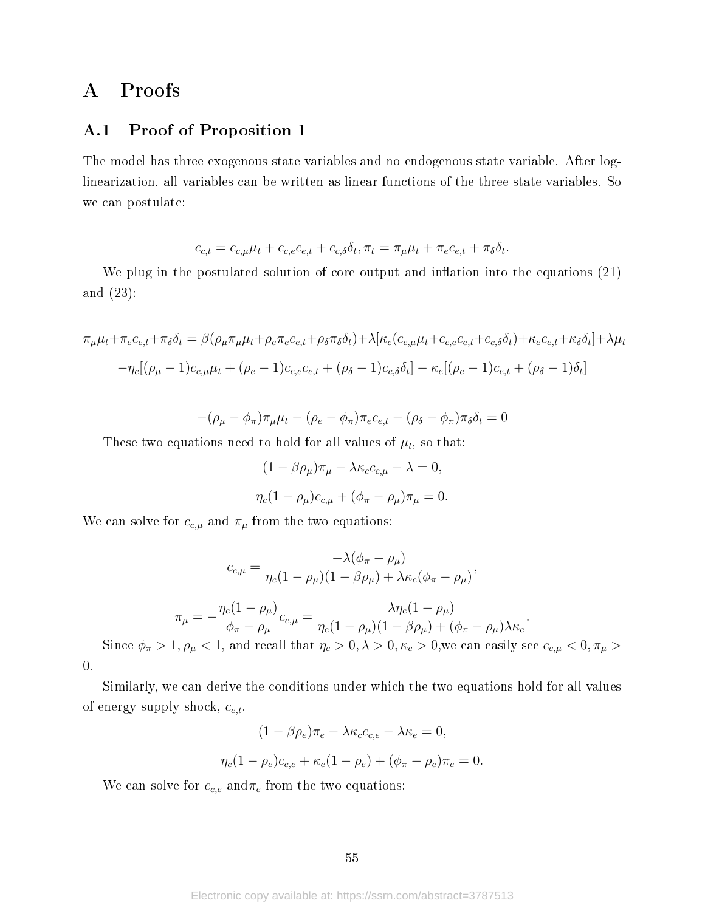# A Proofs

## A.1 Proof of Proposition 1

The model has three exogenous state variables and no endogenous state variable. After log-linearization, all variables can be written as linear functions of the three state variables. So we can postulate:

$$c_{c,t} = c_{c,\mu}\mu_t + c_{c,e}c_{e,t} + c_{c,\delta}\delta_t, \pi_t = \pi_\mu\mu_t + \pi_e c_{e,t} + \pi_\delta\delta_t.$$

We plug in the postulated solution of core output and inflation into the equations (21) and (23):

$$\pi_\mu\mu_t+\pi_e c_{e,t}+\pi_\delta\delta_t = \beta(\rho_\mu\pi_\mu\mu_t+\rho_e\pi_e c_{e,t}+\rho_\delta\pi_\delta\delta_t)+\lambda[\kappa_c(c_{c,\mu}\mu_t+c_{c,e}c_{e,t}+c_{c,\delta}\delta_t)+\kappa_e c_{e,t}+\kappa_\delta\delta_t]+\lambda\mu_t$$

$$-\eta_c[(\rho_\mu-1)c_{c,\mu}\mu_t + (\rho_e-1)c_{c,e}c_{e,t} + (\rho_\delta-1)c_{c,\delta}\delta_t] - \kappa_e[(\rho_e-1)c_{e,t} + (\rho_\delta-1)\delta_t]$$

$$-(\rho_\mu-\phi_\pi)\pi_\mu\mu_t - (\rho_e-\phi_\pi)\pi_e c_{e,t} - (\rho_\delta-\phi_\pi)\pi_\delta\delta_t = 0$$

These two equations need to hold for all values of $\mu_t$, so that:

$$(1-\beta\rho_\mu)\pi_\mu - \lambda\kappa_c c_{c,\mu} - \lambda = 0,$$

$$\eta_c(1-\rho_\mu)c_{c,\mu} + (\phi_\pi-\rho_\mu)\pi_\mu = 0.$$

We can solve for $c_{c,\mu}$ and $\pi_\mu$ from the two equations:

$$c_{c,\mu} = \frac{-\lambda(\phi_\pi-\rho_\mu)}{\eta_c(1-\rho_\mu)(1-\beta\rho_\mu)+\lambda\kappa_c(\phi_\pi-\rho_\mu)},$$

$$\pi_\mu = -\frac{\eta_c(1-\rho_\mu)}{\phi_\pi-\rho_\mu}c_{c,\mu} = \frac{\lambda\eta_c(1-\rho_\mu)}{\eta_c(1-\rho_\mu)(1-\beta\rho_\mu)+(\phi_\pi-\rho_\mu)\lambda\kappa_c}.$$

Since $\phi_\pi > 1, \rho_\mu < 1$, and recall that $\eta_c > 0, \lambda > 0, \kappa_c > 0$,we can easily see $c_{c,\mu} < 0, \pi_\mu > 0$.

Similarly, we can derive the conditions under which the two equations hold for all values of energy supply shock, $c_{e,t}$.

$$(1-\beta\rho_e)\pi_e - \lambda\kappa_c c_{c,e} - \lambda\kappa_e = 0,$$

$$\eta_c(1-\rho_e)c_{c,e} + \kappa_e(1-\rho_e) + (\phi_\pi-\rho_e)\pi_e = 0.$$

We can solve for $c_{c,e}$ and$\pi_e$ from the two equations: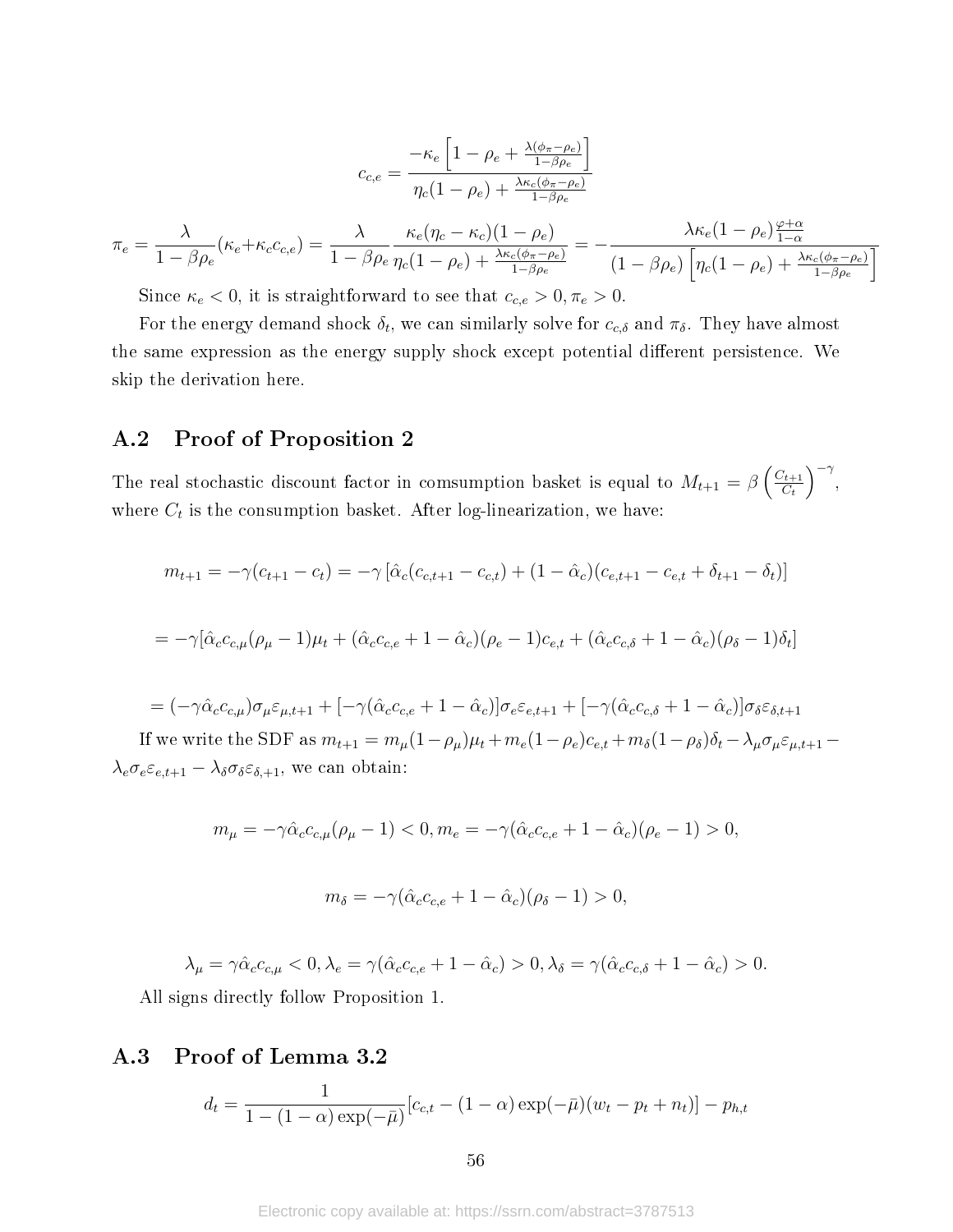$$c_{c,e} = \frac{-\kappa_e \left[1 - \rho_e + \frac{\lambda(\phi_\pi - \rho_e)}{1-\beta\rho_e}\right]}{\eta_c(1-\rho_e) + \frac{\lambda\kappa_c(\phi_\pi - \rho_e)}{1-\beta\rho_e}}$$

$$\pi_e = \frac{\lambda}{1-\beta\rho_e}(\kappa_e + \kappa_c c_{c,e}) = \frac{\lambda}{1-\beta\rho_e}\frac{\kappa_e(\eta_c - \kappa_c)(1-\rho_e)}{\eta_c(1-\rho_e) + \frac{\lambda\kappa_c(\phi_\pi-\rho_e)}{1-\beta\rho_e}} = -\frac{\lambda\kappa_e(1-\rho_e)\frac{\varphi+\alpha}{1-\alpha}}{(1-\beta\rho_e)\left[\eta_c(1-\rho_e) + \frac{\lambda\kappa_c(\phi_\pi-\rho_e)}{1-\beta\rho_e}\right]}$$

Since $\kappa_e < 0$, it is straightforward to see that $c_{c,e} > 0, \pi_e > 0$.

For the energy demand shock $\delta_t$, we can similarly solve for $c_{c,\delta}$ and $\pi_\delta$. They have almost the same expression as the energy supply shock except potential different persistence. We skip the derivation here.

## A.2 Proof of Proposition 2

The real stochastic discount factor in comsumption basket is equal to $M_{t+1} = \beta\left(\frac{C_{t+1}}{C_t}\right)^{-\gamma}$, where $C_t$ is the consumption basket. After log-linearization, we have:

$$m_{t+1} = -\gamma(c_{t+1} - c_t) = -\gamma\left[\hat{\alpha}_c(c_{c,t+1} - c_{c,t}) + (1-\hat{\alpha}_c)(c_{e,t+1} - c_{e,t} + \delta_{t+1} - \delta_t)\right]$$

$$= -\gamma[\hat{\alpha}_c c_{c,\mu}(\rho_\mu - 1)\mu_t + (\hat{\alpha}_c c_{c,e} + 1 - \hat{\alpha}_c)(\rho_e - 1)c_{e,t} + (\hat{\alpha}_c c_{c,\delta} + 1 - \hat{\alpha}_c)(\rho_\delta - 1)\delta_t]$$

$$= (-\gamma\hat{\alpha}_c c_{c,\mu})\sigma_\mu\varepsilon_{\mu,t+1} + [-\gamma(\hat{\alpha}_c c_{c,e} + 1 - \hat{\alpha}_c)]\sigma_e\varepsilon_{e,t+1} + [-\gamma(\hat{\alpha}_c c_{c,\delta} + 1 - \hat{\alpha}_c)]\sigma_\delta\varepsilon_{\delta,t+1}$$

If we write the SDF as $m_{t+1} = m_\mu(1-\rho_\mu)\mu_t + m_e(1-\rho_e)c_{e,t} + m_\delta(1-\rho_\delta)\delta_t - \lambda_\mu\sigma_\mu\varepsilon_{\mu,t+1} - \lambda_e\sigma_e\varepsilon_{e,t+1} - \lambda_\delta\sigma_\delta\varepsilon_{\delta,+1}$, we can obtain:

$$m_\mu = -\gamma\hat{\alpha}_c c_{c,\mu}(\rho_\mu - 1) < 0, m_e = -\gamma(\hat{\alpha}_c c_{c,e} + 1 - \hat{\alpha}_c)(\rho_e - 1) > 0,$$

$$m_\delta = -\gamma(\hat{\alpha}_c c_{c,e} + 1 - \hat{\alpha}_c)(\rho_\delta - 1) > 0,$$

$$\lambda_\mu = \gamma\hat{\alpha}_c c_{c,\mu} < 0, \lambda_e = \gamma(\hat{\alpha}_c c_{c,e} + 1 - \hat{\alpha}_c) > 0, \lambda_\delta = \gamma(\hat{\alpha}_c c_{c,\delta} + 1 - \hat{\alpha}_c) > 0.$$

All signs directly follow Proposition 1.

## A.3 Proof of Lemma 3.2

$$d_t = \frac{1}{1-(1-\alpha)\exp(-\bar{\mu})}[c_{c,t} - (1-\alpha)\exp(-\bar{\mu})(w_t - p_t + n_t)] - p_{h,t}$$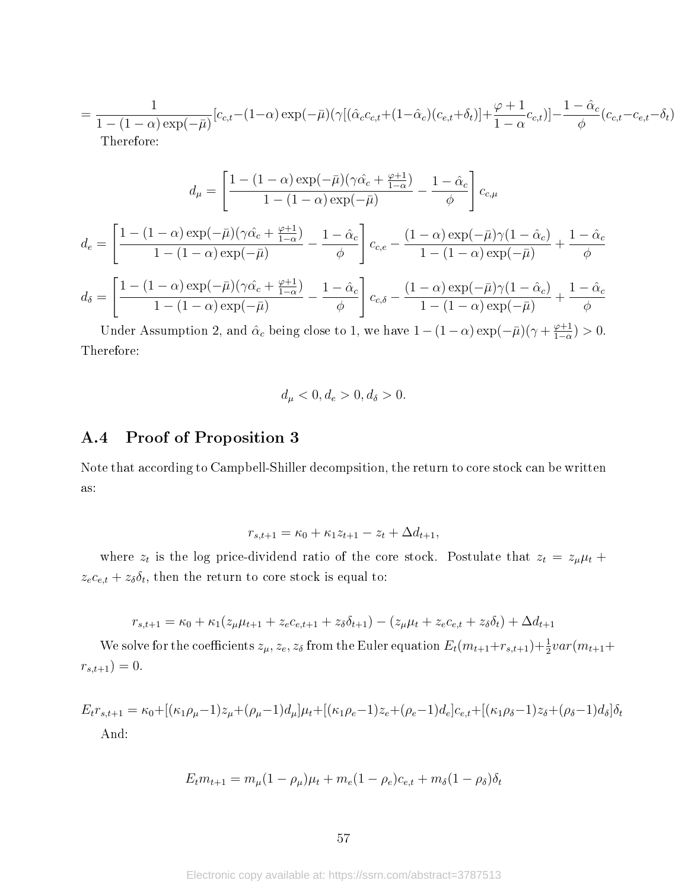$$= \frac{1}{1-(1-\alpha)\exp(-\bar{\mu})}[c_{c,t}-(1-\alpha)\exp(-\bar{\mu})(\gamma[(\hat{\alpha}_c c_{c,t}+(1-\hat{\alpha}_c)(c_{e,t}+\delta_t)]+\frac{\varphi+1}{1-\alpha}c_{c,t})]-\frac{1-\hat{\alpha}_c}{\phi}(c_{c,t}-c_{e,t}-\delta_t)$$

Therefore:

$$d_\mu = \left[\frac{1-(1-\alpha)\exp(-\bar{\mu})(\gamma\hat{\alpha}_c + \frac{\varphi+1}{1-\alpha})}{1-(1-\alpha)\exp(-\bar{\mu})} - \frac{1-\hat{\alpha}_c}{\phi}\right] c_{c,\mu}$$

$$d_e = \left[\frac{1-(1-\alpha)\exp(-\bar{\mu})(\gamma\hat{\alpha}_c + \frac{\varphi+1}{1-\alpha})}{1-(1-\alpha)\exp(-\bar{\mu})} - \frac{1-\hat{\alpha}_c}{\phi}\right] c_{c,e} - \frac{(1-\alpha)\exp(-\bar{\mu})\gamma(1-\hat{\alpha}_c)}{1-(1-\alpha)\exp(-\bar{\mu})} + \frac{1-\hat{\alpha}_c}{\phi}$$

$$d_\delta = \left[\frac{1-(1-\alpha)\exp(-\bar{\mu})(\gamma\hat{\alpha}_c + \frac{\varphi+1}{1-\alpha})}{1-(1-\alpha)\exp(-\bar{\mu})} - \frac{1-\hat{\alpha}_c}{\phi}\right] c_{c,\delta} - \frac{(1-\alpha)\exp(-\bar{\mu})\gamma(1-\hat{\alpha}_c)}{1-(1-\alpha)\exp(-\bar{\mu})} + \frac{1-\hat{\alpha}_c}{\phi}$$

Under Assumption 2, and $\hat{\alpha}_c$ being close to 1, we have $1-(1-\alpha)\exp(-\bar{\mu})(\gamma+\frac{\varphi+1}{1-\alpha}) > 0$. Therefore:

$$d_\mu < 0, d_e > 0, d_\delta > 0.$$

## A.4 Proof of Proposition 3

Note that according to Campbell-Shiller decompsition, the return to core stock can be written as:

$$r_{s,t+1} = \kappa_0 + \kappa_1 z_{t+1} - z_t + \Delta d_{t+1},$$

where $z_t$ is the log price-dividend ratio of the core stock. Postulate that $z_t = z_\mu \mu_t + z_e c_{e,t} + z_\delta \delta_t$, then the return to core stock is equal to:

$$r_{s,t+1} = \kappa_0 + \kappa_1(z_\mu \mu_{t+1} + z_e c_{e,t+1} + z_\delta \delta_{t+1}) - (z_\mu \mu_t + z_e c_{e,t} + z_\delta \delta_t) + \Delta d_{t+1}$$

We solve for the coefficients $z_\mu, z_e, z_\delta$ from the Euler equation $E_t(m_{t+1}+r_{s,t+1})+\frac{1}{2}var(m_{t+1}+r_{s,t+1}) = 0$.

$$E_t r_{s,t+1} = \kappa_0+[(\kappa_1\rho_\mu-1)z_\mu+(\rho_\mu-1)d_\mu]\mu_t+[(\kappa_1\rho_e-1)z_e+(\rho_e-1)d_e]c_{e,t}+[(\kappa_1\rho_\delta-1)z_\delta+(\rho_\delta-1)d_\delta]\delta_t$$

And:

$$E_t m_{t+1} = m_\mu(1-\rho_\mu)\mu_t + m_e(1-\rho_e)c_{e,t} + m_\delta(1-\rho_\delta)\delta_t$$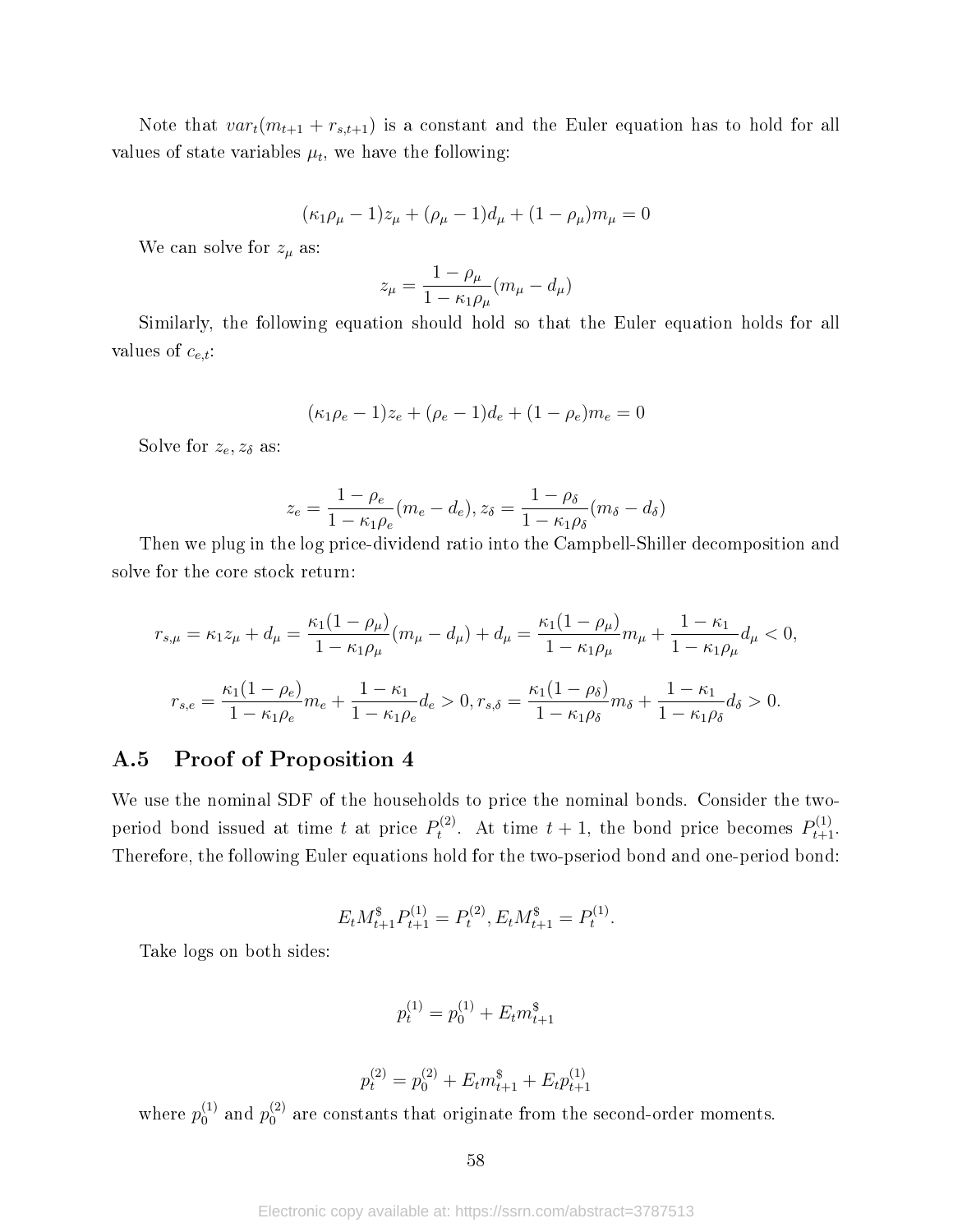Note that $var_t(m_{t+1} + r_{s,t+1})$ is a constant and the Euler equation has to hold for all values of state variables $\mu_t$, we have the following:

$$(\kappa_1 \rho_\mu - 1) z_\mu + (\rho_\mu - 1) d_\mu + (1 - \rho_\mu) m_\mu = 0$$

We can solve for $z_\mu$ as:

$$z_\mu = \frac{1 - \rho_\mu}{1 - \kappa_1 \rho_\mu} (m_\mu - d_\mu)$$

Similarly, the following equation should hold so that the Euler equation holds for all values of $c_{e,t}$:

$$(\kappa_1 \rho_e - 1) z_e + (\rho_e - 1) d_e + (1 - \rho_e) m_e = 0$$

Solve for $z_e, z_\delta$ as:

$$z_e = \frac{1 - \rho_e}{1 - \kappa_1 \rho_e} (m_e - d_e), z_\delta = \frac{1 - \rho_\delta}{1 - \kappa_1 \rho_\delta} (m_\delta - d_\delta)$$

Then we plug in the log price-dividend ratio into the Campbell-Shiller decomposition and solve for the core stock return:

$$r_{s,\mu} = \kappa_1 z_\mu + d_\mu = \frac{\kappa_1 (1 - \rho_\mu)}{1 - \kappa_1 \rho_\mu} (m_\mu - d_\mu) + d_\mu = \frac{\kappa_1 (1 - \rho_\mu)}{1 - \kappa_1 \rho_\mu} m_\mu + \frac{1 - \kappa_1}{1 - \kappa_1 \rho_\mu} d_\mu < 0,$$

$$r_{s,e} = \frac{\kappa_1 (1 - \rho_e)}{1 - \kappa_1 \rho_e} m_e + \frac{1 - \kappa_1}{1 - \kappa_1 \rho_e} d_e > 0, r_{s,\delta} = \frac{\kappa_1 (1 - \rho_\delta)}{1 - \kappa_1 \rho_\delta} m_\delta + \frac{1 - \kappa_1}{1 - \kappa_1 \rho_\delta} d_\delta > 0.$$

## A.5 Proof of Proposition 4

We use the nominal SDF of the households to price the nominal bonds. Consider the two-period bond issued at time $t$ at price $P_t^{(2)}$. At time $t+1$, the bond price becomes $P_{t+1}^{(1)}$. Therefore, the following Euler equations hold for the two-pseriod bond and one-period bond:

$$E_t M_{t+1}^{\$} P_{t+1}^{(1)} = P_t^{(2)}, E_t M_{t+1}^{\$} = P_t^{(1)}.$$

Take logs on both sides:

$$p_t^{(1)} = p_0^{(1)} + E_t m_{t+1}^{\$}$$

$$p_t^{(2)} = p_0^{(2)} + E_t m_{t+1}^{\$} + E_t p_{t+1}^{(1)}$$

where $p_0^{(1)}$ and $p_0^{(2)}$ are constants that originate from the second-order moments.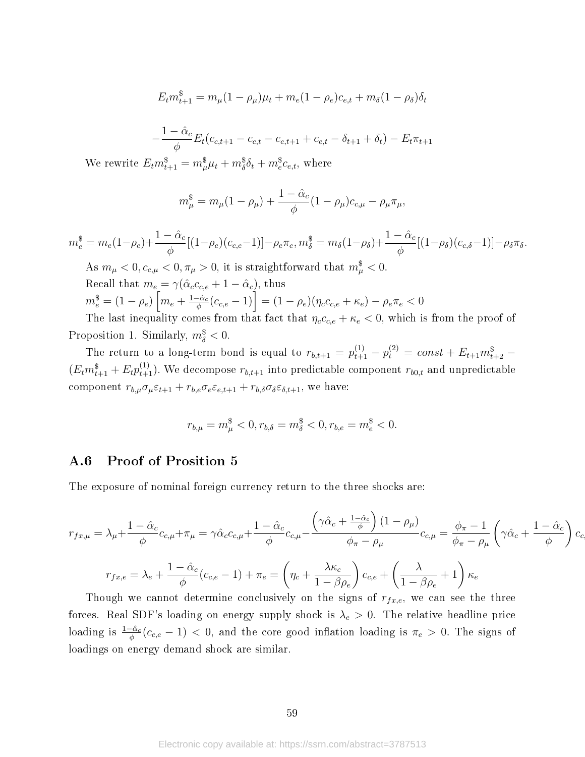$$E_t m^{\$}_{t+1} = m_\mu(1-\rho_\mu)\mu_t + m_e(1-\rho_e)c_{e,t} + m_\delta(1-\rho_\delta)\delta_t$$

$$-\frac{1-\hat{\alpha}_c}{\phi}E_t(c_{c,t+1} - c_{c,t} - c_{e,t+1} + c_{e,t} - \delta_{t+1} + \delta_t) - E_t\pi_{t+1}$$

We rewrite $E_t m^{\$}_{t+1} = m^{\$}_\mu \mu_t + m^{\$}_\delta \delta_t + m^{\$}_e c_{e,t}$, where

$$m^{\$}_\mu = m_\mu(1-\rho_\mu) + \frac{1-\hat{\alpha}_c}{\phi}(1-\rho_\mu)c_{c,\mu} - \rho_\mu \pi_\mu,$$

$$m^{\$}_e = m_e(1-\rho_e) + \frac{1-\hat{\alpha}_c}{\phi}[(1-\rho_e)(c_{c,e}-1)] - \rho_e\pi_e, m^{\$}_\delta = m_\delta(1-\rho_\delta) + \frac{1-\hat{\alpha}_c}{\phi}[(1-\rho_\delta)(c_{c,\delta}-1)] - \rho_\delta\pi_\delta.$$

As $m_\mu < 0, c_{c,\mu} < 0, \pi_\mu > 0$, it is straightforward that $m^{\$}_\mu < 0$.

Recall that $m_e = \gamma(\hat{\alpha}_c c_{c,e} + 1 - \hat{\alpha}_c)$, thus
$m^{\$}_e = (1-\rho_e)\left[m_e + \frac{1-\hat{\alpha}_c}{\phi}(c_{c,e}-1)\right] = (1-\rho_e)(\eta_c c_{c,e} + \kappa_e) - \rho_e\pi_e < 0$

The last inequality comes from that fact that $\eta_c c_{c,e} + \kappa_e < 0$, which is from the proof of Proposition 1. Similarly, $m^{\$}_\delta < 0$.

The return to a long-term bond is equal to $r_{b,t+1} = p^{(1)}_{t+1} - p^{(2)}_t = const + E_{t+1}m^{\$}_{t+2} - (E_t m^{\$}_{t+1} + E_t p^{(1)}_{t+1})$. We decompose $r_{b,t+1}$ into predictable component $r_{b0,t}$ and unpredictable component $r_{b,\mu}\sigma_\mu\varepsilon_{t+1} + r_{b,e}\sigma_e\varepsilon_{e,t+1} + r_{b,\delta}\sigma_\delta\varepsilon_{\delta,t+1}$, we have:

$$r_{b,\mu} = m^{\$}_\mu < 0, r_{b,\delta} = m^{\$}_\delta < 0, r_{b,e} = m^{\$}_e < 0.$$

## A.6 Proof of Prosition 5

The exposure of nominal foreign currency return to the three shocks are:

$$r_{fx,\mu} = \lambda_\mu + \frac{1-\hat{\alpha}_c}{\phi}c_{c,\mu} + \pi_\mu = \gamma\hat{\alpha}_c c_{c,\mu} + \frac{1-\hat{\alpha}_c}{\phi}c_{c,\mu} - \frac{\left(\gamma\hat{\alpha}_c + \frac{1-\hat{\alpha}_c}{\phi}\right)(1-\rho_\mu)}{\phi_\pi - \rho_\mu}c_{c,\mu} = \frac{\phi_\pi - 1}{\phi_\pi - \rho_\mu}\left(\gamma\hat{\alpha}_c + \frac{1-\hat{\alpha}_c}{\phi}\right)c_{c,\mu}$$

$$r_{fx,e} = \lambda_e + \frac{1-\hat{\alpha}_c}{\phi}(c_{c,e}-1) + \pi_e = \left(\eta_c + \frac{\lambda\kappa_c}{1-\beta\rho_e}\right)c_{c,e} + \left(\frac{\lambda}{1-\beta\rho_e} + 1\right)\kappa_e$$

Though we cannot determine conclusively on the signs of $r_{fx,e}$, we can see the three forces. Real SDF's loading on energy supply shock is $\lambda_e > 0$. The relative headline price loading is $\frac{1-\hat{\alpha}_c}{\phi}(c_{c,e}-1) < 0$, and the core good inflation loading is $\pi_e > 0$. The signs of loadings on energy demand shock are similar.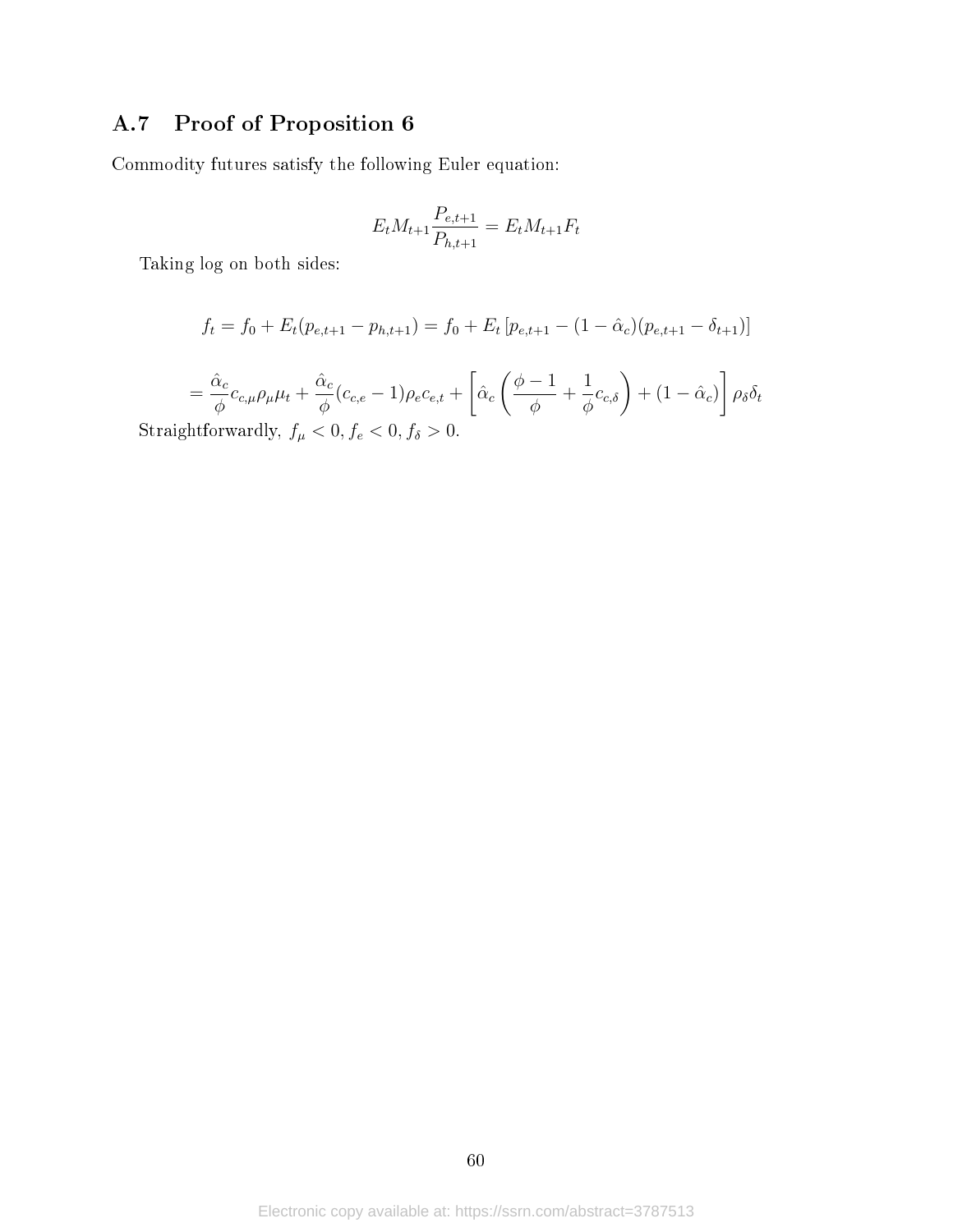## A.7 Proof of Proposition 6

Commodity futures satisfy the following Euler equation:

$$E_t M_{t+1} \frac{P_{e,t+1}}{P_{h,t+1}} = E_t M_{t+1} F_t$$

Taking log on both sides:

$$f_t = f_0 + E_t(p_{e,t+1} - p_{h,t+1}) = f_0 + E_t\left[p_{e,t+1} - (1 - \hat{\alpha}_c)(p_{e,t+1} - \delta_{t+1})\right]$$

$$= \frac{\hat{\alpha}_c}{\phi} c_{c,\mu} \rho_\mu \mu_t + \frac{\hat{\alpha}_c}{\phi}(c_{c,e} - 1)\rho_e c_{e,t} + \left[\hat{\alpha}_c \left(\frac{\phi - 1}{\phi} + \frac{1}{\phi} c_{c,\delta}\right) + (1 - \hat{\alpha}_c)\right] \rho_\delta \delta_t$$

Straightforwardly, $f_\mu < 0, f_e < 0, f_\delta > 0$.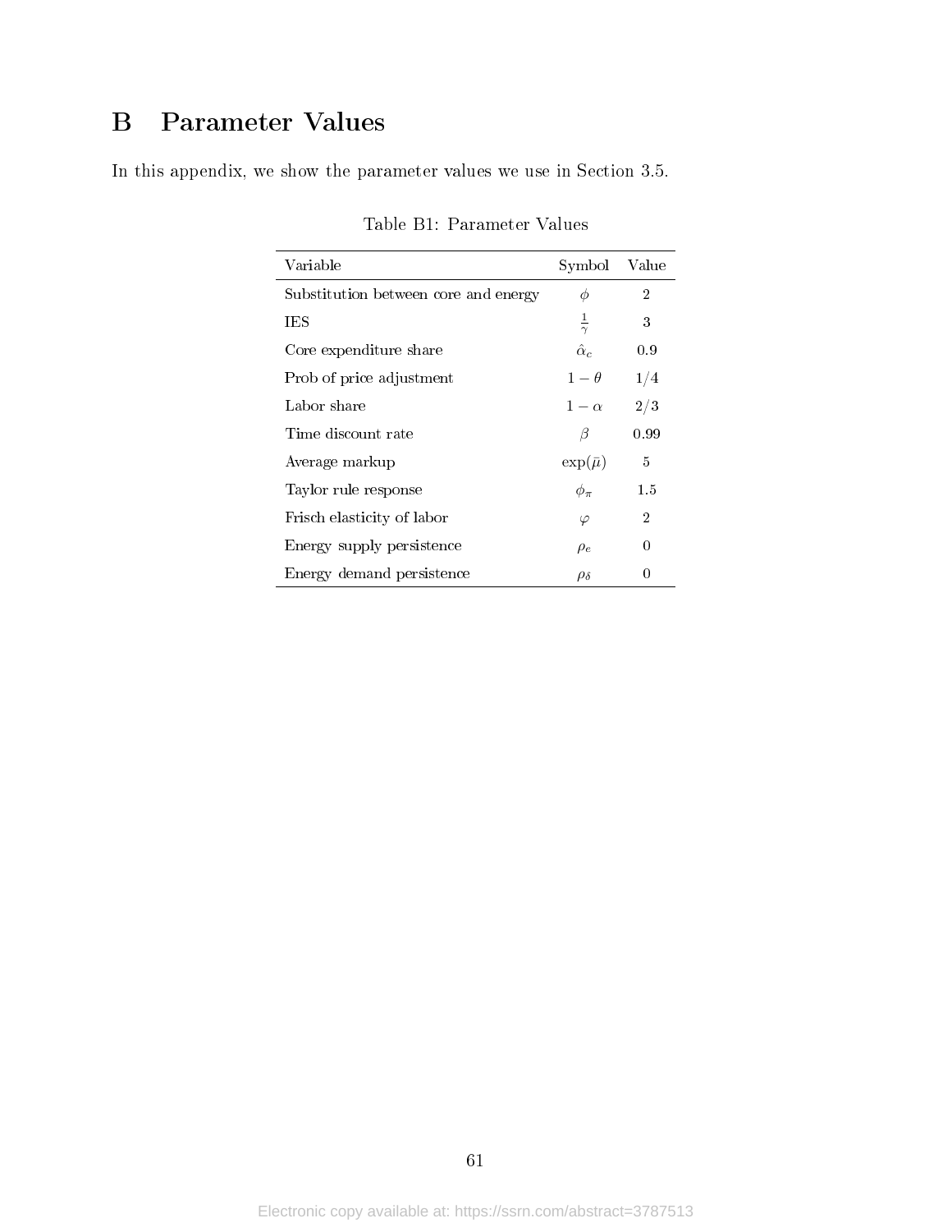# B Parameter Values

In this appendix, we show the parameter values we use in Section 3.5.

Table B1: Parameter Values

| Variable | Symbol | Value |
|---|---|---|
| Substitution between core and energy | $\phi$ | 2 |
| IES | $\frac{1}{\gamma}$ | 3 |
| Core expenditure share | $\hat{\alpha}_c$ | 0.9 |
| Prob of price adjustment | $1-\theta$ | 1/4 |
| Labor share | $1-\alpha$ | 2/3 |
| Time discount rate | $\beta$ | 0.99 |
| Average markup | $\exp(\bar{\mu})$ | 5 |
| Taylor rule response | $\phi_\pi$ | 1.5 |
| Frisch elasticity of labor | $\varphi$ | 2 |
| Energy supply persistence | $\rho_e$ | 0 |
| Energy demand persistence | $\rho_\delta$ | 0 |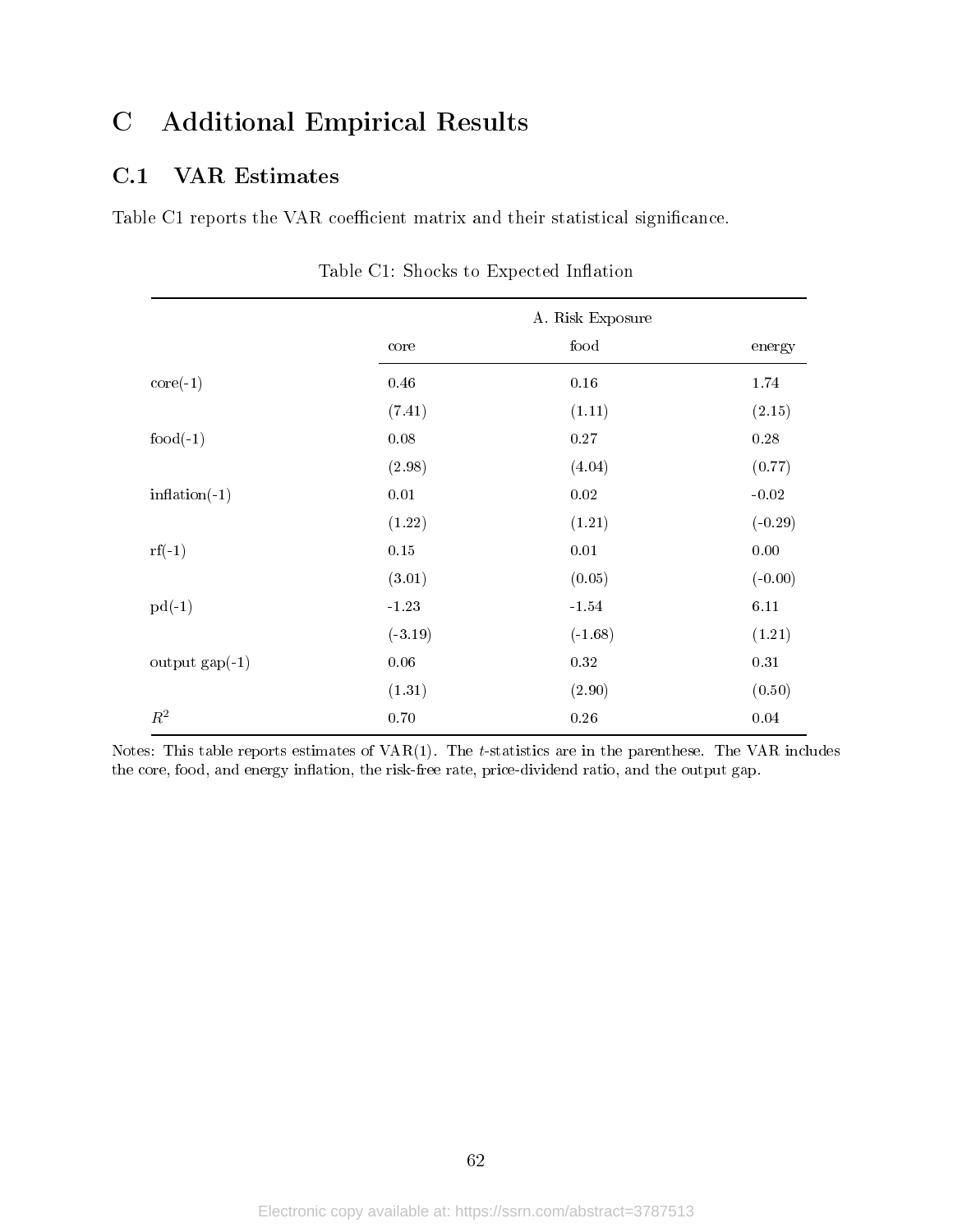# C Additional Empirical Results

## C.1 VAR Estimates

Table C1 reports the VAR coefficient matrix and their statistical significance.

Table C1: Shocks to Expected Inflation

| | A. Risk Exposure | | |
|---|---|---|---|
| | core | food | energy |
| core(-1) | 0.46 | 0.16 | 1.74 |
| | (7.41) | (1.11) | (2.15) |
| food(-1) | 0.08 | 0.27 | 0.28 |
| | (2.98) | (4.04) | (0.77) |
| inflation(-1) | 0.01 | 0.02 | -0.02 |
| | (1.22) | (1.21) | (-0.29) |
| rf(-1) | 0.15 | 0.01 | 0.00 |
| | (3.01) | (0.05) | (-0.00) |
| pd(-1) | -1.23 | -1.54 | 6.11 |
| | (-3.19) | (-1.68) | (1.21) |
| output gap(-1) | 0.06 | 0.32 | 0.31 |
| | (1.31) | (2.90) | (0.50) |
| $R^2$ | 0.70 | 0.26 | 0.04 |

Notes: This table reports estimates of VAR(1). The $t$-statistics are in the parenthese. The VAR includes the core, food, and energy inflation, the risk-free rate, price-dividend ratio, and the output gap.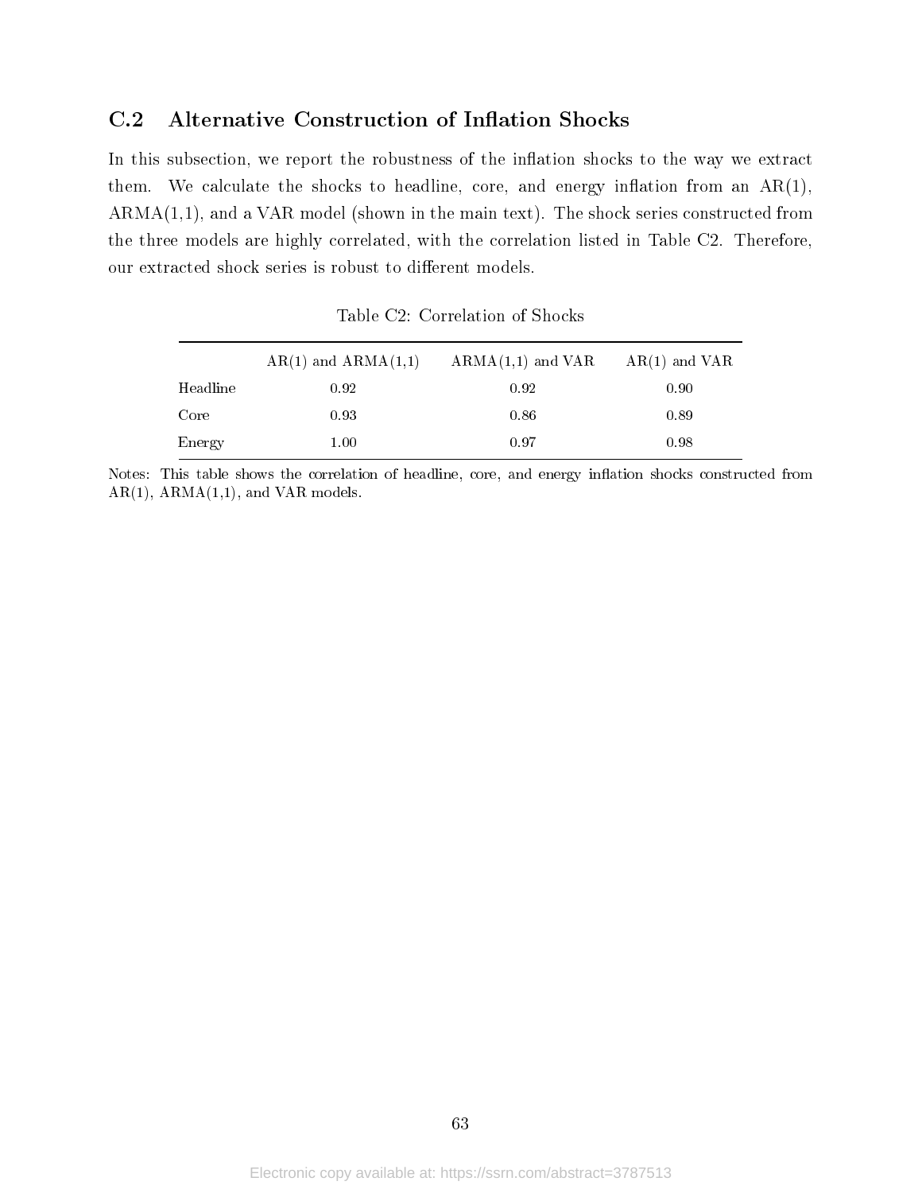## C.2 Alternative Construction of Inflation Shocks

In this subsection, we report the robustness of the inflation shocks to the way we extract them. We calculate the shocks to headline, core, and energy inflation from an AR(1), ARMA(1,1), and a VAR model (shown in the main text). The shock series constructed from the three models are highly correlated, with the correlation listed in Table C2. Therefore, our extracted shock series is robust to different models.

Table C2: Correlation of Shocks

| | AR(1) and ARMA(1,1) | ARMA(1,1) and VAR | AR(1) and VAR |
|---|---|---|---|
| Headline | 0.92 | 0.92 | 0.90 |
| Core | 0.93 | 0.86 | 0.89 |
| Energy | 1.00 | 0.97 | 0.98 |

Notes: This table shows the correlation of headline, core, and energy inflation shocks constructed from AR(1), ARMA(1,1), and VAR models.

Electronic copy available at: https://ssrn.com/abstract=3787513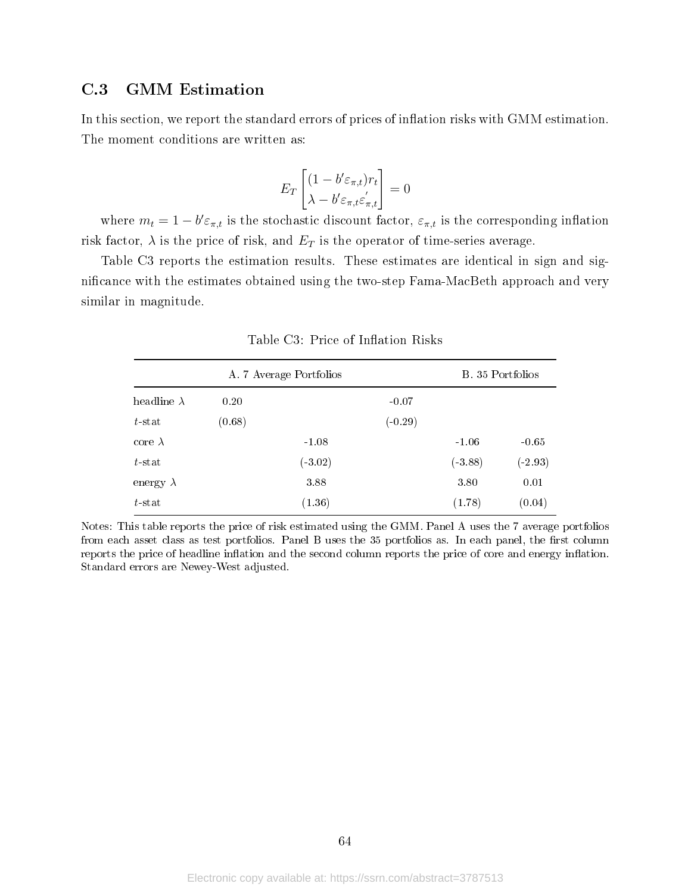## C.3 GMM Estimation

In this section, we report the standard errors of prices of inflation risks with GMM estimation. The moment conditions are written as:

$$E_T \begin{bmatrix} (1 - b'\varepsilon_{\pi,t})r_t \\ \lambda - b'\varepsilon_{\pi,t}\varepsilon_{\pi,t}^{'} \end{bmatrix} = 0$$

where $m_t = 1 - b'\varepsilon_{\pi,t}$ is the stochastic discount factor, $\varepsilon_{\pi,t}$ is the corresponding inflation risk factor, $\lambda$ is the price of risk, and $E_T$ is the operator of time-series average.

Table C3 reports the estimation results. These estimates are identical in sign and significance with the estimates obtained using the two-step Fama-MacBeth approach and very similar in magnitude.

Table C3: Price of Inflation Risks

| | A. 7 Average Portfolios | | B. 35 Portfolios | |
|---|---|---|---|---|
| headline $\lambda$ | 0.20 | | -0.07 | |
| $t$-stat | (0.68) | | (-0.29) | |
| core $\lambda$ | | -1.08 | | -1.06 |
| $t$-stat | | (-3.02) | | (-3.88) |
| energy $\lambda$ | | 3.88 | | 3.80 |
| $t$-stat | | (1.36) | | (1.78) |

Notes: This table reports the price of risk estimated using the GMM. Panel A uses the 7 average portfolios from each asset class as test portfolios. Panel B uses the 35 portfolios as. In each panel, the first column reports the price of headline inflation and the second column reports the price of core and energy inflation. Standard errors are Newey-West adjusted.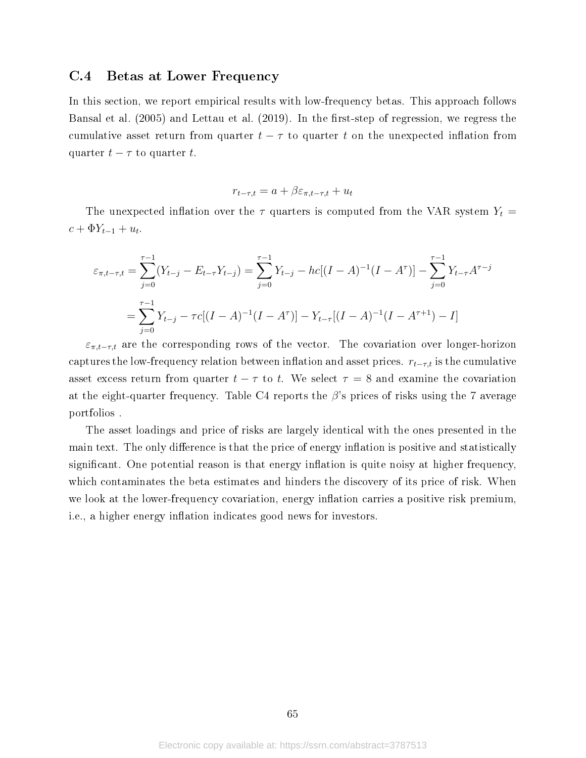## C.4 Betas at Lower Frequency

In this section, we report empirical results with low-frequency betas. This approach follows Bansal et al. (2005) and Lettau et al. (2019). In the first-step of regression, we regress the cumulative asset return from quarter $t-\tau$ to quarter $t$ on the unexpected inflation from quarter $t-\tau$ to quarter $t$.

$$r_{t-\tau,t} = a + \beta \varepsilon_{\pi,t-\tau,t} + u_t$$

The unexpected inflation over the $\tau$ quarters is computed from the VAR system $Y_t = c + \Phi Y_{t-1} + u_t$.

$$\varepsilon_{\pi,t-\tau,t} = \sum_{j=0}^{\tau-1}(Y_{t-j} - E_{t-\tau}Y_{t-j}) = \sum_{j=0}^{\tau-1} Y_{t-j} - hc[(I-A)^{-1}(I-A^{\tau})] - \sum_{j=0}^{\tau-1} Y_{t-\tau}A^{\tau-j}$$

$$= \sum_{j=0}^{\tau-1} Y_{t-j} - \tau c[(I-A)^{-1}(I-A^{\tau})] - Y_{t-\tau}[(I-A)^{-1}(I-A^{\tau+1}) - I]$$

$\varepsilon_{\pi,t-\tau,t}$ are the corresponding rows of the vector. The covariation over longer-horizon captures the low-frequency relation between inflation and asset prices. $r_{t-\tau,t}$ is the cumulative asset excess return from quarter $t-\tau$ to $t$. We select $\tau = 8$ and examine the covariation at the eight-quarter frequency. Table C4 reports the $\beta$'s prices of risks using the 7 average portfolios .

The asset loadings and price of risks are largely identical with the ones presented in the main text. The only difference is that the price of energy inflation is positive and statistically significant. One potential reason is that energy inflation is quite noisy at higher frequency, which contaminates the beta estimates and hinders the discovery of its price of risk. When we look at the lower-frequency covariation, energy inflation carries a positive risk premium, i.e., a higher energy inflation indicates good news for investors.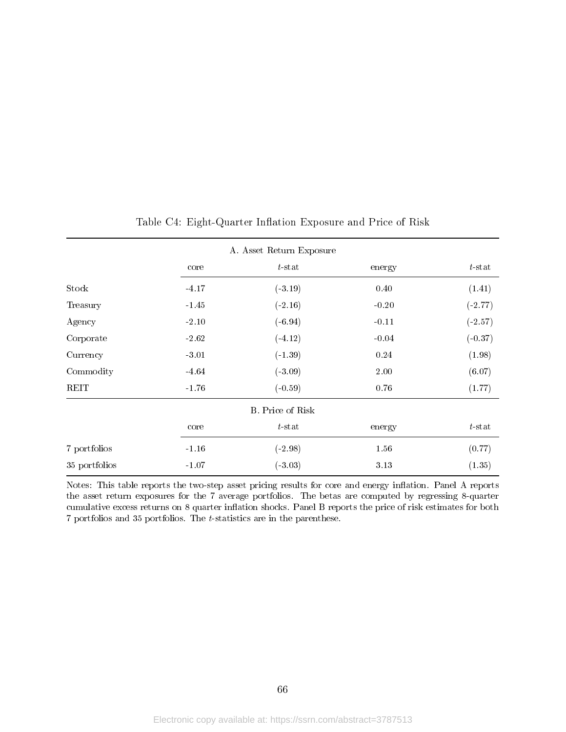Table C4: Eight-Quarter Inflation Exposure and Price of Risk

| | A. Asset Return Exposure | | | |
|---|---|---|---|---|
| | core | $t$-stat | energy | $t$-stat |
| Stock | -4.17 | (-3.19) | 0.40 | (1.41) |
| Treasury | -1.45 | (-2.16) | -0.20 | (-2.77) |
| Agency | -2.10 | (-6.94) | -0.11 | (-2.57) |
| Corporate | -2.62 | (-4.12) | -0.04 | (-0.37) |
| Currency | -3.01 | (-1.39) | 0.24 | (1.98) |
| Commodity | -4.64 | (-3.09) | 2.00 | (6.07) |
| REIT | -1.76 | (-0.59) | 0.76 | (1.77) |
| | **B. Price of Risk** | | | |
| | core | $t$-stat | energy | $t$-stat |
| 7 portfolios | -1.16 | (-2.98) | 1.56 | (0.77) |
| 35 portfolios | -1.07 | (-3.03) | 3.13 | (1.35) |

Notes: This table reports the two-step asset pricing results for core and energy inflation. Panel A reports the asset return exposures for the 7 average portfolios. The betas are computed by regressing 8-quarter cumulative excess returns on 8 quarter inflation shocks. Panel B reports the price of risk estimates for both 7 portfolios and 35 portfolios. The $t$-statistics are in the parenthese.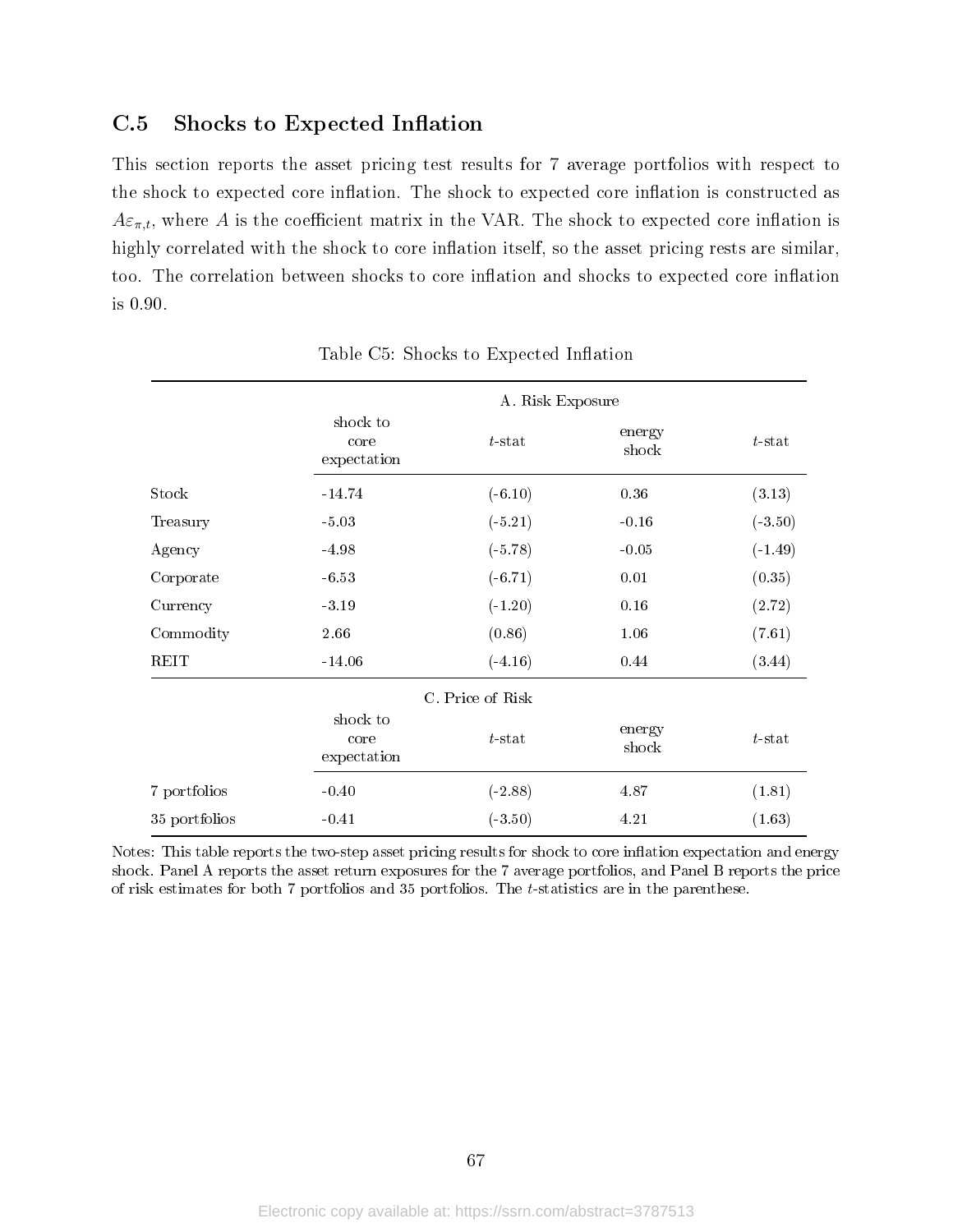## C.5 Shocks to Expected Inflation

This section reports the asset pricing test results for 7 average portfolios with respect to the shock to expected core inflation. The shock to expected core inflation is constructed as $A\varepsilon_{\pi,t}$, where $A$ is the coefficient matrix in the VAR. The shock to expected core inflation is highly correlated with the shock to core inflation itself, so the asset pricing rests are similar, too. The correlation between shocks to core inflation and shocks to expected core inflation is 0.90.

Table C5: Shocks to Expected Inflation

| | A. Risk Exposure | | | |
|---|---|---|---|---|
| | shock to core expectation | $t$-stat | energy shock | $t$-stat |
| Stock | -14.74 | (-6.10) | 0.36 | (3.13) |
| Treasury | -5.03 | (-5.21) | -0.16 | (-3.50) |
| Agency | -4.98 | (-5.78) | -0.05 | (-1.49) |
| Corporate | -6.53 | (-6.71) | 0.01 | (0.35) |
| Currency | -3.19 | (-1.20) | 0.16 | (2.72) |
| Commodity | 2.66 | (0.86) | 1.06 | (7.61) |
| REIT | -14.06 | (-4.16) | 0.44 | (3.44) |
| | C. Price of Risk | | | |
| | shock to core expectation | $t$-stat | energy shock | $t$-stat |
| 7 portfolios | -0.40 | (-2.88) | 4.87 | (1.81) |
| 35 portfolios | -0.41 | (-3.50) | 4.21 | (1.63) |

Notes: This table reports the two-step asset pricing results for shock to core inflation expectation and energy shock. Panel A reports the asset return exposures for the 7 average portfolios, and Panel B reports the price of risk estimates for both 7 portfolios and 35 portfolios. The $t$-statistics are in the parenthese.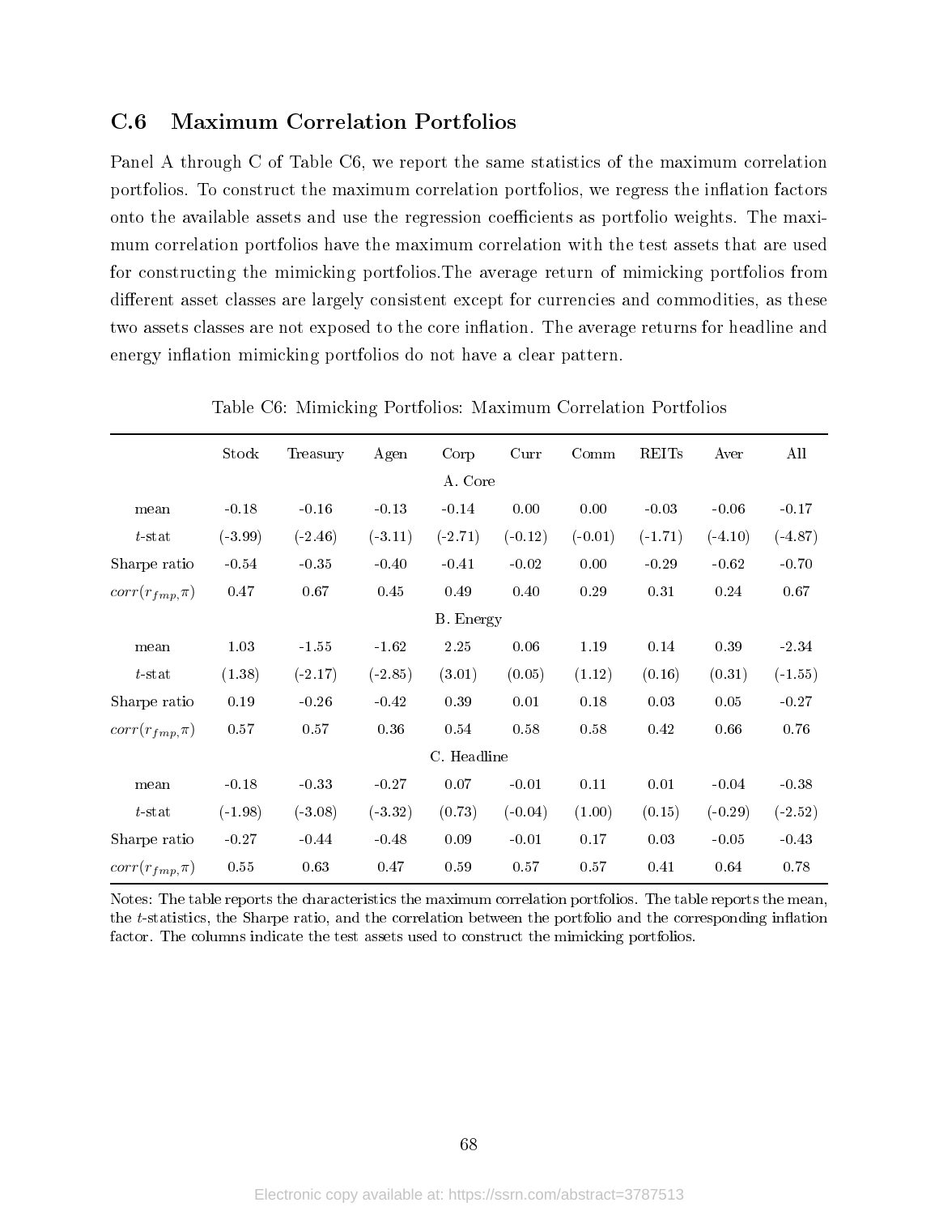## C.6 Maximum Correlation Portfolios

Panel A through C of Table C6, we report the same statistics of the maximum correlation portfolios. To construct the maximum correlation portfolios, we regress the inflation factors onto the available assets and use the regression coefficients as portfolio weights. The maximum correlation portfolios have the maximum correlation with the test assets that are used for constructing the mimicking portfolios.The average return of mimicking portfolios from different asset classes are largely consistent except for currencies and commodities, as these two assets classes are not exposed to the core inflation. The average returns for headline and energy inflation mimicking portfolios do not have a clear pattern.

Table C6: Mimicking Portfolios: Maximum Correlation Portfolios

| | Stock | Treasury | Agen | Corp | Curr | Comm | REITs | Aver | All |
|---|---|---|---|---|---|---|---|---|---|
| | | | | A. Core | | | | | |
| mean | -0.18 | -0.16 | -0.13 | -0.14 | 0.00 | 0.00 | -0.03 | -0.06 | -0.17 |
| $t$-stat | (-3.99) | (-2.46) | (-3.11) | (-2.71) | (-0.12) | (-0.01) | (-1.71) | (-4.10) | (-4.87) |
| Sharpe ratio | -0.54 | -0.35 | -0.40 | -0.41 | -0.02 | 0.00 | -0.29 | -0.62 | -0.70 |
| $corr(r_{fmp}, \pi)$ | 0.47 | 0.67 | 0.45 | 0.49 | 0.40 | 0.29 | 0.31 | 0.24 | 0.67 |
| | | | | B. Energy | | | | | |
| mean | 1.03 | -1.55 | -1.62 | 2.25 | 0.06 | 1.19 | 0.14 | 0.39 | -2.34 |
| $t$-stat | (1.38) | (-2.17) | (-2.85) | (3.01) | (0.05) | (1.12) | (0.16) | (0.31) | (-1.55) |
| Sharpe ratio | 0.19 | -0.26 | -0.42 | 0.39 | 0.01 | 0.18 | 0.03 | 0.05 | -0.27 |
| $corr(r_{fmp}, \pi)$ | 0.57 | 0.57 | 0.36 | 0.54 | 0.58 | 0.58 | 0.42 | 0.66 | 0.76 |
| | | | | C. Headline | | | | | |
| mean | -0.18 | -0.33 | -0.27 | 0.07 | -0.01 | 0.11 | 0.01 | -0.04 | -0.38 |
| $t$-stat | (-1.98) | (-3.08) | (-3.32) | (0.73) | (-0.04) | (1.00) | (0.15) | (-0.29) | (-2.52) |
| Sharpe ratio | -0.27 | -0.44 | -0.48 | 0.09 | -0.01 | 0.17 | 0.03 | -0.05 | -0.43 |
| $corr(r_{fmp}, \pi)$ | 0.55 | 0.63 | 0.47 | 0.59 | 0.57 | 0.57 | 0.41 | 0.64 | 0.78 |

Notes: The table reports the characteristics the maximum correlation portfolios. The table reports the mean, the $t$-statistics, the Sharpe ratio, and the correlation between the portfolio and the corresponding inflation factor. The columns indicate the test assets used to construct the mimicking portfolios.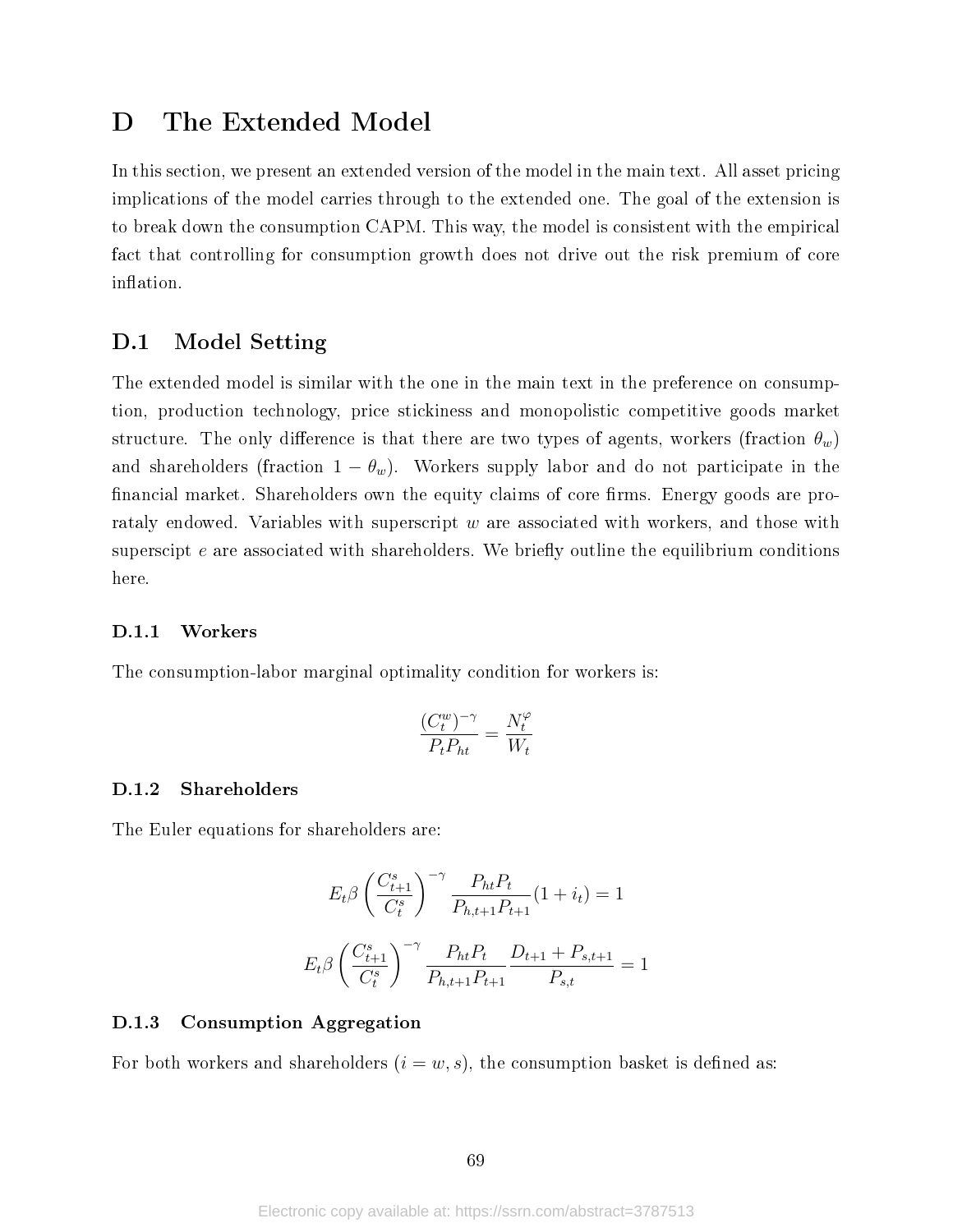# D The Extended Model

In this section, we present an extended version of the model in the main text. All asset pricing implications of the model carries through to the extended one. The goal of the extension is to break down the consumption CAPM. This way, the model is consistent with the empirical fact that controlling for consumption growth does not drive out the risk premium of core inflation.

## D.1 Model Setting

The extended model is similar with the one in the main text in the preference on consumption, production technology, price stickiness and monopolistic competitive goods market structure. The only difference is that there are two types of agents, workers (fraction $\theta_w$) and shareholders (fraction $1 - \theta_w$). Workers supply labor and do not participate in the financial market. Shareholders own the equity claims of core firms. Energy goods are prorataly endowed. Variables with superscript $w$ are associated with workers, and those with superscipt $e$ are associated with shareholders. We briefly outline the equilibrium conditions here.

### D.1.1 Workers

The consumption-labor marginal optimality condition for workers is:

$$\frac{(C_t^w)^{-\gamma}}{P_t P_{ht}} = \frac{N_t^{\varphi}}{W_t}$$

### D.1.2 Shareholders

The Euler equations for shareholders are:

$$E_t \beta \left( \frac{C_{t+1}^s}{C_t^s} \right)^{-\gamma} \frac{P_{ht} P_t}{P_{h,t+1} P_{t+1}} (1 + i_t) = 1$$

$$E_t \beta \left( \frac{C_{t+1}^s}{C_t^s} \right)^{-\gamma} \frac{P_{ht} P_t}{P_{h,t+1} P_{t+1}} \frac{D_{t+1} + P_{s,t+1}}{P_{s,t}} = 1$$

### D.1.3 Consumption Aggregation

For both workers and shareholders ($i = w, s$), the consumption basket is defined as: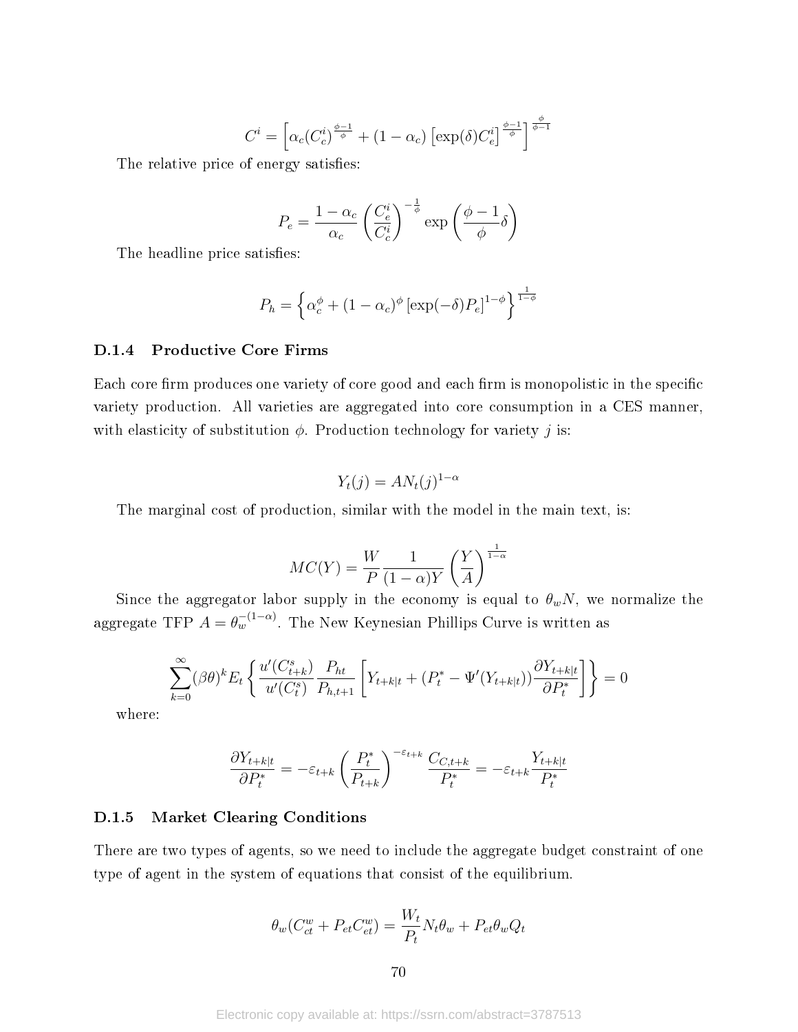$$C^i = \left[\alpha_c (C_c^i)^{\frac{\phi-1}{\phi}} + (1-\alpha_c)\left[\exp(\delta) C_e^i\right]^{\frac{\phi-1}{\phi}}\right]^{\frac{\phi}{\phi-1}}$$

The relative price of energy satisfies:

$$P_e = \frac{1-\alpha_c}{\alpha_c}\left(\frac{C_e^i}{C_c^i}\right)^{-\frac{1}{\phi}} \exp\left(\frac{\phi-1}{\phi}\delta\right)$$

The headline price satisfies:

$$P_h = \left\{\alpha_c^{\phi} + (1-\alpha_c)^{\phi}\left[\exp(-\delta) P_e\right]^{1-\phi}\right\}^{\frac{1}{1-\phi}}$$

### D.1.4 Productive Core Firms

Each core firm produces one variety of core good and each firm is monopolistic in the specific variety production. All varieties are aggregated into core consumption in a CES manner, with elasticity of substitution $\phi$. Production technology for variety $j$ is:

$$Y_t(j) = A N_t(j)^{1-\alpha}$$

The marginal cost of production, similar with the model in the main text, is:

$$MC(Y) = \frac{W}{P}\frac{1}{(1-\alpha)Y}\left(\frac{Y}{A}\right)^{\frac{1}{1-\alpha}}$$

Since the aggregator labor supply in the economy is equal to $\theta_w N$, we normalize the aggregate TFP $A = \theta_w^{-(1-\alpha)}$. The New Keynesian Phillips Curve is written as

$$\sum_{k=0}^{\infty}(\beta\theta)^k E_t\left\{\frac{u'(C_{t+k}^s)}{u'(C_t^s)}\frac{P_{ht}}{P_{h,t+1}}\left[Y_{t+k|t} + (P_t^* - \Psi'(Y_{t+k|t}))\frac{\partial Y_{t+k|t}}{\partial P_t^*}\right]\right\} = 0$$

where:

$$\frac{\partial Y_{t+k|t}}{\partial P_t^*} = -\varepsilon_{t+k}\left(\frac{P_t^*}{P_{t+k}}\right)^{-\varepsilon_{t+k}}\frac{C_{C,t+k}}{P_t^*} = -\varepsilon_{t+k}\frac{Y_{t+k|t}}{P_t^*}$$

### D.1.5 Market Clearing Conditions

There are two types of agents, so we need to include the aggregate budget constraint of one type of agent in the system of equations that consist of the equilibrium.

$$\theta_w(C_{ct}^w + P_{et}C_{et}^w) = \frac{W_t}{P_t}N_t\theta_w + P_{et}\theta_w Q_t$$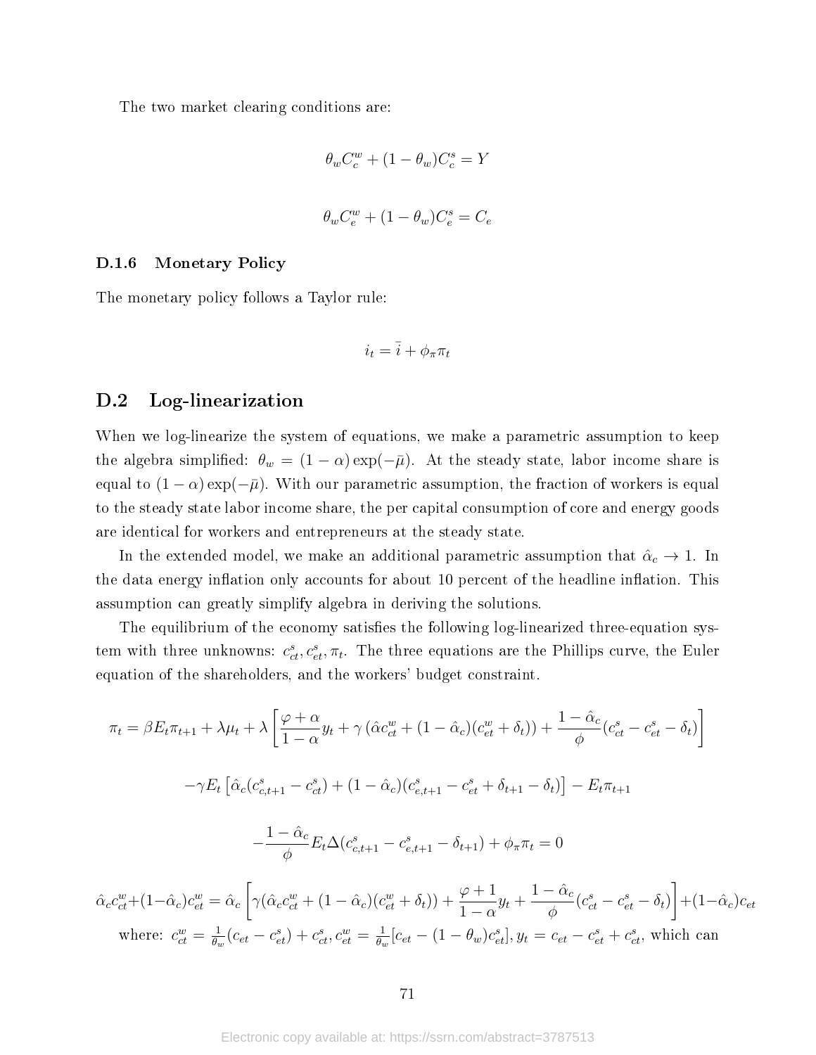The two market clearing conditions are:

$$\theta_w C_c^w + (1-\theta_w) C_c^s = Y$$

$$\theta_w C_e^w + (1-\theta_w) C_e^s = C_e$$

### D.1.6 Monetary Policy

The monetary policy follows a Taylor rule:

$$i_t = \bar{i} + \phi_\pi \pi_t$$

## D.2 Log-linearization

When we log-linearize the system of equations, we make a parametric assumption to keep the algebra simplified: $\theta_w = (1-\alpha)\exp(-\bar{\mu})$. At the steady state, labor income share is equal to $(1-\alpha)\exp(-\bar{\mu})$. With our parametric assumption, the fraction of workers is equal to the steady state labor income share, the per capital consumption of core and energy goods are identical for workers and entrepreneurs at the steady state.

In the extended model, we make an additional parametric assumption that $\hat{\alpha}_c \to 1$. In the data energy inflation only accounts for about 10 percent of the headline inflation. This assumption can greatly simplify algebra in deriving the solutions.

The equilibrium of the economy satisfies the following log-linearized three-equation system with three unknowns: $c_{ct}^s, c_{et}^s, \pi_t$. The three equations are the Phillips curve, the Euler equation of the shareholders, and the workers' budget constraint.

$$\pi_t = \beta E_t \pi_{t+1} + \lambda \mu_t + \lambda \left[ \frac{\varphi + \alpha}{1-\alpha} y_t + \gamma \left( \hat{\alpha} c_{ct}^w + (1-\hat{\alpha}_c)(c_{et}^w + \delta_t) \right) + \frac{1-\hat{\alpha}_c}{\phi}(c_{ct}^s - c_{et}^s - \delta_t) \right]$$

$$-\gamma E_t \left[ \hat{\alpha}_c (c_{c,t+1}^s - c_{ct}^s) + (1-\hat{\alpha}_c)(c_{e,t+1}^s - c_{et}^s + \delta_{t+1} - \delta_t) \right] - E_t \pi_{t+1}$$

$$-\frac{1-\hat{\alpha}_c}{\phi} E_t \Delta (c_{c,t+1}^s - c_{e,t+1}^s - \delta_{t+1}) + \phi_\pi \pi_t = 0$$

$$\hat{\alpha}_c c_{ct}^w + (1-\hat{\alpha}_c) c_{et}^w = \hat{\alpha}_c \left[ \gamma (\hat{\alpha}_c c_{ct}^w + (1-\hat{\alpha}_c)(c_{et}^w + \delta_t)) + \frac{\varphi + 1}{1-\alpha} y_t + \frac{1-\hat{\alpha}_c}{\phi}(c_{ct}^s - c_{et}^s - \delta_t) \right] + (1-\hat{\alpha}_c) c_{et}$$

where: $c_{ct}^w = \frac{1}{\theta_w}(c_{et} - c_{et}^s) + c_{ct}^s, c_{et}^w = \frac{1}{\theta_w}[c_{et} - (1-\theta_w)c_{et}^s], y_t = c_{et} - c_{et}^s + c_{ct}^s$, which can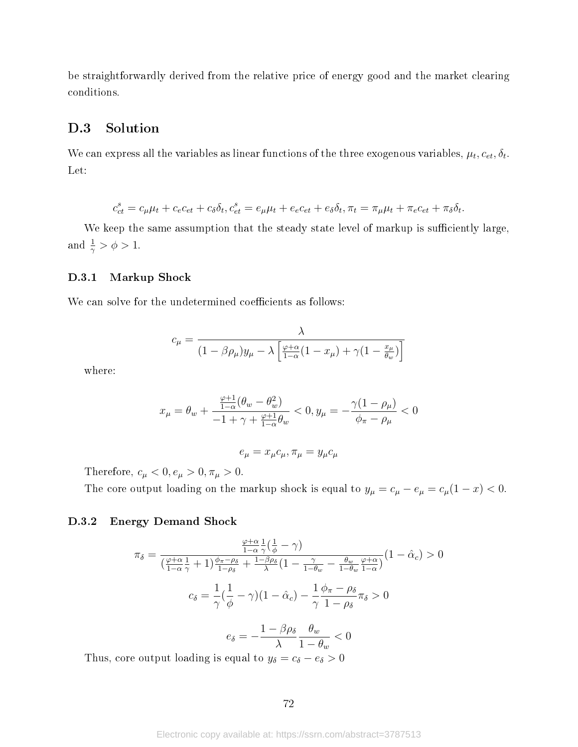be straightforwardly derived from the relative price of energy good and the market clearing conditions.

## D.3 Solution

We can express all the variables as linear functions of the three exogenous variables, $\mu_t, c_{et}, \delta_t$. Let:

$$c_{ct}^s = c_\mu \mu_t + c_e c_{et} + c_\delta \delta_t, c_{et}^s = e_\mu \mu_t + e_e c_{et} + e_\delta \delta_t, \pi_t = \pi_\mu \mu_t + \pi_e c_{et} + \pi_\delta \delta_t.$$

We keep the same assumption that the steady state level of markup is sufficiently large, and $\frac{1}{\gamma} > \phi > 1$.

### D.3.1 Markup Shock

We can solve for the undetermined coefficients as follows:

$$c_\mu = \frac{\lambda}{(1-\beta\rho_\mu)y_\mu - \lambda\left[\frac{\varphi+\alpha}{1-\alpha}(1-x_\mu) + \gamma(1-\frac{x_\mu}{\theta_w})\right]}$$

where:

$$x_\mu = \theta_w + \frac{\frac{\varphi+1}{1-\alpha}(\theta_w - \theta_w^2)}{-1+\gamma+\frac{\varphi+1}{1-\alpha}\theta_w} < 0, y_\mu = -\frac{\gamma(1-\rho_\mu)}{\phi_\pi - \rho_\mu} < 0$$

$$e_\mu = x_\mu c_\mu, \pi_\mu = y_\mu c_\mu$$

Therefore, $c_\mu < 0, e_\mu > 0, \pi_\mu > 0$.

The core output loading on the markup shock is equal to $y_\mu = c_\mu - e_\mu = c_\mu(1-x) < 0$.

### D.3.2 Energy Demand Shock

$$\pi_\delta = \frac{\frac{\varphi+\alpha}{1-\alpha}\frac{1}{\gamma}(\frac{1}{\phi}-\gamma)}{(\frac{\varphi+\alpha}{1-\alpha}\frac{1}{\gamma}+1)\frac{\phi_\pi-\rho_\delta}{1-\rho_\delta} + \frac{1-\beta\rho_\delta}{\lambda}(1-\frac{\gamma}{1-\theta_w} - \frac{\theta_w}{1-\theta_w}\frac{\varphi+\alpha}{1-\alpha})}(1-\hat{\alpha}_c) > 0$$

$$c_\delta = \frac{1}{\gamma}(\frac{1}{\phi}-\gamma)(1-\hat{\alpha}_c) - \frac{1}{\gamma}\frac{\phi_\pi-\rho_\delta}{1-\rho_\delta}\pi_\delta > 0$$

$$e_\delta = -\frac{1-\beta\rho_\delta}{\lambda}\frac{\theta_w}{1-\theta_w} < 0$$

Thus, core output loading is equal to $y_\delta = c_\delta - e_\delta > 0$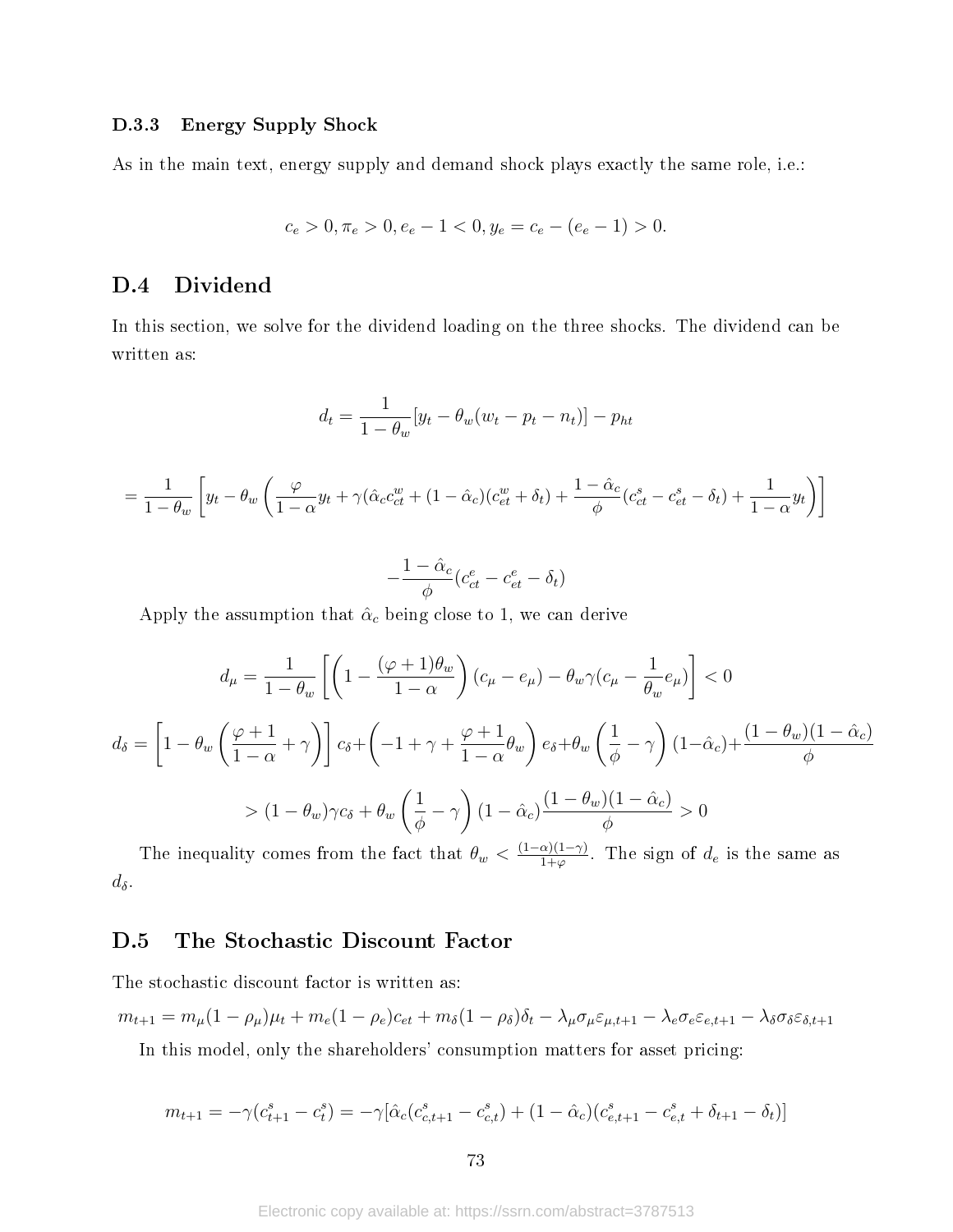### D.3.3 Energy Supply Shock

As in the main text, energy supply and demand shock plays exactly the same role, i.e.:

$$c_e > 0, \pi_e > 0, e_e - 1 < 0, y_e = c_e - (e_e - 1) > 0.$$

## D.4 Dividend

In this section, we solve for the dividend loading on the three shocks. The dividend can be written as:

$$d_t = \frac{1}{1-\theta_w}[y_t - \theta_w(w_t - p_t - n_t)] - p_{ht}$$

$$= \frac{1}{1-\theta_w}\left[y_t - \theta_w\left(\frac{\varphi}{1-\alpha}y_t + \gamma(\hat{\alpha}_c c^w_{ct} + (1-\hat{\alpha}_c)(c^w_{et} + \delta_t) + \frac{1-\hat{\alpha}_c}{\phi}(c^s_{ct} - c^s_{et} - \delta_t) + \frac{1}{1-\alpha}y_t\right)\right]$$

$$-\frac{1-\hat{\alpha}_c}{\phi}(c^e_{ct} - c^e_{et} - \delta_t)$$

Apply the assumption that $\hat{\alpha}_c$ being close to 1, we can derive

$$d_\mu = \frac{1}{1-\theta_w}\left[\left(1 - \frac{(\varphi+1)\theta_w}{1-\alpha}\right)(c_\mu - e_\mu) - \theta_w\gamma(c_\mu - \frac{1}{\theta_w}e_\mu)\right] < 0$$

$$d_\delta = \left[1 - \theta_w\left(\frac{\varphi+1}{1-\alpha} + \gamma\right)\right]c_\delta + \left(-1 + \gamma + \frac{\varphi+1}{1-\alpha}\theta_w\right)e_\delta + \theta_w\left(\frac{1}{\phi} - \gamma\right)(1-\hat{\alpha}_c) + \frac{(1-\theta_w)(1-\hat{\alpha}_c)}{\phi}$$

$$> (1-\theta_w)\gamma c_\delta + \theta_w\left(\frac{1}{\phi} - \gamma\right)(1-\hat{\alpha}_c)\frac{(1-\theta_w)(1-\hat{\alpha}_c)}{\phi} > 0$$

The inequality comes from the fact that $\theta_w < \frac{(1-\alpha)(1-\gamma)}{1+\varphi}$. The sign of $d_e$ is the same as $d_\delta$.

## D.5 The Stochastic Discount Factor

The stochastic discount factor is written as:

$$m_{t+1} = m_\mu(1-\rho_\mu)\mu_t + m_e(1-\rho_e)c_{et} + m_\delta(1-\rho_\delta)\delta_t - \lambda_\mu\sigma_\mu\varepsilon_{\mu,t+1} - \lambda_e\sigma_e\varepsilon_{e,t+1} - \lambda_\delta\sigma_\delta\varepsilon_{\delta,t+1}$$

In this model, only the shareholders' consumption matters for asset pricing:

$$m_{t+1} = -\gamma(c^s_{t+1} - c^s_t) = -\gamma[\hat{\alpha}_c(c^s_{c,t+1} - c^s_{c,t}) + (1-\hat{\alpha}_c)(c^s_{e,t+1} - c^s_{e,t} + \delta_{t+1} - \delta_t)]$$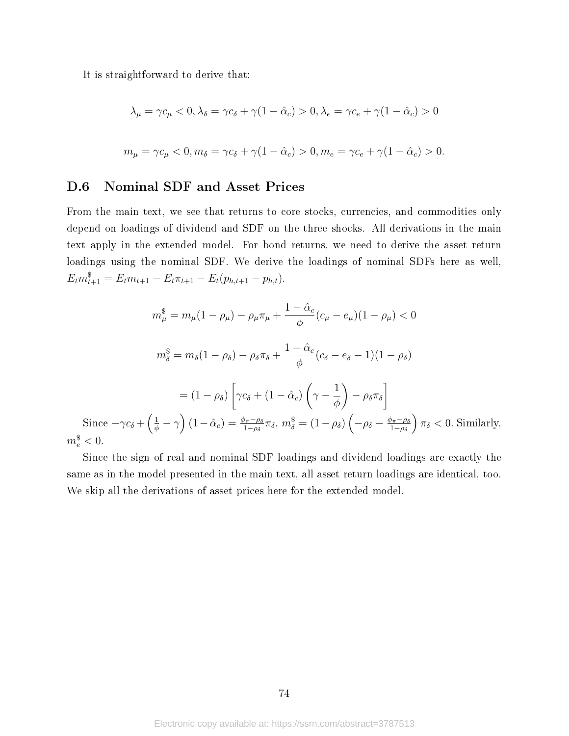It is straightforward to derive that:

$$\lambda_\mu = \gamma c_\mu < 0, \lambda_\delta = \gamma c_\delta + \gamma(1-\hat{\alpha}_c) > 0, \lambda_e = \gamma c_e + \gamma(1-\hat{\alpha}_c) > 0$$

$$m_\mu = \gamma c_\mu < 0, m_\delta = \gamma c_\delta + \gamma(1-\hat{\alpha}_c) > 0, m_e = \gamma c_e + \gamma(1-\hat{\alpha}_c) > 0.$$

### D.6 Nominal SDF and Asset Prices

From the main text, we see that returns to core stocks, currencies, and commodities only depend on loadings of dividend and SDF on the three shocks. All derivations in the main text apply in the extended model. For bond returns, we need to derive the asset return loadings using the nominal SDF. We derive the loadings of nominal SDFs here as well, $E_t m^{\$}_{t+1} = E_t m_{t+1} - E_t \pi_{t+1} - E_t(p_{h,t+1} - p_{h,t})$.

$$m^{\$}_\mu = m_\mu(1-\rho_\mu) - \rho_\mu \pi_\mu + \frac{1-\hat{\alpha}_c}{\phi}(c_\mu - e_\mu)(1-\rho_\mu) < 0$$

$$m^{\$}_\delta = m_\delta(1-\rho_\delta) - \rho_\delta \pi_\delta + \frac{1-\hat{\alpha}_c}{\phi}(c_\delta - e_\delta - 1)(1-\rho_\delta)$$

$$= (1-\rho_\delta)\left[\gamma c_\delta + (1-\hat{\alpha}_c)\left(\gamma - \frac{1}{\phi}\right) - \rho_\delta \pi_\delta\right]$$

Since $-\gamma c_\delta + \left(\frac{1}{\phi} - \gamma\right)(1-\hat{\alpha}_c) = \frac{\phi_\pi - \rho_\delta}{1-\rho_\delta}\pi_\delta$, $m^{\$}_\delta = (1-\rho_\delta)\left(-\rho_\delta - \frac{\phi_\pi - \rho_\delta}{1-\rho_\delta}\right)\pi_\delta < 0$. Similarly, $m^{\$}_e < 0$.

Since the sign of real and nominal SDF loadings and dividend loadings are exactly the same as in the model presented in the main text, all asset return loadings are identical, too. We skip all the derivations of asset prices here for the extended model.